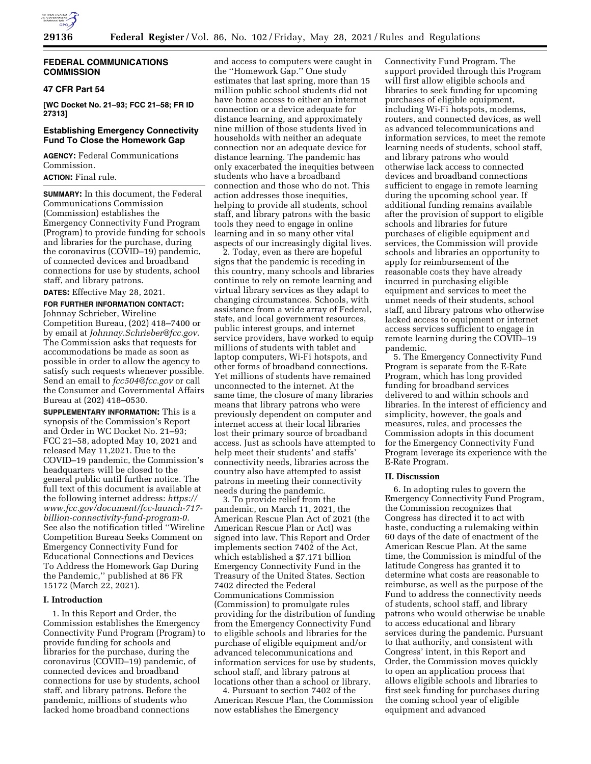**FEDERAL COMMUNICATIONS COMMISSION**

**47 CFR Part 54**

**[WC Docket No. 21–93; FCC 21–58; FR ID 27313]**

## Establishing Emergency Connectivity Fund To Close the Homework Gap

**AGENCY:** Federal Communications Commission.

**ACTION:** Final rule.

**SUMMARY:** In this document, the Federal Communications Commission (Commission) establishes the Emergency Connectivity Fund Program (Program) to provide funding for schools and libraries for the purchase, during the coronavirus (COVID–19) pandemic, of connected devices and broadband connections for use by students, school staff, and library patrons.

**DATES:** Effective May 28, 2021.

**FOR FURTHER INFORMATION CONTACT:** Johnnay Schrieber, Wireline Competition Bureau, (202) 418–7400 or by email at *Johnnay.Schrieber@fcc.gov.* The Commission asks that requests for accommodations be made as soon as possible in order to allow the agency to satisfy such requests whenever possible. Send an email to *fcc504@fcc.gov* or call the Consumer and Governmental Affairs Bureau at (202) 418–0530.

**SUPPLEMENTARY INFORMATION:** This is a synopsis of the Commission's Report and Order in WC Docket No. 21–93; FCC 21–58, adopted May 10, 2021 and released May 11,2021. Due to the COVID–19 pandemic, the Commission's headquarters will be closed to the general public until further notice. The full text of this document is available at the following internet address: *https://www.fcc.gov/document/fcc-launch-717-billion-connectivity-fund-program-0.* See also the notification titled ''Wireline Competition Bureau Seeks Comment on Emergency Connectivity Fund for Educational Connections and Devices To Address the Homework Gap During the Pandemic,'' published at 86 FR 15172 (March 22, 2021).

### I. Introduction

1. In this Report and Order, the Commission establishes the Emergency Connectivity Fund Program (Program) to provide funding for schools and libraries for the purchase, during the coronavirus (COVID–19) pandemic, of connected devices and broadband connections for use by students, school staff, and library patrons. Before the pandemic, millions of students who lacked home broadband connections and access to computers were caught in the ''Homework Gap.'' One study estimates that last spring, more than 15 million public school students did not have home access to either an internet connection or a device adequate for distance learning, and approximately nine million of those students lived in households with neither an adequate connection nor an adequate device for distance learning. The pandemic has only exacerbated the inequities between students who have a broadband connection and those who do not. This action addresses those inequities, helping to provide all students, school staff, and library patrons with the basic tools they need to engage in online learning and in so many other vital aspects of our increasingly digital lives.

2. Today, even as there are hopeful signs that the pandemic is receding in this country, many schools and libraries continue to rely on remote learning and virtual library services as they adapt to changing circumstances. Schools, with assistance from a wide array of Federal, state, and local government resources, public interest groups, and internet service providers, have worked to equip millions of students with tablet and laptop computers, Wi-Fi hotspots, and other forms of broadband connections. Yet millions of students have remained unconnected to the internet. At the same time, the closure of many libraries means that library patrons who were previously dependent on computer and internet access at their local libraries lost their primary source of broadband access. Just as schools have attempted to help meet their students' and staffs' connectivity needs, libraries across the country also have attempted to assist patrons in meeting their connectivity needs during the pandemic.

3. To provide relief from the pandemic, on March 11, 2021, the American Rescue Plan Act of 2021 (the American Rescue Plan or Act) was signed into law. This Report and Order implements section 7402 of the Act, which established a $7.171 billion Emergency Connectivity Fund in the Treasury of the United States. Section 7402 directed the Federal Communications Commission (Commission) to promulgate rules providing for the distribution of funding from the Emergency Connectivity Fund to eligible schools and libraries for the purchase of eligible equipment and/or advanced telecommunications and information services for use by students, school staff, and library patrons at locations other than a school or library.

4. Pursuant to section 7402 of the American Rescue Plan, the Commission now establishes the Emergency Connectivity Fund Program. The support provided through this Program will first allow eligible schools and libraries to seek funding for upcoming purchases of eligible equipment, including Wi-Fi hotspots, modems, routers, and connected devices, as well as advanced telecommunications and information services, to meet the remote learning needs of students, school staff, and library patrons who would otherwise lack access to connected devices and broadband connections sufficient to engage in remote learning during the upcoming school year. If additional funding remains available after the provision of support to eligible schools and libraries for future purchases of eligible equipment and services, the Commission will provide schools and libraries an opportunity to apply for reimbursement of the reasonable costs they have already incurred in purchasing eligible equipment and services to meet the unmet needs of their students, school staff, and library patrons who otherwise lacked access to equipment or internet access services sufficient to engage in remote learning during the COVID–19 pandemic.

5. The Emergency Connectivity Fund Program is separate from the E-Rate Program, which has long provided funding for broadband services delivered to and within schools and libraries. In the interest of efficiency and simplicity, however, the goals and measures, rules, and processes the Commission adopts in this document for the Emergency Connectivity Fund Program leverage its experience with the E-Rate Program.

### II. Discussion

6. In adopting rules to govern the Emergency Connectivity Fund Program, the Commission recognizes that Congress has directed it to act with haste, conducting a rulemaking within 60 days of the date of enactment of the American Rescue Plan. At the same time, the Commission is mindful of the latitude Congress has granted it to determine what costs are reasonable to reimburse, as well as the purpose of the Fund to address the connectivity needs of students, school staff, and library patrons who would otherwise be unable to access educational and library services during the pandemic. Pursuant to that authority, and consistent with Congress' intent, in this Report and Order, the Commission moves quickly to open an application process that allows eligible schools and libraries to first seek funding for purchases during the coming school year of eligible equipment and advanced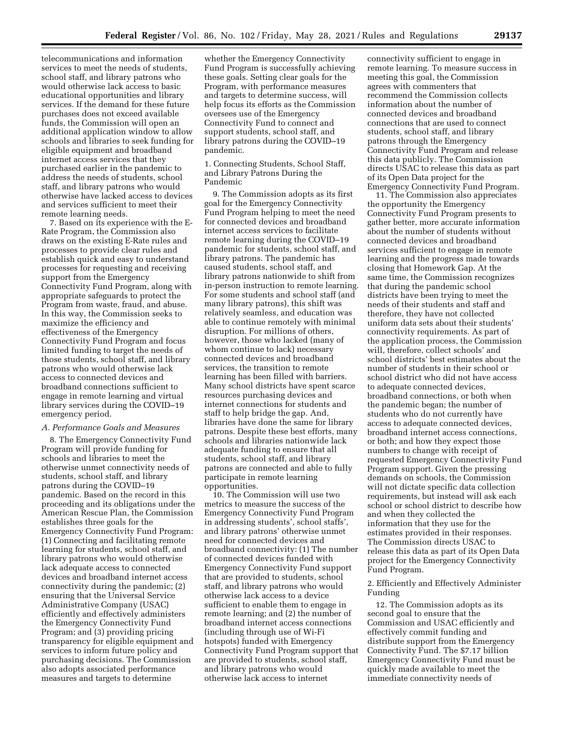telecommunications and information services to meet the needs of students, school staff, and library patrons who would otherwise lack access to basic educational opportunities and library services. If the demand for these future purchases does not exceed available funds, the Commission will open an additional application window to allow schools and libraries to seek funding for eligible equipment and broadband internet access services that they purchased earlier in the pandemic to address the needs of students, school staff, and library patrons who would otherwise have lacked access to devices and services sufficient to meet their remote learning needs.

7. Based on its experience with the E-Rate Program, the Commission also draws on the existing E-Rate rules and processes to provide clear rules and establish quick and easy to understand processes for requesting and receiving support from the Emergency Connectivity Fund Program, along with appropriate safeguards to protect the Program from waste, fraud, and abuse. In this way, the Commission seeks to maximize the efficiency and effectiveness of the Emergency Connectivity Fund Program and focus limited funding to target the needs of those students, school staff, and library patrons who would otherwise lack access to connected devices and broadband connections sufficient to engage in remote learning and virtual library services during the COVID–19 emergency period.

### *A. Performance Goals and Measures*

8. The Emergency Connectivity Fund Program will provide funding for schools and libraries to meet the otherwise unmet connectivity needs of students, school staff, and library patrons during the COVID–19 pandemic. Based on the record in this proceeding and its obligations under the American Rescue Plan, the Commission establishes three goals for the Emergency Connectivity Fund Program: (1) Connecting and facilitating remote learning for students, school staff, and library patrons who would otherwise lack adequate access to connected devices and broadband internet access connectivity during the pandemic; (2) ensuring that the Universal Service Administrative Company (USAC) efficiently and effectively administers the Emergency Connectivity Fund Program; and (3) providing pricing transparency for eligible equipment and services to inform future policy and purchasing decisions. The Commission also adopts associated performance measures and targets to determine whether the Emergency Connectivity Fund Program is successfully achieving these goals. Setting clear goals for the Program, with performance measures and targets to determine success, will help focus its efforts as the Commission oversees use of the Emergency Connectivity Fund to connect and support students, school staff, and library patrons during the COVID–19 pandemic.

#### 1. Connecting Students, School Staff, and Library Patrons During the Pandemic

9. The Commission adopts as its first goal for the Emergency Connectivity Fund Program helping to meet the need for connected devices and broadband internet access services to facilitate remote learning during the COVID–19 pandemic for students, school staff, and library patrons. The pandemic has caused students, school staff, and library patrons nationwide to shift from in-person instruction to remote learning. For some students and school staff (and many library patrons), this shift was relatively seamless, and education was able to continue remotely with minimal disruption. For millions of others, however, those who lacked (many of whom continue to lack) necessary connected devices and broadband services, the transition to remote learning has been filled with barriers. Many school districts have spent scarce resources purchasing devices and internet connections for students and staff to help bridge the gap. And, libraries have done the same for library patrons. Despite these best efforts, many schools and libraries nationwide lack adequate funding to ensure that all students, school staff, and library patrons are connected and able to fully participate in remote learning opportunities.

10. The Commission will use two metrics to measure the success of the Emergency Connectivity Fund Program in addressing students', school staffs', and library patrons' otherwise unmet need for connected devices and broadband connectivity: (1) The number of connected devices funded with Emergency Connectivity Fund support that are provided to students, school staff, and library patrons who would otherwise lack access to a device sufficient to enable them to engage in remote learning; and (2) the number of broadband internet access connections (including through use of Wi-Fi hotspots) funded with Emergency Connectivity Fund Program support that are provided to students, school staff, and library patrons who would otherwise lack access to internet connectivity sufficient to engage in remote learning. To measure success in meeting this goal, the Commission agrees with commenters that recommend the Commission collects information about the number of connected devices and broadband connections that are used to connect students, school staff, and library patrons through the Emergency Connectivity Fund Program and release this data publicly. The Commission directs USAC to release this data as part of its Open Data project for the Emergency Connectivity Fund Program.

11. The Commission also appreciates the opportunity the Emergency Connectivity Fund Program presents to gather better, more accurate information about the number of students without connected devices and broadband services sufficient to engage in remote learning and the progress made towards closing that Homework Gap. At the same time, the Commission recognizes that during the pandemic school districts have been trying to meet the needs of their students and staff and therefore, they have not collected uniform data sets about their students' connectivity requirements. As part of the application process, the Commission will, therefore, collect schools' and school districts' best estimates about the number of students in their school or school district who did not have access to adequate connected devices, broadband connections, or both when the pandemic began; the number of students who do not currently have access to adequate connected devices, broadband internet access connections, or both; and how they expect those numbers to change with receipt of requested Emergency Connectivity Fund Program support. Given the pressing demands on schools, the Commission will not dictate specific data collection requirements, but instead will ask each school or school district to describe how and when they collected the information that they use for the estimates provided in their responses. The Commission directs USAC to release this data as part of its Open Data project for the Emergency Connectivity Fund Program.

#### 2. Efficiently and Effectively Administer Funding

12. The Commission adopts as its second goal to ensure that the Commission and USAC efficiently and effectively commit funding and distribute support from the Emergency Connectivity Fund. The $7.17 billion Emergency Connectivity Fund must be quickly made available to meet the immediate connectivity needs of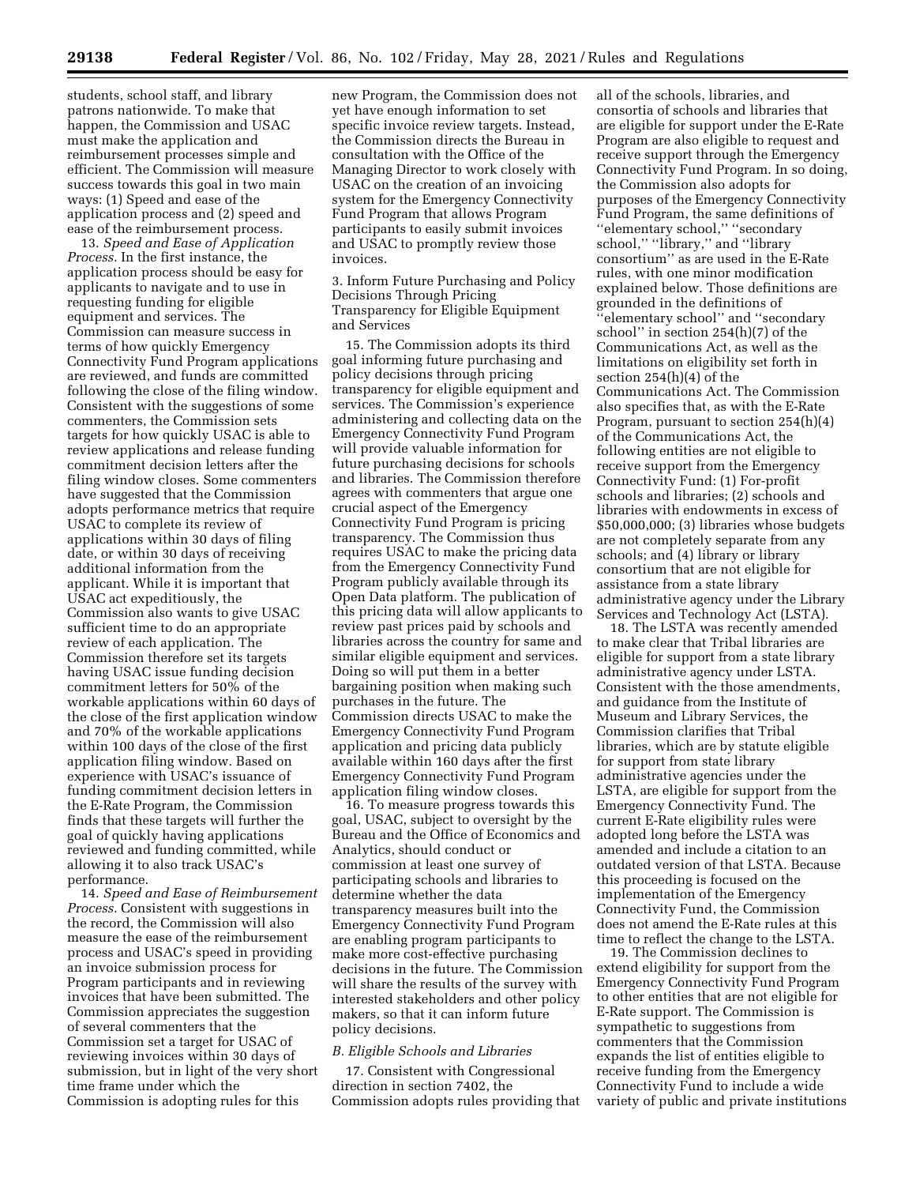students, school staff, and library patrons nationwide. To make that happen, the Commission and USAC must make the application and reimbursement processes simple and efficient. The Commission will measure success towards this goal in two main ways: (1) Speed and ease of the application process and (2) speed and ease of the reimbursement process.

13. *Speed and Ease of Application Process.* In the first instance, the application process should be easy for applicants to navigate and to use in requesting funding for eligible equipment and services. The Commission can measure success in terms of how quickly Emergency Connectivity Fund Program applications are reviewed, and funds are committed following the close of the filing window. Consistent with the suggestions of some commenters, the Commission sets targets for how quickly USAC is able to review applications and release funding commitment decision letters after the filing window closes. Some commenters have suggested that the Commission adopts performance metrics that require USAC to complete its review of applications within 30 days of filing date, or within 30 days of receiving additional information from the applicant. While it is important that USAC act expeditiously, the Commission also wants to give USAC sufficient time to do an appropriate review of each application. The Commission therefore set its targets having USAC issue funding decision commitment letters for 50% of the workable applications within 60 days of the close of the first application window and 70% of the workable applications within 100 days of the close of the first application filing window. Based on experience with USAC's issuance of funding commitment decision letters in the E-Rate Program, the Commission finds that these targets will further the goal of quickly having applications reviewed and funding committed, while allowing it to also track USAC's performance.

14. *Speed and Ease of Reimbursement Process.* Consistent with suggestions in the record, the Commission will also measure the ease of the reimbursement process and USAC's speed in providing an invoice submission process for Program participants and in reviewing invoices that have been submitted. The Commission appreciates the suggestion of several commenters that the Commission set a target for USAC of reviewing invoices within 30 days of submission, but in light of the very short time frame under which the Commission is adopting rules for this new Program, the Commission does not yet have enough information to set specific invoice review targets. Instead, the Commission directs the Bureau in consultation with the Office of the Managing Director to work closely with USAC on the creation of an invoicing system for the Emergency Connectivity Fund Program that allows Program participants to easily submit invoices and USAC to promptly review those invoices.

3. Inform Future Purchasing and Policy Decisions Through Pricing Transparency for Eligible Equipment and Services

15. The Commission adopts its third goal informing future purchasing and policy decisions through pricing transparency for eligible equipment and services. The Commission's experience administering and collecting data on the Emergency Connectivity Fund Program will provide valuable information for future purchasing decisions for schools and libraries. The Commission therefore agrees with commenters that argue one crucial aspect of the Emergency Connectivity Fund Program is pricing transparency. The Commission thus requires USAC to make the pricing data from the Emergency Connectivity Fund Program publicly available through its Open Data platform. The publication of this pricing data will allow applicants to review past prices paid by schools and libraries across the country for same and similar eligible equipment and services. Doing so will put them in a better bargaining position when making such purchases in the future. The Commission directs USAC to make the Emergency Connectivity Fund Program application and pricing data publicly available within 160 days after the first Emergency Connectivity Fund Program application filing window closes.

16. To measure progress towards this goal, USAC, subject to oversight by the Bureau and the Office of Economics and Analytics, should conduct or commission at least one survey of participating schools and libraries to determine whether the data transparency measures built into the Emergency Connectivity Fund Program are enabling program participants to make more cost-effective purchasing decisions in the future. The Commission will share the results of the survey with interested stakeholders and other policy makers, so that it can inform future policy decisions.

### *B. Eligible Schools and Libraries*

17. Consistent with Congressional direction in section 7402, the Commission adopts rules providing that all of the schools, libraries, and consortia of schools and libraries that are eligible for support under the E-Rate Program are also eligible to request and receive support through the Emergency Connectivity Fund Program. In so doing, the Commission also adopts for purposes of the Emergency Connectivity Fund Program, the same definitions of ''elementary school,'' ''secondary school,'' ''library,'' and ''library consortium'' as are used in the E-Rate rules, with one minor modification explained below. Those definitions are grounded in the definitions of ''elementary school'' and ''secondary school'' in section 254(h)(7) of the Communications Act, as well as the limitations on eligibility set forth in section 254(h)(4) of the Communications Act. The Commission also specifies that, as with the E-Rate Program, pursuant to section 254(h)(4) of the Communications Act, the following entities are not eligible to receive support from the Emergency Connectivity Fund: (1) For-profit schools and libraries; (2) schools and libraries with endowments in excess of $50,000,000; (3) libraries whose budgets are not completely separate from any schools; and (4) library or library consortium that are not eligible for assistance from a state library administrative agency under the Library Services and Technology Act (LSTA).

18. The LSTA was recently amended to make clear that Tribal libraries are eligible for support from a state library administrative agency under LSTA. Consistent with the those amendments, and guidance from the Institute of Museum and Library Services, the Commission clarifies that Tribal libraries, which are by statute eligible for support from state library administrative agencies under the LSTA, are eligible for support from the Emergency Connectivity Fund. The current E-Rate eligibility rules were adopted long before the LSTA was amended and include a citation to an outdated version of that LSTA. Because this proceeding is focused on the implementation of the Emergency Connectivity Fund, the Commission does not amend the E-Rate rules at this time to reflect the change to the LSTA.

19. The Commission declines to extend eligibility for support from the Emergency Connectivity Fund Program to other entities that are not eligible for E-Rate support. The Commission is sympathetic to suggestions from commenters that the Commission expands the list of entities eligible to receive funding from the Emergency Connectivity Fund to include a wide variety of public and private institutions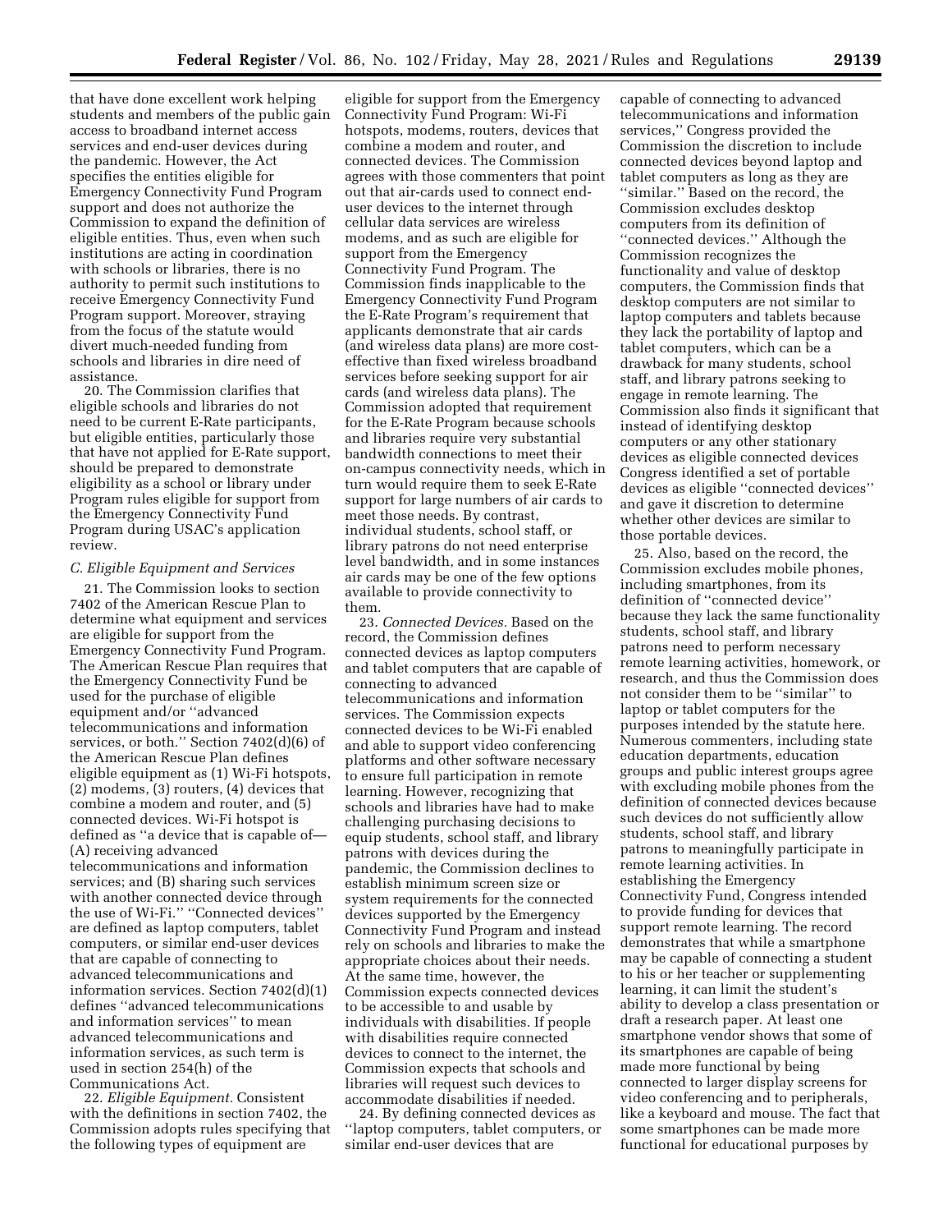that have done excellent work helping students and members of the public gain access to broadband internet access services and end-user devices during the pandemic. However, the Act specifies the entities eligible for Emergency Connectivity Fund Program support and does not authorize the Commission to expand the definition of eligible entities. Thus, even when such institutions are acting in coordination with schools or libraries, there is no authority to permit such institutions to receive Emergency Connectivity Fund Program support. Moreover, straying from the focus of the statute would divert much-needed funding from schools and libraries in dire need of assistance.

20. The Commission clarifies that eligible schools and libraries do not need to be current E-Rate participants, but eligible entities, particularly those that have not applied for E-Rate support, should be prepared to demonstrate eligibility as a school or library under Program rules eligible for support from the Emergency Connectivity Fund Program during USAC's application review.

### C. Eligible Equipment and Services

21. The Commission looks to section 7402 of the American Rescue Plan to determine what equipment and services are eligible for support from the Emergency Connectivity Fund Program. The American Rescue Plan requires that the Emergency Connectivity Fund be used for the purchase of eligible equipment and/or "advanced telecommunications and information services, or both." Section 7402(d)(6) of the American Rescue Plan defines eligible equipment as (1) Wi-Fi hotspots, (2) modems, (3) routers, (4) devices that combine a modem and router, and (5) connected devices. Wi-Fi hotspot is defined as "a device that is capable of— (A) receiving advanced telecommunications and information services; and (B) sharing such services with another connected device through the use of Wi-Fi." "Connected devices" are defined as laptop computers, tablet computers, or similar end-user devices that are capable of connecting to advanced telecommunications and information services. Section 7402(d)(1) defines "advanced telecommunications and information services" to mean advanced telecommunications and information services, as such term is used in section 254(h) of the Communications Act.

22. *Eligible Equipment.* Consistent with the definitions in section 7402, the Commission adopts rules specifying that the following types of equipment are eligible for support from the Emergency Connectivity Fund Program: Wi-Fi hotspots, modems, routers, devices that combine a modem and router, and connected devices. The Commission agrees with those commenters that point out that air-cards used to connect end-user devices to the internet through cellular data services are wireless modems, and as such are eligible for support from the Emergency Connectivity Fund Program. The Commission finds inapplicable to the Emergency Connectivity Fund Program the E-Rate Program's requirement that applicants demonstrate that air cards (and wireless data plans) are more cost-effective than fixed wireless broadband services before seeking support for air cards (and wireless data plans). The Commission adopted that requirement for the E-Rate Program because schools and libraries require very substantial bandwidth connections to meet their on-campus connectivity needs, which in turn would require them to seek E-Rate support for large numbers of air cards to meet those needs. By contrast, individual students, school staff, or library patrons do not need enterprise level bandwidth, and in some instances air cards may be one of the few options available to provide connectivity to them.

23. *Connected Devices.* Based on the record, the Commission defines connected devices as laptop computers and tablet computers that are capable of connecting to advanced telecommunications and information services. The Commission expects connected devices to be Wi-Fi enabled and able to support video conferencing platforms and other software necessary to ensure full participation in remote learning. However, recognizing that schools and libraries have had to make challenging purchasing decisions to equip students, school staff, and library patrons with devices during the pandemic, the Commission declines to establish minimum screen size or system requirements for the connected devices supported by the Emergency Connectivity Fund Program and instead rely on schools and libraries to make the appropriate choices about their needs. At the same time, however, the Commission expects connected devices to be accessible to and usable by individuals with disabilities. If people with disabilities require connected devices to connect to the internet, the Commission expects that schools and libraries will request such devices to accommodate disabilities if needed.

24. By defining connected devices as "laptop computers, tablet computers, or similar end-user devices that are capable of connecting to advanced telecommunications and information services," Congress provided the Commission the discretion to include connected devices beyond laptop and tablet computers as long as they are "similar." Based on the record, the Commission excludes desktop computers from its definition of "connected devices." Although the Commission recognizes the functionality and value of desktop computers, the Commission finds that desktop computers are not similar to laptop computers and tablets because they lack the portability of laptop and tablet computers, which can be a drawback for many students, school staff, and library patrons seeking to engage in remote learning. The Commission also finds it significant that instead of identifying desktop computers or any other stationary devices as eligible connected devices Congress identified a set of portable devices as eligible "connected devices" and gave it discretion to determine whether other devices are similar to those portable devices.

25. Also, based on the record, the Commission excludes mobile phones, including smartphones, from its definition of "connected device" because they lack the same functionality students, school staff, and library patrons need to perform necessary remote learning activities, homework, or research, and thus the Commission does not consider them to be "similar" to laptop or tablet computers for the purposes intended by the statute here. Numerous commenters, including state education departments, education groups and public interest groups agree with excluding mobile phones from the definition of connected devices because such devices do not sufficiently allow students, school staff, and library patrons to meaningfully participate in remote learning activities. In establishing the Emergency Connectivity Fund, Congress intended to provide funding for devices that support remote learning. The record demonstrates that while a smartphone may be capable of connecting a student to his or her teacher or supplementing learning, it can limit the student's ability to develop a class presentation or draft a research paper. At least one smartphone vendor shows that some of its smartphones are capable of being made more functional by being connected to larger display screens for video conferencing and to peripherals, like a keyboard and mouse. The fact that some smartphones can be made more functional for educational purposes by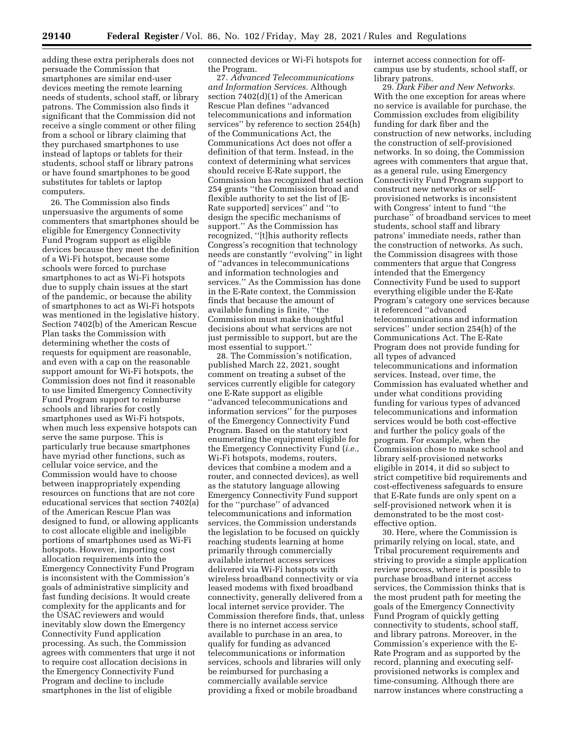adding these extra peripherals does not persuade the Commission that smartphones are similar end-user devices meeting the remote learning needs of students, school staff, or library patrons. The Commission also finds it significant that the Commission did not receive a single comment or other filing from a school or library claiming that they purchased smartphones to use instead of laptops or tablets for their students, school staff or library patrons or have found smartphones to be good substitutes for tablets or laptop computers.

26. The Commission also finds unpersuasive the arguments of some commenters that smartphones should be eligible for Emergency Connectivity Fund Program support as eligible devices because they meet the definition of a Wi-Fi hotspot, because some schools were forced to purchase smartphones to act as Wi-Fi hotspots due to supply chain issues at the start of the pandemic, or because the ability of smartphones to act as Wi-Fi hotspots was mentioned in the legislative history. Section 7402(b) of the American Rescue Plan tasks the Commission with determining whether the costs of requests for equipment are reasonable, and even with a cap on the reasonable support amount for Wi-Fi hotspots, the Commission does not find it reasonable to use limited Emergency Connectivity Fund Program support to reimburse schools and libraries for costly smartphones used as Wi-Fi hotspots, when much less expensive hotspots can serve the same purpose. This is particularly true because smartphones have myriad other functions, such as cellular voice service, and the Commission would have to choose between inappropriately expending resources on functions that are not core educational services that section 7402(a) of the American Rescue Plan was designed to fund, or allowing applicants to cost allocate eligible and ineligible portions of smartphones used as Wi-Fi hotspots. However, importing cost allocation requirements into the Emergency Connectivity Fund Program is inconsistent with the Commission's goals of administrative simplicity and fast funding decisions. It would create complexity for the applicants and for the USAC reviewers and would inevitably slow down the Emergency Connectivity Fund application processing. As such, the Commission agrees with commenters that urge it not to require cost allocation decisions in the Emergency Connectivity Fund Program and decline to include smartphones in the list of eligible connected devices or Wi-Fi hotspots for the Program.

27. *Advanced Telecommunications and Information Services.* Although section 7402(d)(1) of the American Rescue Plan defines "advanced telecommunications and information services" by reference to section 254(h) of the Communications Act, the Communications Act does not offer a definition of that term. Instead, in the context of determining what services should receive E-Rate support, the Commission has recognized that section 254 grants "the Commission broad and flexible authority to set the list of [E-Rate supported] services" and "to design the specific mechanisms of support." As the Commission has recognized, "[t]his authority reflects Congress's recognition that technology needs are constantly "evolving" in light of "advances in telecommunications and information technologies and services." As the Commission has done in the E-Rate context, the Commission finds that because the amount of available funding is finite, "the Commission must make thoughtful decisions about what services are not just permissible to support, but are the most essential to support."

28. The Commission's notification, published March 22, 2021, sought comment on treating a subset of the services currently eligible for category one E-Rate support as eligible "advanced telecommunications and information services" for the purposes of the Emergency Connectivity Fund Program. Based on the statutory text enumerating the equipment eligible for the Emergency Connectivity Fund (*i.e.,* Wi-Fi hotspots, modems, routers, devices that combine a modem and a router, and connected devices), as well as the statutory language allowing Emergency Connectivity Fund support for the "purchase" of advanced telecommunications and information services, the Commission understands the legislation to be focused on quickly reaching students learning at home primarily through commercially available internet access services delivered via Wi-Fi hotspots with wireless broadband connectivity or via leased modems with fixed broadband connectivity, generally delivered from a local internet service provider. The Commission therefore finds, that, unless there is no internet access service available to purchase in an area, to qualify for funding as advanced telecommunications or information services, schools and libraries will only be reimbursed for purchasing a commercially available service providing a fixed or mobile broadband internet access connection for off-campus use by students, school staff, or library patrons.

29. *Dark Fiber and New Networks.* With the one exception for areas where no service is available for purchase, the Commission excludes from eligibility funding for dark fiber and the construction of new networks, including the construction of self-provisioned networks. In so doing, the Commission agrees with commenters that argue that, as a general rule, using Emergency Connectivity Fund Program support to construct new networks or self-provisioned networks is inconsistent with Congress' intent to fund "the purchase" of broadband services to meet students, school staff and library patrons' immediate needs, rather than the construction of networks. As such, the Commission disagrees with those commenters that argue that Congress intended that the Emergency Connectivity Fund be used to support everything eligible under the E-Rate Program's category one services because it referenced "advanced telecommunications and information services" under section 254(h) of the Communications Act. The E-Rate Program does not provide funding for all types of advanced telecommunications and information services. Instead, over time, the Commission has evaluated whether and under what conditions providing funding for various types of advanced telecommunications and information services would be both cost-effective and further the policy goals of the program. For example, when the Commission chose to make school and library self-provisioned networks eligible in 2014, it did so subject to strict competitive bid requirements and cost-effectiveness safeguards to ensure that E-Rate funds are only spent on a self-provisioned network when it is demonstrated to be the most cost-effective option.

30. Here, where the Commission is primarily relying on local, state, and Tribal procurement requirements and striving to provide a simple application review process, where it is possible to purchase broadband internet access services, the Commission thinks that is the most prudent path for meeting the goals of the Emergency Connectivity Fund Program of quickly getting connectivity to students, school staff, and library patrons. Moreover, in the Commission's experience with the E-Rate Program and as supported by the record, planning and executing self-provisioned networks is complex and time-consuming. Although there are narrow instances where constructing a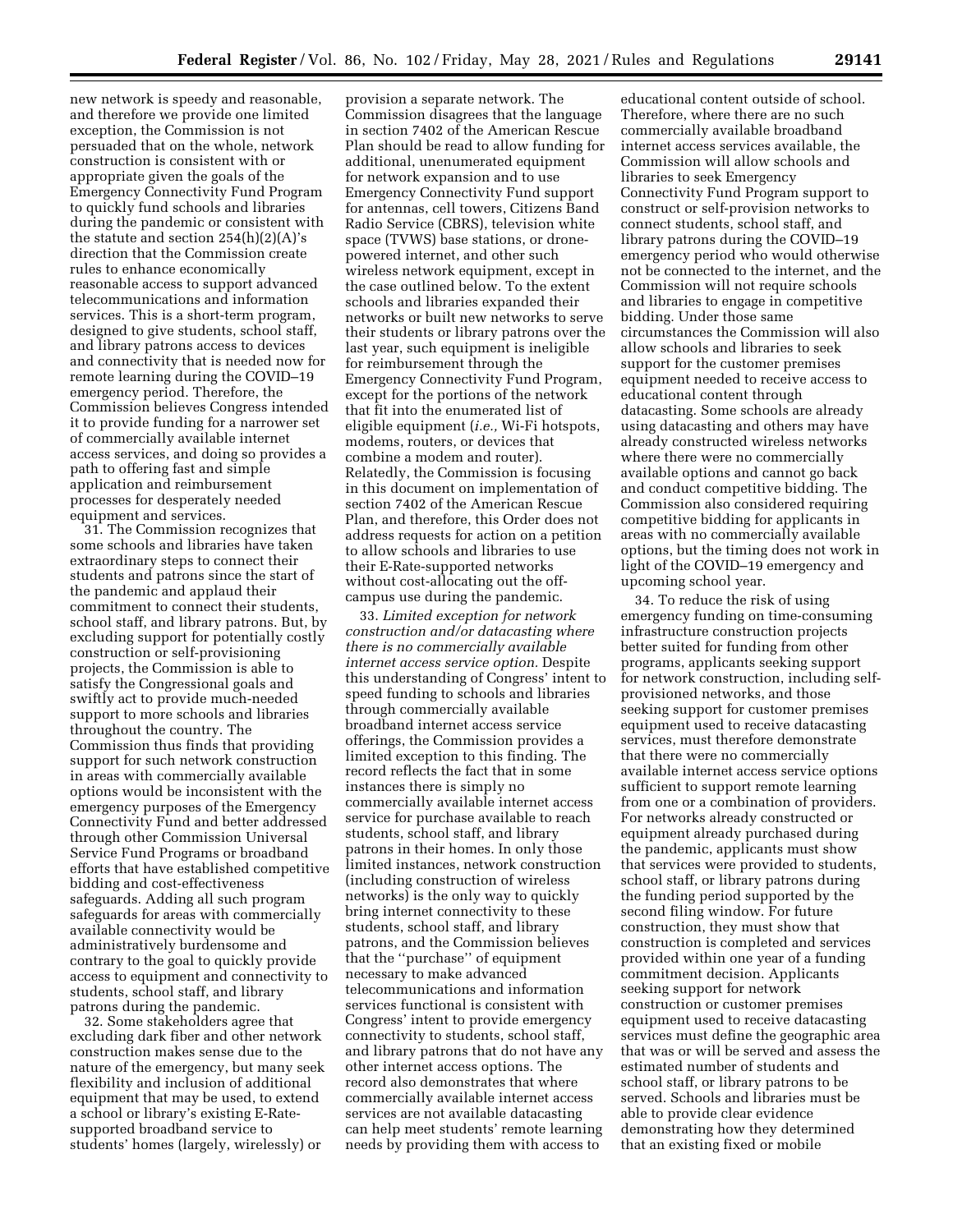new network is speedy and reasonable, and therefore we provide one limited exception, the Commission is not persuaded that on the whole, network construction is consistent with or appropriate given the goals of the Emergency Connectivity Fund Program to quickly fund schools and libraries during the pandemic or consistent with the statute and section 254(h)(2)(A)'s direction that the Commission create rules to enhance economically reasonable access to support advanced telecommunications and information services. This is a short-term program, designed to give students, school staff, and library patrons access to devices and connectivity that is needed now for remote learning during the COVID–19 emergency period. Therefore, the Commission believes Congress intended it to provide funding for a narrower set of commercially available internet access services, and doing so provides a path to offering fast and simple application and reimbursement processes for desperately needed equipment and services.

31. The Commission recognizes that some schools and libraries have taken extraordinary steps to connect their students and patrons since the start of the pandemic and applaud their commitment to connect their students, school staff, and library patrons. But, by excluding support for potentially costly construction or self-provisioning projects, the Commission is able to satisfy the Congressional goals and swiftly act to provide much-needed support to more schools and libraries throughout the country. The Commission thus finds that providing support for such network construction in areas with commercially available options would be inconsistent with the emergency purposes of the Emergency Connectivity Fund and better addressed through other Commission Universal Service Fund Programs or broadband efforts that have established competitive bidding and cost-effectiveness safeguards. Adding all such program safeguards for areas with commercially available connectivity would be administratively burdensome and contrary to the goal to quickly provide access to equipment and connectivity to students, school staff, and library patrons during the pandemic.

32. Some stakeholders agree that excluding dark fiber and other network construction makes sense due to the nature of the emergency, but many seek flexibility and inclusion of additional equipment that may be used, to extend a school or library's existing E-Rate-supported broadband service to students' homes (largely, wirelessly) or provision a separate network. The Commission disagrees that the language in section 7402 of the American Rescue Plan should be read to allow funding for additional, unenumerated equipment for network expansion and to use Emergency Connectivity Fund support for antennas, cell towers, Citizens Band Radio Service (CBRS), television white space (TVWS) base stations, or drone-powered internet, and other such wireless network equipment, except in the case outlined below. To the extent schools and libraries expanded their networks or built new networks to serve their students or library patrons over the last year, such equipment is ineligible for reimbursement through the Emergency Connectivity Fund Program, except for the portions of the network that fit into the enumerated list of eligible equipment (*i.e.,* Wi-Fi hotspots, modems, routers, or devices that combine a modem and router). Relatedly, the Commission is focusing in this document on implementation of section 7402 of the American Rescue Plan, and therefore, this Order does not address requests for action on a petition to allow schools and libraries to use their E-Rate-supported networks without cost-allocating out the off-campus use during the pandemic.

33. *Limited exception for network construction and/or datacasting where there is no commercially available internet access service option.* Despite this understanding of Congress' intent to speed funding to schools and libraries through commercially available broadband internet access service offerings, the Commission provides a limited exception to this finding. The record reflects the fact that in some instances there is simply no commercially available internet access service for purchase available to reach students, school staff, and library patrons in their homes. In only those limited instances, network construction (including construction of wireless networks) is the only way to quickly bring internet connectivity to these students, school staff, and library patrons, and the Commission believes that the "purchase" of equipment necessary to make advanced telecommunications and information services functional is consistent with Congress' intent to provide emergency connectivity to students, school staff, and library patrons that do not have any other internet access options. The record also demonstrates that where commercially available internet access services are not available datacasting can help meet students' remote learning needs by providing them with access to educational content outside of school. Therefore, where there are no such commercially available broadband internet access services available, the Commission will allow schools and libraries to seek Emergency Connectivity Fund Program support to construct or self-provision networks to connect students, school staff, and library patrons during the COVID–19 emergency period who would otherwise not be connected to the internet, and the Commission will not require schools and libraries to engage in competitive bidding. Under those same circumstances the Commission will also allow schools and libraries to seek support for the customer premises equipment needed to receive access to educational content through datacasting. Some schools are already using datacasting and others may have already constructed wireless networks where there were no commercially available options and cannot go back and conduct competitive bidding. The Commission also considered requiring competitive bidding for applicants in areas with no commercially available options, but the timing does not work in light of the COVID–19 emergency and upcoming school year.

34. To reduce the risk of using emergency funding on time-consuming infrastructure construction projects better suited for funding from other programs, applicants seeking support for network construction, including self-provisioned networks, and those seeking support for customer premises equipment used to receive datacasting services, must therefore demonstrate that there were no commercially available internet access service options sufficient to support remote learning from one or a combination of providers. For networks already constructed or equipment already purchased during the pandemic, applicants must show that services were provided to students, school staff, or library patrons during the funding period supported by the second filing window. For future construction, they must show that construction is completed and services provided within one year of a funding commitment decision. Applicants seeking support for network construction or customer premises equipment used to receive datacasting services must define the geographic area that was or will be served and assess the estimated number of students and school staff, or library patrons to be served. Schools and libraries must be able to provide clear evidence demonstrating how they determined that an existing fixed or mobile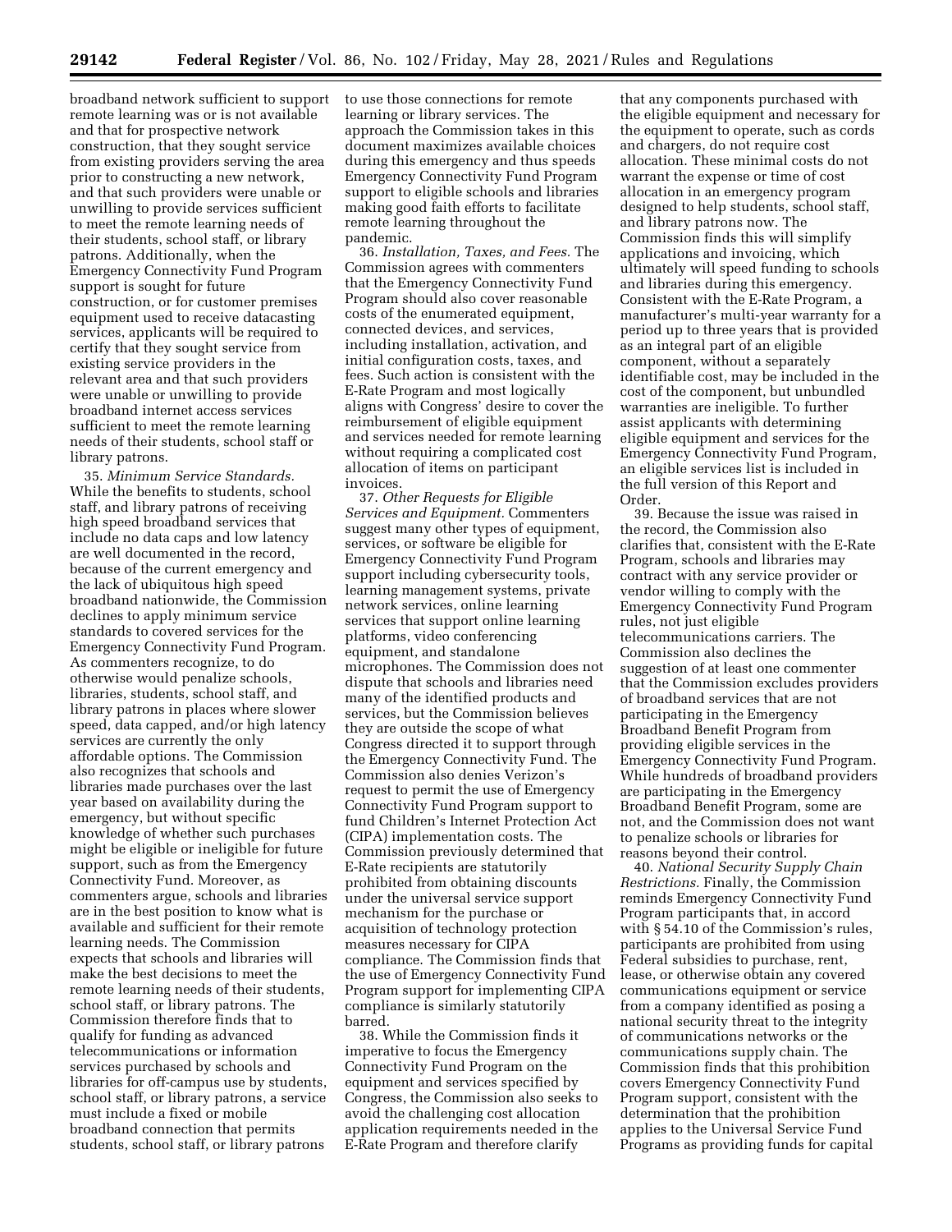broadband network sufficient to support remote learning was or is not available and that for prospective network construction, that they sought service from existing providers serving the area prior to constructing a new network, and that such providers were unable or unwilling to provide services sufficient to meet the remote learning needs of their students, school staff, or library patrons. Additionally, when the Emergency Connectivity Fund Program support is sought for future construction, or for customer premises equipment used to receive datacasting services, applicants will be required to certify that they sought service from existing service providers in the relevant area and that such providers were unable or unwilling to provide broadband internet access services sufficient to meet the remote learning needs of their students, school staff or library patrons.

35. *Minimum Service Standards.* While the benefits to students, school staff, and library patrons of receiving high speed broadband services that include no data caps and low latency are well documented in the record, because of the current emergency and the lack of ubiquitous high speed broadband nationwide, the Commission declines to apply minimum service standards to covered services for the Emergency Connectivity Fund Program. As commenters recognize, to do otherwise would penalize schools, libraries, students, school staff, and library patrons in places where slower speed, data capped, and/or high latency services are currently the only affordable options. The Commission also recognizes that schools and libraries made purchases over the last year based on availability during the emergency, but without specific knowledge of whether such purchases might be eligible or ineligible for future support, such as from the Emergency Connectivity Fund. Moreover, as commenters argue, schools and libraries are in the best position to know what is available and sufficient for their remote learning needs. The Commission expects that schools and libraries will make the best decisions to meet the remote learning needs of their students, school staff, or library patrons. The Commission therefore finds that to qualify for funding as advanced telecommunications or information services purchased by schools and libraries for off-campus use by students, school staff, or library patrons, a service must include a fixed or mobile broadband connection that permits students, school staff, or library patrons to use those connections for remote learning or library services. The approach the Commission takes in this document maximizes available choices during this emergency and thus speeds Emergency Connectivity Fund Program support to eligible schools and libraries making good faith efforts to facilitate remote learning throughout the pandemic.

36. *Installation, Taxes, and Fees.* The Commission agrees with commenters that the Emergency Connectivity Fund Program should also cover reasonable costs of the enumerated equipment, connected devices, and services, including installation, activation, and initial configuration costs, taxes, and fees. Such action is consistent with the E-Rate Program and most logically aligns with Congress' desire to cover the reimbursement of eligible equipment and services needed for remote learning without requiring a complicated cost allocation of items on participant invoices.

37. *Other Requests for Eligible Services and Equipment.* Commenters suggest many other types of equipment, services, or software be eligible for Emergency Connectivity Fund Program support including cybersecurity tools, learning management systems, private network services, online learning services that support online learning platforms, video conferencing equipment, and standalone microphones. The Commission does not dispute that schools and libraries need many of the identified products and services, but the Commission believes they are outside the scope of what Congress directed it to support through the Emergency Connectivity Fund. The Commission also denies Verizon's request to permit the use of Emergency Connectivity Fund Program support to fund Children's Internet Protection Act (CIPA) implementation costs. The Commission previously determined that E-Rate recipients are statutorily prohibited from obtaining discounts under the universal service support mechanism for the purchase or acquisition of technology protection measures necessary for CIPA compliance. The Commission finds that the use of Emergency Connectivity Fund Program support for implementing CIPA compliance is similarly statutorily barred.

38. While the Commission finds it imperative to focus the Emergency Connectivity Fund Program on the equipment and services specified by Congress, the Commission also seeks to avoid the challenging cost allocation application requirements needed in the E-Rate Program and therefore clarify that any components purchased with the eligible equipment and necessary for the equipment to operate, such as cords and chargers, do not require cost allocation. These minimal costs do not warrant the expense or time of cost allocation in an emergency program designed to help students, school staff, and library patrons now. The Commission finds this will simplify applications and invoicing, which ultimately will speed funding to schools and libraries during this emergency. Consistent with the E-Rate Program, a manufacturer's multi-year warranty for a period up to three years that is provided as an integral part of an eligible component, without a separately identifiable cost, may be included in the cost of the component, but unbundled warranties are ineligible. To further assist applicants with determining eligible equipment and services for the Emergency Connectivity Fund Program, an eligible services list is included in the full version of this Report and Order.

39. Because the issue was raised in the record, the Commission also clarifies that, consistent with the E-Rate Program, schools and libraries may contract with any service provider or vendor willing to comply with the Emergency Connectivity Fund Program rules, not just eligible telecommunications carriers. The Commission also declines the suggestion of at least one commenter that the Commission excludes providers of broadband services that are not participating in the Emergency Broadband Benefit Program from providing eligible services in the Emergency Connectivity Fund Program. While hundreds of broadband providers are participating in the Emergency Broadband Benefit Program, some are not, and the Commission does not want to penalize schools or libraries for reasons beyond their control.

40. *National Security Supply Chain Restrictions.* Finally, the Commission reminds Emergency Connectivity Fund Program participants that, in accord with § 54.10 of the Commission's rules, participants are prohibited from using Federal subsidies to purchase, rent, lease, or otherwise obtain any covered communications equipment or service from a company identified as posing a national security threat to the integrity of communications networks or the communications supply chain. The Commission finds that this prohibition covers Emergency Connectivity Fund Program support, consistent with the determination that the prohibition applies to the Universal Service Fund Programs as providing funds for capital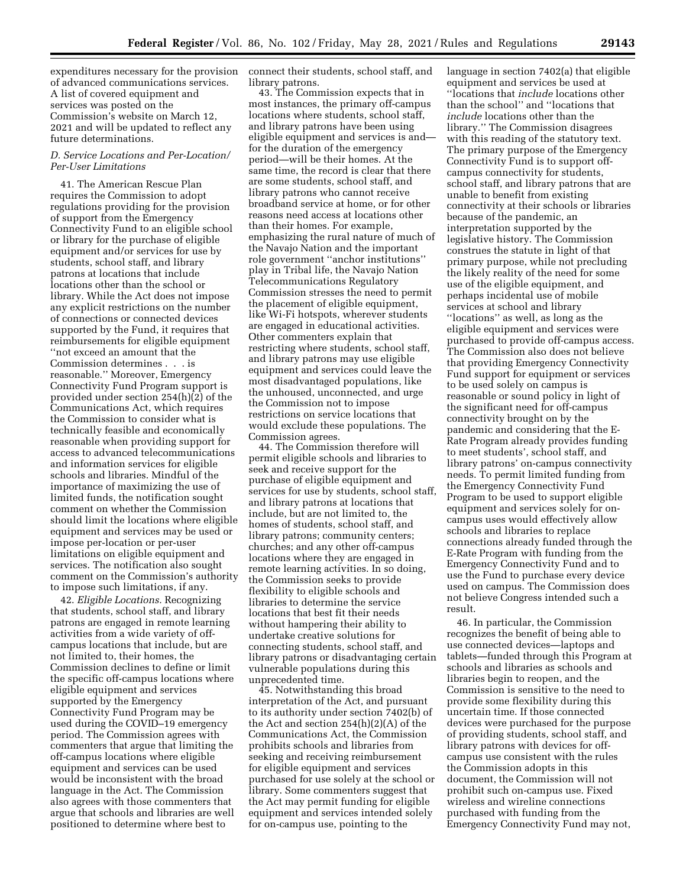expenditures necessary for the provision of advanced communications services. A list of covered equipment and services was posted on the Commission's website on March 12, 2021 and will be updated to reflect any future determinations.

### D. Service Locations and Per-Location/Per-User Limitations

41. The American Rescue Plan requires the Commission to adopt regulations providing for the provision of support from the Emergency Connectivity Fund to an eligible school or library for the purchase of eligible equipment and/or services for use by students, school staff, and library patrons at locations that include locations other than the school or library. While the Act does not impose any explicit restrictions on the number of connections or connected devices supported by the Fund, it requires that reimbursements for eligible equipment ''not exceed an amount that the Commission determines . . . is reasonable.'' Moreover, Emergency Connectivity Fund Program support is provided under section 254(h)(2) of the Communications Act, which requires the Commission to consider what is technically feasible and economically reasonable when providing support for access to advanced telecommunications and information services for eligible schools and libraries. Mindful of the importance of maximizing the use of limited funds, the notification sought comment on whether the Commission should limit the locations where eligible equipment and services may be used or impose per-location or per-user limitations on eligible equipment and services. The notification also sought comment on the Commission's authority to impose such limitations, if any.

42. *Eligible Locations.* Recognizing that students, school staff, and library patrons are engaged in remote learning activities from a wide variety of off-campus locations that include, but are not limited to, their homes, the Commission declines to define or limit the specific off-campus locations where eligible equipment and services supported by the Emergency Connectivity Fund Program may be used during the COVID–19 emergency period. The Commission agrees with commenters that argue that limiting the off-campus locations where eligible equipment and services can be used would be inconsistent with the broad language in the Act. The Commission also agrees with those commenters that argue that schools and libraries are well positioned to determine where best to connect their students, school staff, and library patrons.

43. The Commission expects that in most instances, the primary off-campus locations where students, school staff, and library patrons have been using eligible equipment and services is and—for the duration of the emergency period—will be their homes. At the same time, the record is clear that there are some students, school staff, and library patrons who cannot receive broadband service at home, or for other reasons need access at locations other than their homes. For example, emphasizing the rural nature of much of the Navajo Nation and the important role government ''anchor institutions'' play in Tribal life, the Navajo Nation Telecommunications Regulatory Commission stresses the need to permit the placement of eligible equipment, like Wi-Fi hotspots, wherever students are engaged in educational activities. Other commenters explain that restricting where students, school staff, and library patrons may use eligible equipment and services could leave the most disadvantaged populations, like the unhoused, unconnected, and urge the Commission not to impose restrictions on service locations that would exclude these populations. The Commission agrees.

44. The Commission therefore will permit eligible schools and libraries to seek and receive support for the purchase of eligible equipment and services for use by students, school staff, and library patrons at locations that include, but are not limited to, the homes of students, school staff, and library patrons; community centers; churches; and any other off-campus locations where they are engaged in remote learning activities. In so doing, the Commission seeks to provide flexibility to eligible schools and libraries to determine the service locations that best fit their needs without hampering their ability to undertake creative solutions for connecting students, school staff, and library patrons or disadvantaging certain vulnerable populations during this unprecedented time.

45. Notwithstanding this broad interpretation of the Act, and pursuant to its authority under section 7402(b) of the Act and section 254(h)(2)(A) of the Communications Act, the Commission prohibits schools and libraries from seeking and receiving reimbursement for eligible equipment and services purchased for use solely at the school or library. Some commenters suggest that the Act may permit funding for eligible equipment and services intended solely for on-campus use, pointing to the language in section 7402(a) that eligible equipment and services be used at ''locations that *include* locations other than the school'' and ''locations that *include* locations other than the library.'' The Commission disagrees with this reading of the statutory text. The primary purpose of the Emergency Connectivity Fund is to support off-campus connectivity for students, school staff, and library patrons that are unable to benefit from existing connectivity at their schools or libraries because of the pandemic, an interpretation supported by the legislative history. The Commission construes the statute in light of that primary purpose, while not precluding the likely reality of the need for some use of the eligible equipment, and perhaps incidental use of mobile services at school and library ''locations'' as well, as long as the eligible equipment and services were purchased to provide off-campus access. The Commission also does not believe that providing Emergency Connectivity Fund support for equipment or services to be used solely on campus is reasonable or sound policy in light of the significant need for off-campus connectivity brought on by the pandemic and considering that the E-Rate Program already provides funding to meet students', school staff, and library patrons' on-campus connectivity needs. To permit limited funding from the Emergency Connectivity Fund Program to be used to support eligible equipment and services solely for on-campus uses would effectively allow schools and libraries to replace connections already funded through the E-Rate Program with funding from the Emergency Connectivity Fund and to use the Fund to purchase every device used on campus. The Commission does not believe Congress intended such a result.

46. In particular, the Commission recognizes the benefit of being able to use connected devices—laptops and tablets—funded through this Program at schools and libraries as schools and libraries begin to reopen, and the Commission is sensitive to the need to provide some flexibility during this uncertain time. If those connected devices were purchased for the purpose of providing students, school staff, and library patrons with devices for off-campus use consistent with the rules the Commission adopts in this document, the Commission will not prohibit such on-campus use. Fixed wireless and wireline connections purchased with funding from the Emergency Connectivity Fund may not,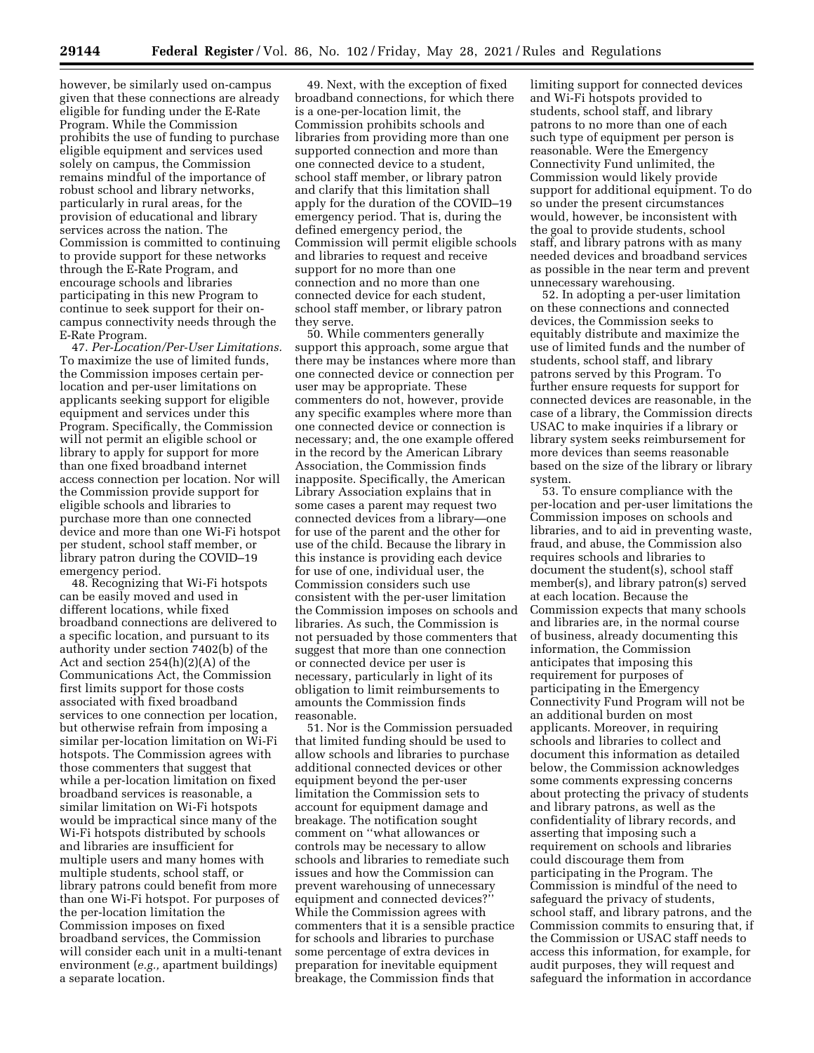however, be similarly used on-campus given that these connections are already eligible for funding under the E-Rate Program. While the Commission prohibits the use of funding to purchase eligible equipment and services used solely on campus, the Commission remains mindful of the importance of robust school and library networks, particularly in rural areas, for the provision of educational and library services across the nation. The Commission is committed to continuing to provide support for these networks through the E-Rate Program, and encourage schools and libraries participating in this new Program to continue to seek support for their on-campus connectivity needs through the E-Rate Program.

47. *Per-Location/Per-User Limitations.* To maximize the use of limited funds, the Commission imposes certain per-location and per-user limitations on applicants seeking support for eligible equipment and services under this Program. Specifically, the Commission will not permit an eligible school or library to apply for support for more than one fixed broadband internet access connection per location. Nor will the Commission provide support for eligible schools and libraries to purchase more than one connected device and more than one Wi-Fi hotspot per student, school staff member, or library patron during the COVID–19 emergency period.

48. Recognizing that Wi-Fi hotspots can be easily moved and used in different locations, while fixed broadband connections are delivered to a specific location, and pursuant to its authority under section 7402(b) of the Act and section 254(h)(2)(A) of the Communications Act, the Commission first limits support for those costs associated with fixed broadband services to one connection per location, but otherwise refrain from imposing a similar per-location limitation on Wi-Fi hotspots. The Commission agrees with those commenters that suggest that while a per-location limitation on fixed broadband services is reasonable, a similar limitation on Wi-Fi hotspots would be impractical since many of the Wi-Fi hotspots distributed by schools and libraries are insufficient for multiple users and many homes with multiple students, school staff, or library patrons could benefit from more than one Wi-Fi hotspot. For purposes of the per-location limitation the Commission imposes on fixed broadband services, the Commission will consider each unit in a multi-tenant environment (*e.g.,* apartment buildings) a separate location.

49. Next, with the exception of fixed broadband connections, for which there is a one-per-location limit, the Commission prohibits schools and libraries from providing more than one supported connection and more than one connected device to a student, school staff member, or library patron and clarify that this limitation shall apply for the duration of the COVID–19 emergency period. That is, during the defined emergency period, the Commission will permit eligible schools and libraries to request and receive support for no more than one connection and no more than one connected device for each student, school staff member, or library patron they serve.

50. While commenters generally support this approach, some argue that there may be instances where more than one connected device or connection per user may be appropriate. These commenters do not, however, provide any specific examples where more than one connected device or connection is necessary; and, the one example offered in the record by the American Library Association, the Commission finds inapposite. Specifically, the American Library Association explains that in some cases a parent may request two connected devices from a library—one for use of the parent and the other for use of the child. Because the library in this instance is providing each device for use of one, individual user, the Commission considers such use consistent with the per-user limitation the Commission imposes on schools and libraries. As such, the Commission is not persuaded by those commenters that suggest that more than one connection or connected device per user is necessary, particularly in light of its obligation to limit reimbursements to amounts the Commission finds reasonable.

51. Nor is the Commission persuaded that limited funding should be used to allow schools and libraries to purchase additional connected devices or other equipment beyond the per-user limitation the Commission sets to account for equipment damage and breakage. The notification sought comment on "what allowances or controls may be necessary to allow schools and libraries to remediate such issues and how the Commission can prevent warehousing of unnecessary equipment and connected devices?" While the Commission agrees with commenters that it is a sensible practice for schools and libraries to purchase some percentage of extra devices in preparation for inevitable equipment breakage, the Commission finds that limiting support for connected devices and Wi-Fi hotspots provided to students, school staff, and library patrons to no more than one of each such type of equipment per person is reasonable. Were the Emergency Connectivity Fund unlimited, the Commission would likely provide support for additional equipment. To do so under the present circumstances would, however, be inconsistent with the goal to provide students, school staff, and library patrons with as many needed devices and broadband services as possible in the near term and prevent unnecessary warehousing.

52. In adopting a per-user limitation on these connections and connected devices, the Commission seeks to equitably distribute and maximize the use of limited funds and the number of students, school staff, and library patrons served by this Program. To further ensure requests for support for connected devices are reasonable, in the case of a library, the Commission directs USAC to make inquiries if a library or library system seeks reimbursement for more devices than seems reasonable based on the size of the library or library system.

53. To ensure compliance with the per-location and per-user limitations the Commission imposes on schools and libraries, and to aid in preventing waste, fraud, and abuse, the Commission also requires schools and libraries to document the student(s), school staff member(s), and library patron(s) served at each location. Because the Commission expects that many schools and libraries are, in the normal course of business, already documenting this information, the Commission anticipates that imposing this requirement for purposes of participating in the Emergency Connectivity Fund Program will not be an additional burden on most applicants. Moreover, in requiring schools and libraries to collect and document this information as detailed below, the Commission acknowledges some comments expressing concerns about protecting the privacy of students and library patrons, as well as the confidentiality of library records, and asserting that imposing such a requirement on schools and libraries could discourage them from participating in the Program. The Commission is mindful of the need to safeguard the privacy of students, school staff, and library patrons, and the Commission commits to ensuring that, if the Commission or USAC staff needs to access this information, for example, for audit purposes, they will request and safeguard the information in accordance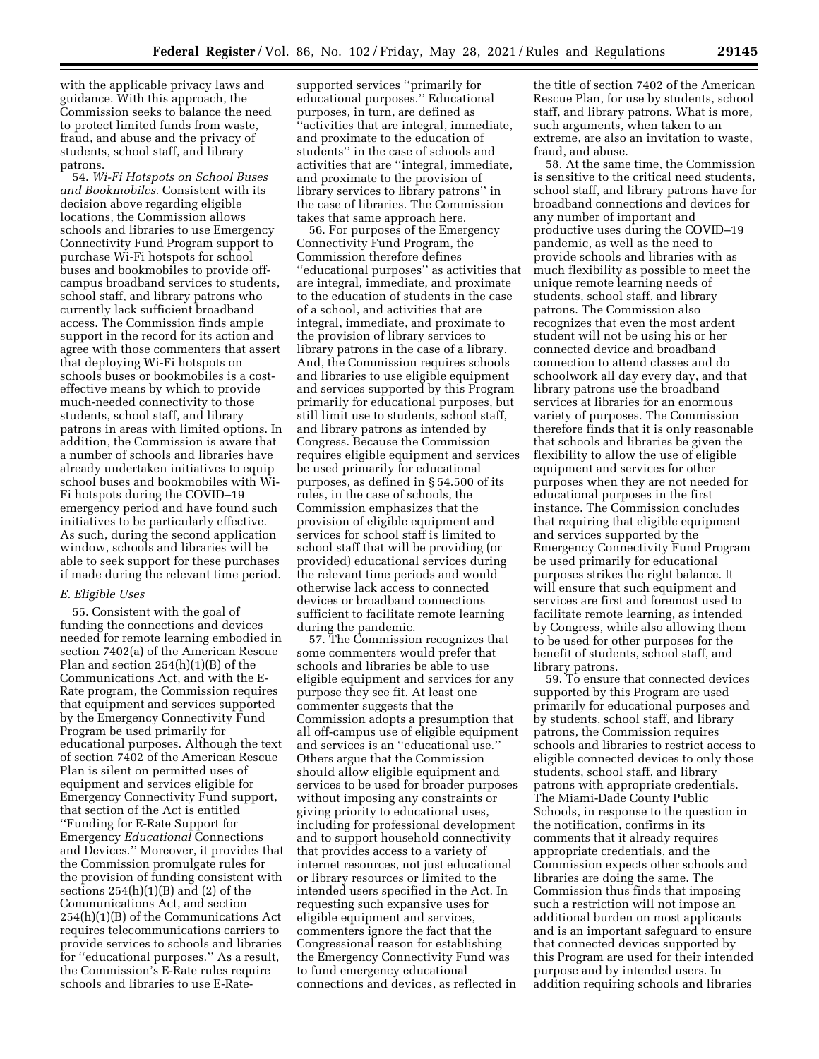with the applicable privacy laws and guidance. With this approach, the Commission seeks to balance the need to protect limited funds from waste, fraud, and abuse and the privacy of students, school staff, and library patrons.

54. *Wi-Fi Hotspots on School Buses and Bookmobiles.* Consistent with its decision above regarding eligible locations, the Commission allows schools and libraries to use Emergency Connectivity Fund Program support to purchase Wi-Fi hotspots for school buses and bookmobiles to provide off-campus broadband services to students, school staff, and library patrons who currently lack sufficient broadband access. The Commission finds ample support in the record for its action and agree with those commenters that assert that deploying Wi-Fi hotspots on schools buses or bookmobiles is a cost-effective means by which to provide much-needed connectivity to those students, school staff, and library patrons in areas with limited options. In addition, the Commission is aware that a number of schools and libraries have already undertaken initiatives to equip school buses and bookmobiles with Wi-Fi hotspots during the COVID–19 emergency period and have found such initiatives to be particularly effective. As such, during the second application window, schools and libraries will be able to seek support for these purchases if made during the relevant time period.

### *E. Eligible Uses*

55. Consistent with the goal of funding the connections and devices needed for remote learning embodied in section 7402(a) of the American Rescue Plan and section 254(h)(1)(B) of the Communications Act, and with the E-Rate program, the Commission requires that equipment and services supported by the Emergency Connectivity Fund Program be used primarily for educational purposes. Although the text of section 7402 of the American Rescue Plan is silent on permitted uses of equipment and services eligible for Emergency Connectivity Fund support, that section of the Act is entitled ''Funding for E-Rate Support for Emergency *Educational* Connections and Devices.'' Moreover, it provides that the Commission promulgate rules for the provision of funding consistent with sections 254(h)(1)(B) and (2) of the Communications Act, and section 254(h)(1)(B) of the Communications Act requires telecommunications carriers to provide services to schools and libraries for ''educational purposes.'' As a result, the Commission's E-Rate rules require schools and libraries to use E-Rate-supported services ''primarily for educational purposes.'' Educational purposes, in turn, are defined as ''activities that are integral, immediate, and proximate to the education of students'' in the case of schools and activities that are ''integral, immediate, and proximate to the provision of library services to library patrons'' in the case of libraries. The Commission takes that same approach here.

56. For purposes of the Emergency Connectivity Fund Program, the Commission therefore defines ''educational purposes'' as activities that are integral, immediate, and proximate to the education of students in the case of a school, and activities that are integral, immediate, and proximate to the provision of library services to library patrons in the case of a library. And, the Commission requires schools and libraries to use eligible equipment and services supported by this Program primarily for educational purposes, but still limit use to students, school staff, and library patrons as intended by Congress. Because the Commission requires eligible equipment and services be used primarily for educational purposes, as defined in § 54.500 of its rules, in the case of schools, the Commission emphasizes that the provision of eligible equipment and services for school staff is limited to school staff that will be providing (or provided) educational services during the relevant time periods and would otherwise lack access to connected devices or broadband connections sufficient to facilitate remote learning during the pandemic.

57. The Commission recognizes that some commenters would prefer that schools and libraries be able to use eligible equipment and services for any purpose they see fit. At least one commenter suggests that the Commission adopts a presumption that all off-campus use of eligible equipment and services is an ''educational use.'' Others argue that the Commission should allow eligible equipment and services to be used for broader purposes without imposing any constraints or giving priority to educational uses, including for professional development and to support household connectivity that provides access to a variety of internet resources, not just educational or library resources or limited to the intended users specified in the Act. In requesting such expansive uses for eligible equipment and services, commenters ignore the fact that the Congressional reason for establishing the Emergency Connectivity Fund was to fund emergency educational connections and devices, as reflected in the title of section 7402 of the American Rescue Plan, for use by students, school staff, and library patrons. What is more, such arguments, when taken to an extreme, are also an invitation to waste, fraud, and abuse.

58. At the same time, the Commission is sensitive to the critical need students, school staff, and library patrons have for broadband connections and devices for any number of important and productive uses during the COVID–19 pandemic, as well as the need to provide schools and libraries with as much flexibility as possible to meet the unique remote learning needs of students, school staff, and library patrons. The Commission also recognizes that even the most ardent student will not be using his or her connected device and broadband connection to attend classes and do schoolwork all day every day, and that library patrons use the broadband services at libraries for an enormous variety of purposes. The Commission therefore finds that it is only reasonable that schools and libraries be given the flexibility to allow the use of eligible equipment and services for other purposes when they are not needed for educational purposes in the first instance. The Commission concludes that requiring that eligible equipment and services supported by the Emergency Connectivity Fund Program be used primarily for educational purposes strikes the right balance. It will ensure that such equipment and services are first and foremost used to facilitate remote learning, as intended by Congress, while also allowing them to be used for other purposes for the benefit of students, school staff, and library patrons.

59. To ensure that connected devices supported by this Program are used primarily for educational purposes and by students, school staff, and library patrons, the Commission requires schools and libraries to restrict access to eligible connected devices to only those students, school staff, and library patrons with appropriate credentials. The Miami-Dade County Public Schools, in response to the question in the notification, confirms in its comments that it already requires appropriate credentials, and the Commission expects other schools and libraries are doing the same. The Commission thus finds that imposing such a restriction will not impose an additional burden on most applicants and is an important safeguard to ensure that connected devices supported by this Program are used for their intended purpose and by intended users. In addition requiring schools and libraries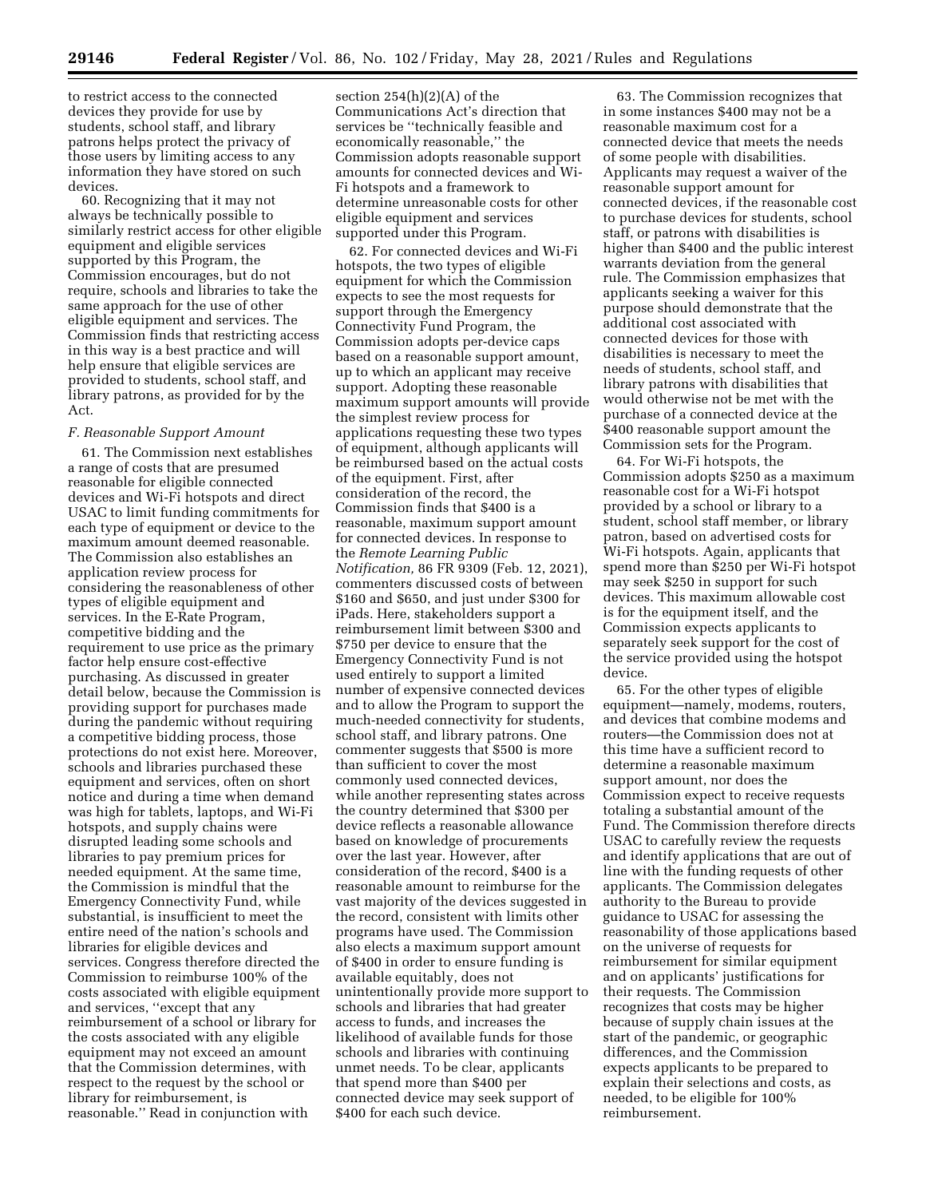to restrict access to the connected devices they provide for use by students, school staff, and library patrons helps protect the privacy of those users by limiting access to any information they have stored on such devices.

60. Recognizing that it may not always be technically possible to similarly restrict access for other eligible equipment and eligible services supported by this Program, the Commission encourages, but do not require, schools and libraries to take the same approach for the use of other eligible equipment and services. The Commission finds that restricting access in this way is a best practice and will help ensure that eligible services are provided to students, school staff, and library patrons, as provided for by the Act.

### *F. Reasonable Support Amount*

61. The Commission next establishes a range of costs that are presumed reasonable for eligible connected devices and Wi-Fi hotspots and direct USAC to limit funding commitments for each type of equipment or device to the maximum amount deemed reasonable. The Commission also establishes an application review process for considering the reasonableness of other types of eligible equipment and services. In the E-Rate Program, competitive bidding and the requirement to use price as the primary factor help ensure cost-effective purchasing. As discussed in greater detail below, because the Commission is providing support for purchases made during the pandemic without requiring a competitive bidding process, those protections do not exist here. Moreover, schools and libraries purchased these equipment and services, often on short notice and during a time when demand was high for tablets, laptops, and Wi-Fi hotspots, and supply chains were disrupted leading some schools and libraries to pay premium prices for needed equipment. At the same time, the Commission is mindful that the Emergency Connectivity Fund, while substantial, is insufficient to meet the entire need of the nation's schools and libraries for eligible devices and services. Congress therefore directed the Commission to reimburse 100% of the costs associated with eligible equipment and services, ''except that any reimbursement of a school or library for the costs associated with any eligible equipment may not exceed an amount that the Commission determines, with respect to the request by the school or library for reimbursement, is reasonable.'' Read in conjunction with section 254(h)(2)(A) of the Communications Act's direction that services be ''technically feasible and economically reasonable,'' the Commission adopts reasonable support amounts for connected devices and Wi-Fi hotspots and a framework to determine unreasonable costs for other eligible equipment and services supported under this Program.

62. For connected devices and Wi-Fi hotspots, the two types of eligible equipment for which the Commission expects to see the most requests for support through the Emergency Connectivity Fund Program, the Commission adopts per-device caps based on a reasonable support amount, up to which an applicant may receive support. Adopting these reasonable maximum support amounts will provide the simplest review process for applications requesting these two types of equipment, although applicants will be reimbursed based on the actual costs of the equipment. First, after consideration of the record, the Commission finds that $400 is a reasonable, maximum support amount for connected devices. In response to the *Remote Learning Public Notification,* 86 FR 9309 (Feb. 12, 2021), commenters discussed costs of between $160 and $650, and just under $300 for iPads. Here, stakeholders support a reimbursement limit between $300 and $750 per device to ensure that the Emergency Connectivity Fund is not used entirely to support a limited number of expensive connected devices and to allow the Program to support the much-needed connectivity for students, school staff, and library patrons. One commenter suggests that $500 is more than sufficient to cover the most commonly used connected devices, while another representing states across the country determined that $300 per device reflects a reasonable allowance based on knowledge of procurements over the last year. However, after consideration of the record, $400 is a reasonable amount to reimburse for the vast majority of the devices suggested in the record, consistent with limits other programs have used. The Commission also elects a maximum support amount of $400 in order to ensure funding is available equitably, does not unintentionally provide more support to schools and libraries that had greater access to funds, and increases the likelihood of available funds for those schools and libraries with continuing unmet needs. To be clear, applicants that spend more than $400 per connected device may seek support of $400 for each such device.

63. The Commission recognizes that in some instances $400 may not be a reasonable maximum cost for a connected device that meets the needs of some people with disabilities. Applicants may request a waiver of the reasonable support amount for connected devices, if the reasonable cost to purchase devices for students, school staff, or patrons with disabilities is higher than $400 and the public interest warrants deviation from the general rule. The Commission emphasizes that applicants seeking a waiver for this purpose should demonstrate that the additional cost associated with connected devices for those with disabilities is necessary to meet the needs of students, school staff, and library patrons with disabilities that would otherwise not be met with the purchase of a connected device at the $400 reasonable support amount the Commission sets for the Program.

64. For Wi-Fi hotspots, the Commission adopts $250 as a maximum reasonable cost for a Wi-Fi hotspot provided by a school or library to a student, school staff member, or library patron, based on advertised costs for Wi-Fi hotspots. Again, applicants that spend more than $250 per Wi-Fi hotspot may seek $250 in support for such devices. This maximum allowable cost is for the equipment itself, and the Commission expects applicants to separately seek support for the cost of the service provided using the hotspot device.

65. For the other types of eligible equipment—namely, modems, routers, and devices that combine modems and routers—the Commission does not at this time have a sufficient record to determine a reasonable maximum support amount, nor does the Commission expect to receive requests totaling a substantial amount of the Fund. The Commission therefore directs USAC to carefully review the requests and identify applications that are out of line with the funding requests of other applicants. The Commission delegates authority to the Bureau to provide guidance to USAC for assessing the reasonability of those applications based on the universe of requests for reimbursement for similar equipment and on applicants' justifications for their requests. The Commission recognizes that costs may be higher because of supply chain issues at the start of the pandemic, or geographic differences, and the Commission expects applicants to be prepared to explain their selections and costs, as needed, to be eligible for 100% reimbursement.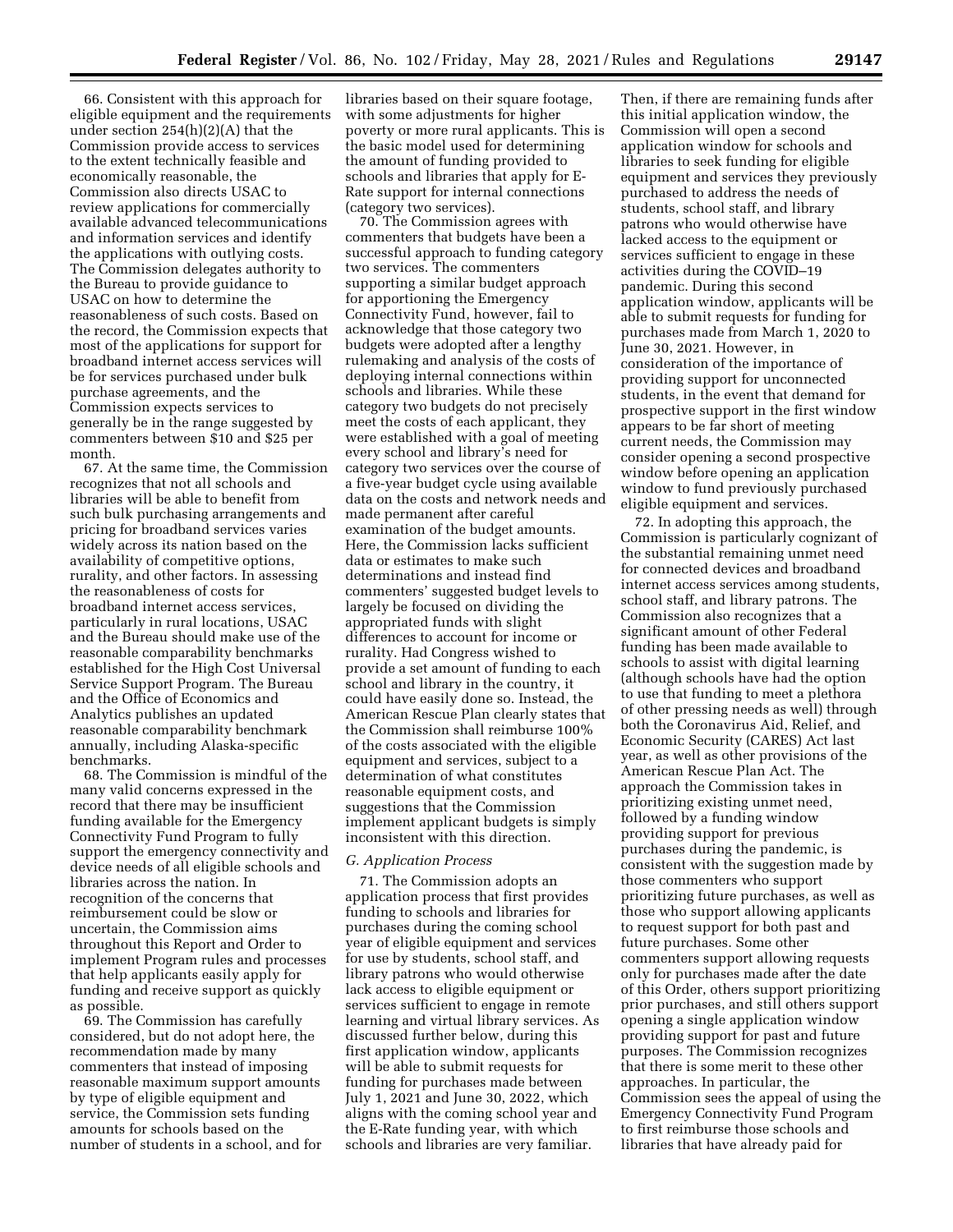66. Consistent with this approach for eligible equipment and the requirements under section 254(h)(2)(A) that the Commission provide access to services to the extent technically feasible and economically reasonable, the Commission also directs USAC to review applications for commercially available advanced telecommunications and information services and identify the applications with outlying costs. The Commission delegates authority to the Bureau to provide guidance to USAC on how to determine the reasonableness of such costs. Based on the record, the Commission expects that most of the applications for support for broadband internet access services will be for services purchased under bulk purchase agreements, and the Commission expects services to generally be in the range suggested by commenters between $10 and $25 per month.

67. At the same time, the Commission recognizes that not all schools and libraries will be able to benefit from such bulk purchasing arrangements and pricing for broadband services varies widely across its nation based on the availability of competitive options, rurality, and other factors. In assessing the reasonableness of costs for broadband internet access services, particularly in rural locations, USAC and the Bureau should make use of the reasonable comparability benchmarks established for the High Cost Universal Service Support Program. The Bureau and the Office of Economics and Analytics publishes an updated reasonable comparability benchmark annually, including Alaska-specific benchmarks.

68. The Commission is mindful of the many valid concerns expressed in the record that there may be insufficient funding available for the Emergency Connectivity Fund Program to fully support the emergency connectivity and device needs of all eligible schools and libraries across the nation. In recognition of the concerns that reimbursement could be slow or uncertain, the Commission aims throughout this Report and Order to implement Program rules and processes that help applicants easily apply for funding and receive support as quickly as possible.

69. The Commission has carefully considered, but do not adopt here, the recommendation made by many commenters that instead of imposing reasonable maximum support amounts by type of eligible equipment and service, the Commission sets funding amounts for schools based on the number of students in a school, and for libraries based on their square footage, with some adjustments for higher poverty or more rural applicants. This is the basic model used for determining the amount of funding provided to schools and libraries that apply for E-Rate support for internal connections (category two services).

70. The Commission agrees with commenters that budgets have been a successful approach to funding category two services. The commenters supporting a similar budget approach for apportioning the Emergency Connectivity Fund, however, fail to acknowledge that those category two budgets were adopted after a lengthy rulemaking and analysis of the costs of deploying internal connections within schools and libraries. While these category two budgets do not precisely meet the costs of each applicant, they were established with a goal of meeting every school and library's need for category two services over the course of a five-year budget cycle using available data on the costs and network needs and made permanent after careful examination of the budget amounts. Here, the Commission lacks sufficient data or estimates to make such determinations and instead find commenters' suggested budget levels to largely be focused on dividing the appropriated funds with slight differences to account for income or rurality. Had Congress wished to provide a set amount of funding to each school and library in the country, it could have easily done so. Instead, the American Rescue Plan clearly states that the Commission shall reimburse 100% of the costs associated with the eligible equipment and services, subject to a determination of what constitutes reasonable equipment costs, and suggestions that the Commission implement applicant budgets is simply inconsistent with this direction.

### *G. Application Process*

71. The Commission adopts an application process that first provides funding to schools and libraries for purchases during the coming school year of eligible equipment and services for use by students, school staff, and library patrons who would otherwise lack access to eligible equipment or services sufficient to engage in remote learning and virtual library services. As discussed further below, during this first application window, applicants will be able to submit requests for funding for purchases made between July 1, 2021 and June 30, 2022, which aligns with the coming school year and the E-Rate funding year, with which schools and libraries are very familiar. Then, if there are remaining funds after this initial application window, the Commission will open a second application window for schools and libraries to seek funding for eligible equipment and services they previously purchased to address the needs of students, school staff, and library patrons who would otherwise have lacked access to the equipment or services sufficient to engage in these activities during the COVID–19 pandemic. During this second application window, applicants will be able to submit requests for funding for purchases made from March 1, 2020 to June 30, 2021. However, in consideration of the importance of providing support for unconnected students, in the event that demand for prospective support in the first window appears to be far short of meeting current needs, the Commission may consider opening a second prospective window before opening an application window to fund previously purchased eligible equipment and services.

72. In adopting this approach, the Commission is particularly cognizant of the substantial remaining unmet need for connected devices and broadband internet access services among students, school staff, and library patrons. The Commission also recognizes that a significant amount of other Federal funding has been made available to schools to assist with digital learning (although schools have had the option to use that funding to meet a plethora of other pressing needs as well) through both the Coronavirus Aid, Relief, and Economic Security (CARES) Act last year, as well as other provisions of the American Rescue Plan Act. The approach the Commission takes in prioritizing existing unmet need, followed by a funding window providing support for previous purchases during the pandemic, is consistent with the suggestion made by those commenters who support prioritizing future purchases, as well as those who support allowing applicants to request support for both past and future purchases. Some other commenters support allowing requests only for purchases made after the date of this Order, others support prioritizing prior purchases, and still others support opening a single application window providing support for past and future purposes. The Commission recognizes that there is some merit to these other approaches. In particular, the Commission sees the appeal of using the Emergency Connectivity Fund Program to first reimburse those schools and libraries that have already paid for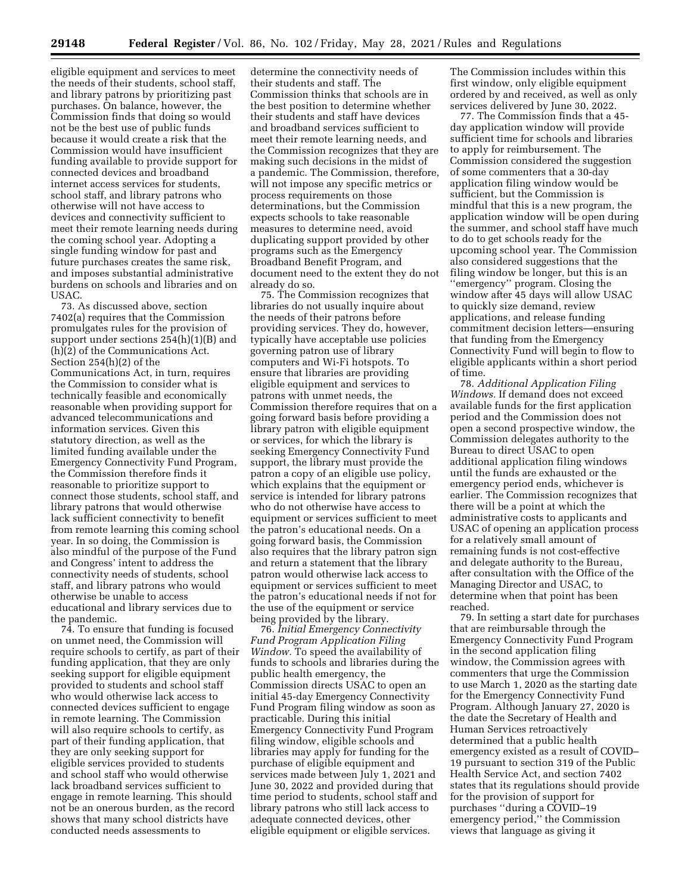eligible equipment and services to meet the needs of their students, school staff, and library patrons by prioritizing past purchases. On balance, however, the Commission finds that doing so would not be the best use of public funds because it would create a risk that the Commission would have insufficient funding available to provide support for connected devices and broadband internet access services for students, school staff, and library patrons who otherwise will not have access to devices and connectivity sufficient to meet their remote learning needs during the coming school year. Adopting a single funding window for past and future purchases creates the same risk, and imposes substantial administrative burdens on schools and libraries and on USAC.

73. As discussed above, section 7402(a) requires that the Commission promulgates rules for the provision of support under sections 254(h)(1)(B) and (h)(2) of the Communications Act. Section 254(h)(2) of the Communications Act, in turn, requires the Commission to consider what is technically feasible and economically reasonable when providing support for advanced telecommunications and information services. Given this statutory direction, as well as the limited funding available under the Emergency Connectivity Fund Program, the Commission therefore finds it reasonable to prioritize support to connect those students, school staff, and library patrons that would otherwise lack sufficient connectivity to benefit from remote learning this coming school year. In so doing, the Commission is also mindful of the purpose of the Fund and Congress' intent to address the connectivity needs of students, school staff, and library patrons who would otherwise be unable to access educational and library services due to the pandemic.

74. To ensure that funding is focused on unmet need, the Commission will require schools to certify, as part of their funding application, that they are only seeking support for eligible equipment provided to students and school staff who would otherwise lack access to connected devices sufficient to engage in remote learning. The Commission will also require schools to certify, as part of their funding application, that they are only seeking support for eligible services provided to students and school staff who would otherwise lack broadband services sufficient to engage in remote learning. This should not be an onerous burden, as the record shows that many school districts have conducted needs assessments to determine the connectivity needs of their students and staff. The Commission thinks that schools are in the best position to determine whether their students and staff have devices and broadband services sufficient to meet their remote learning needs, and the Commission recognizes that they are making such decisions in the midst of a pandemic. The Commission, therefore, will not impose any specific metrics or process requirements on those determinations, but the Commission expects schools to take reasonable measures to determine need, avoid duplicating support provided by other programs such as the Emergency Broadband Benefit Program, and document need to the extent they do not already do so.

75. The Commission recognizes that libraries do not usually inquire about the needs of their patrons before providing services. They do, however, typically have acceptable use policies governing patron use of library computers and Wi-Fi hotspots. To ensure that libraries are providing eligible equipment and services to patrons with unmet needs, the Commission therefore requires that on a going forward basis before providing a library patron with eligible equipment or services, for which the library is seeking Emergency Connectivity Fund support, the library must provide the patron a copy of an eligible use policy, which explains that the equipment or service is intended for library patrons who do not otherwise have access to equipment or services sufficient to meet the patron's educational needs. On a going forward basis, the Commission also requires that the library patron sign and return a statement that the library patron would otherwise lack access to equipment or services sufficient to meet the patron's educational needs if not for the use of the equipment or service being provided by the library.

76. *Initial Emergency Connectivity Fund Program Application Filing Window.* To speed the availability of funds to schools and libraries during the public health emergency, the Commission directs USAC to open an initial 45-day Emergency Connectivity Fund Program filing window as soon as practicable. During this initial Emergency Connectivity Fund Program filing window, eligible schools and libraries may apply for funding for the purchase of eligible equipment and services made between July 1, 2021 and June 30, 2022 and provided during that time period to students, school staff and library patrons who still lack access to adequate connected devices, other eligible equipment or eligible services. The Commission includes within this first window, only eligible equipment ordered by and received, as well as only services delivered by June 30, 2022.

77. The Commission finds that a 45-day application window will provide sufficient time for schools and libraries to apply for reimbursement. The Commission considered the suggestion of some commenters that a 30-day application filing window would be sufficient, but the Commission is mindful that this is a new program, the application window will be open during the summer, and school staff have much to do to get schools ready for the upcoming school year. The Commission also considered suggestions that the filing window be longer, but this is an "emergency" program. Closing the window after 45 days will allow USAC to quickly size demand, review applications, and release funding commitment decision letters—ensuring that funding from the Emergency Connectivity Fund will begin to flow to eligible applicants within a short period of time.

78. *Additional Application Filing Windows.* If demand does not exceed available funds for the first application period and the Commission does not open a second prospective window, the Commission delegates authority to the Bureau to direct USAC to open additional application filing windows until the funds are exhausted or the emergency period ends, whichever is earlier. The Commission recognizes that there will be a point at which the administrative costs to applicants and USAC of opening an application process for a relatively small amount of remaining funds is not cost-effective and delegate authority to the Bureau, after consultation with the Office of the Managing Director and USAC, to determine when that point has been reached.

79. In setting a start date for purchases that are reimbursable through the Emergency Connectivity Fund Program in the second application filing window, the Commission agrees with commenters that urge the Commission to use March 1, 2020 as the starting date for the Emergency Connectivity Fund Program. Although January 27, 2020 is the date the Secretary of Health and Human Services retroactively determined that a public health emergency existed as a result of COVID–19 pursuant to section 319 of the Public Health Service Act, and section 7402 states that its regulations should provide for the provision of support for purchases "during a COVID–19 emergency period," the Commission views that language as giving it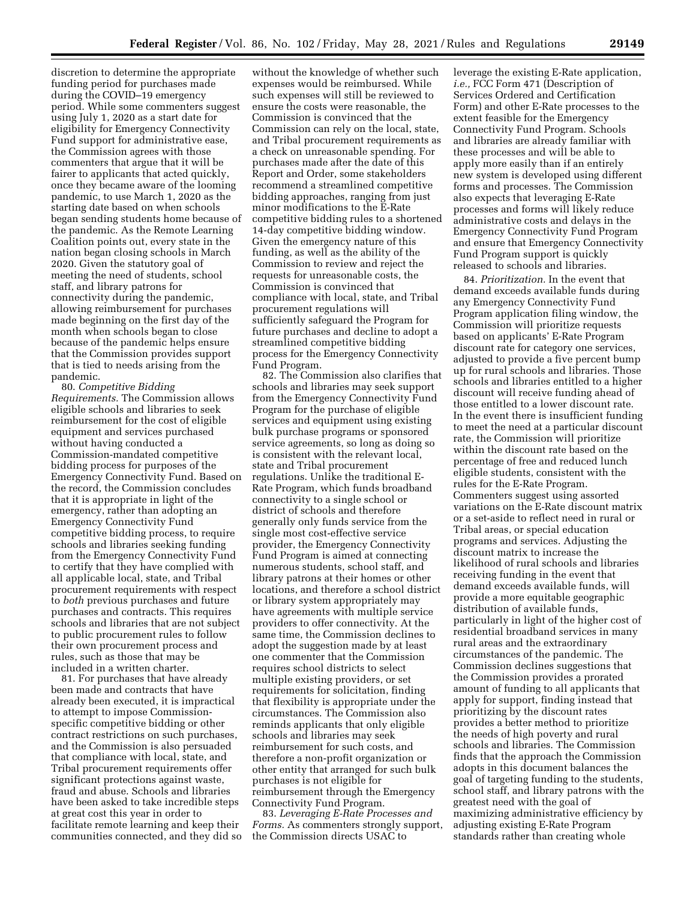discretion to determine the appropriate funding period for purchases made during the COVID–19 emergency period. While some commenters suggest using July 1, 2020 as a start date for eligibility for Emergency Connectivity Fund support for administrative ease, the Commission agrees with those commenters that argue that it will be fairer to applicants that acted quickly, once they became aware of the looming pandemic, to use March 1, 2020 as the starting date based on when schools began sending students home because of the pandemic. As the Remote Learning Coalition points out, every state in the nation began closing schools in March 2020. Given the statutory goal of meeting the need of students, school staff, and library patrons for connectivity during the pandemic, allowing reimbursement for purchases made beginning on the first day of the month when schools began to close because of the pandemic helps ensure that the Commission provides support that is tied to needs arising from the pandemic.

80. *Competitive Bidding Requirements.* The Commission allows eligible schools and libraries to seek reimbursement for the cost of eligible equipment and services purchased without having conducted a Commission-mandated competitive bidding process for purposes of the Emergency Connectivity Fund. Based on the record, the Commission concludes that it is appropriate in light of the emergency, rather than adopting an Emergency Connectivity Fund competitive bidding process, to require schools and libraries seeking funding from the Emergency Connectivity Fund to certify that they have complied with all applicable local, state, and Tribal procurement requirements with respect to *both* previous purchases and future purchases and contracts. This requires schools and libraries that are not subject to public procurement rules to follow their own procurement process and rules, such as those that may be included in a written charter.

81. For purchases that have already been made and contracts that have already been executed, it is impractical to attempt to impose Commission-specific competitive bidding or other contract restrictions on such purchases, and the Commission is also persuaded that compliance with local, state, and Tribal procurement requirements offer significant protections against waste, fraud and abuse. Schools and libraries have been asked to take incredible steps at great cost this year in order to facilitate remote learning and keep their communities connected, and they did so without the knowledge of whether such expenses would be reimbursed. While such expenses will still be reviewed to ensure the costs were reasonable, the Commission is convinced that the Commission can rely on the local, state, and Tribal procurement requirements as a check on unreasonable spending. For purchases made after the date of this Report and Order, some stakeholders recommend a streamlined competitive bidding approaches, ranging from just minor modifications to the E-Rate competitive bidding rules to a shortened 14-day competitive bidding window. Given the emergency nature of this funding, as well as the ability of the Commission to review and reject the requests for unreasonable costs, the Commission is convinced that compliance with local, state, and Tribal procurement regulations will sufficiently safeguard the Program for future purchases and decline to adopt a streamlined competitive bidding process for the Emergency Connectivity Fund Program.

82. The Commission also clarifies that schools and libraries may seek support from the Emergency Connectivity Fund Program for the purchase of eligible services and equipment using existing bulk purchase programs or sponsored service agreements, so long as doing so is consistent with the relevant local, state and Tribal procurement regulations. Unlike the traditional E-Rate Program, which funds broadband connectivity to a single school or district of schools and therefore generally only funds service from the single most cost-effective service provider, the Emergency Connectivity Fund Program is aimed at connecting numerous students, school staff, and library patrons at their homes or other locations, and therefore a school district or library system appropriately may have agreements with multiple service providers to offer connectivity. At the same time, the Commission declines to adopt the suggestion made by at least one commenter that the Commission requires school districts to select multiple existing providers, or set requirements for solicitation, finding that flexibility is appropriate under the circumstances. The Commission also reminds applicants that only eligible schools and libraries may seek reimbursement for such costs, and therefore a non-profit organization or other entity that arranged for such bulk purchases is not eligible for reimbursement through the Emergency Connectivity Fund Program.

83. *Leveraging E-Rate Processes and Forms.* As commenters strongly support, the Commission directs USAC to leverage the existing E-Rate application, *i.e.,* FCC Form 471 (Description of Services Ordered and Certification Form) and other E-Rate processes to the extent feasible for the Emergency Connectivity Fund Program. Schools and libraries are already familiar with these processes and will be able to apply more easily than if an entirely new system is developed using different forms and processes. The Commission also expects that leveraging E-Rate processes and forms will likely reduce administrative costs and delays in the Emergency Connectivity Fund Program and ensure that Emergency Connectivity Fund Program support is quickly released to schools and libraries.

84. *Prioritization.* In the event that demand exceeds available funds during any Emergency Connectivity Fund Program application filing window, the Commission will prioritize requests based on applicants' E-Rate Program discount rate for category one services, adjusted to provide a five percent bump up for rural schools and libraries. Those schools and libraries entitled to a higher discount will receive funding ahead of those entitled to a lower discount rate. In the event there is insufficient funding to meet the need at a particular discount rate, the Commission will prioritize within the discount rate based on the percentage of free and reduced lunch eligible students, consistent with the rules for the E-Rate Program. Commenters suggest using assorted variations on the E-Rate discount matrix or a set-aside to reflect need in rural or Tribal areas, or special education programs and services. Adjusting the discount matrix to increase the likelihood of rural schools and libraries receiving funding in the event that demand exceeds available funds, will provide a more equitable geographic distribution of available funds, particularly in light of the higher cost of residential broadband services in many rural areas and the extraordinary circumstances of the pandemic. The Commission declines suggestions that the Commission provides a prorated amount of funding to all applicants that apply for support, finding instead that prioritizing by the discount rates provides a better method to prioritize the needs of high poverty and rural schools and libraries. The Commission finds that the approach the Commission adopts in this document balances the goal of targeting funding to the students, school staff, and library patrons with the greatest need with the goal of maximizing administrative efficiency by adjusting existing E-Rate Program standards rather than creating whole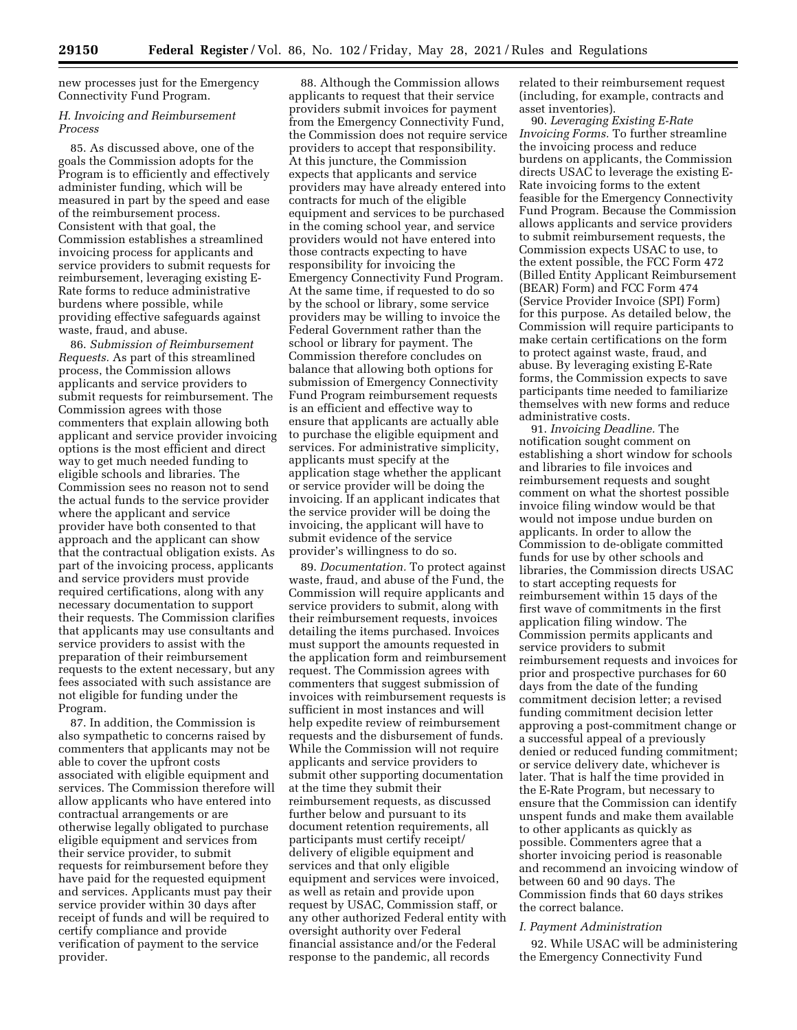new processes just for the Emergency Connectivity Fund Program.

### *H. Invoicing and Reimbursement Process*

85. As discussed above, one of the goals the Commission adopts for the Program is to efficiently and effectively administer funding, which will be measured in part by the speed and ease of the reimbursement process. Consistent with that goal, the Commission establishes a streamlined invoicing process for applicants and service providers to submit requests for reimbursement, leveraging existing E-Rate forms to reduce administrative burdens where possible, while providing effective safeguards against waste, fraud, and abuse.

86. *Submission of Reimbursement Requests.* As part of this streamlined process, the Commission allows applicants and service providers to submit requests for reimbursement. The Commission agrees with those commenters that explain allowing both applicant and service provider invoicing options is the most efficient and direct way to get much needed funding to eligible schools and libraries. The Commission sees no reason not to send the actual funds to the service provider where the applicant and service provider have both consented to that approach and the applicant can show that the contractual obligation exists. As part of the invoicing process, applicants and service providers must provide required certifications, along with any necessary documentation to support their requests. The Commission clarifies that applicants may use consultants and service providers to assist with the preparation of their reimbursement requests to the extent necessary, but any fees associated with such assistance are not eligible for funding under the Program.

87. In addition, the Commission is also sympathetic to concerns raised by commenters that applicants may not be able to cover the upfront costs associated with eligible equipment and services. The Commission therefore will allow applicants who have entered into contractual arrangements or are otherwise legally obligated to purchase eligible equipment and services from their service provider, to submit requests for reimbursement before they have paid for the requested equipment and services. Applicants must pay their service provider within 30 days after receipt of funds and will be required to certify compliance and provide verification of payment to the service provider.

88. Although the Commission allows applicants to request that their service providers submit invoices for payment from the Emergency Connectivity Fund, the Commission does not require service providers to accept that responsibility. At this juncture, the Commission expects that applicants and service providers may have already entered into contracts for much of the eligible equipment and services to be purchased in the coming school year, and service providers would not have entered into those contracts expecting to have responsibility for invoicing the Emergency Connectivity Fund Program. At the same time, if requested to do so by the school or library, some service providers may be willing to invoice the Federal Government rather than the school or library for payment. The Commission therefore concludes on balance that allowing both options for submission of Emergency Connectivity Fund Program reimbursement requests is an efficient and effective way to ensure that applicants are actually able to purchase the eligible equipment and services. For administrative simplicity, applicants must specify at the application stage whether the applicant or service provider will be doing the invoicing. If an applicant indicates that the service provider will be doing the invoicing, the applicant will have to submit evidence of the service provider's willingness to do so.

89. *Documentation.* To protect against waste, fraud, and abuse of the Fund, the Commission will require applicants and service providers to submit, along with their reimbursement requests, invoices detailing the items purchased. Invoices must support the amounts requested in the application form and reimbursement request. The Commission agrees with commenters that suggest submission of invoices with reimbursement requests is sufficient in most instances and will help expedite review of reimbursement requests and the disbursement of funds. While the Commission will not require applicants and service providers to submit other supporting documentation at the time they submit their reimbursement requests, as discussed further below and pursuant to its document retention requirements, all participants must certify receipt/delivery of eligible equipment and services and that only eligible equipment and services were invoiced, as well as retain and provide upon request by USAC, Commission staff, or any other authorized Federal entity with oversight authority over Federal financial assistance and/or the Federal response to the pandemic, all records related to their reimbursement request (including, for example, contracts and asset inventories).

90. *Leveraging Existing E-Rate Invoicing Forms.* To further streamline the invoicing process and reduce burdens on applicants, the Commission directs USAC to leverage the existing E-Rate invoicing forms to the extent feasible for the Emergency Connectivity Fund Program. Because the Commission allows applicants and service providers to submit reimbursement requests, the Commission expects USAC to use, to the extent possible, the FCC Form 472 (Billed Entity Applicant Reimbursement (BEAR) Form) and FCC Form 474 (Service Provider Invoice (SPI) Form) for this purpose. As detailed below, the Commission will require participants to make certain certifications on the form to protect against waste, fraud, and abuse. By leveraging existing E-Rate forms, the Commission expects to save participants time needed to familiarize themselves with new forms and reduce administrative costs.

91. *Invoicing Deadline.* The notification sought comment on establishing a short window for schools and libraries to file invoices and reimbursement requests and sought comment on what the shortest possible invoice filing window would be that would not impose undue burden on applicants. In order to allow the Commission to de-obligate committed funds for use by other schools and libraries, the Commission directs USAC to start accepting requests for reimbursement within 15 days of the first wave of commitments in the first application filing window. The Commission permits applicants and service providers to submit reimbursement requests and invoices for prior and prospective purchases for 60 days from the date of the funding commitment decision letter; a revised funding commitment decision letter approving a post-commitment change or a successful appeal of a previously denied or reduced funding commitment; or service delivery date, whichever is later. That is half the time provided in the E-Rate Program, but necessary to ensure that the Commission can identify unspent funds and make them available to other applicants as quickly as possible. Commenters agree that a shorter invoicing period is reasonable and recommend an invoicing window of between 60 and 90 days. The Commission finds that 60 days strikes the correct balance.

### *I. Payment Administration*

92. While USAC will be administering the Emergency Connectivity Fund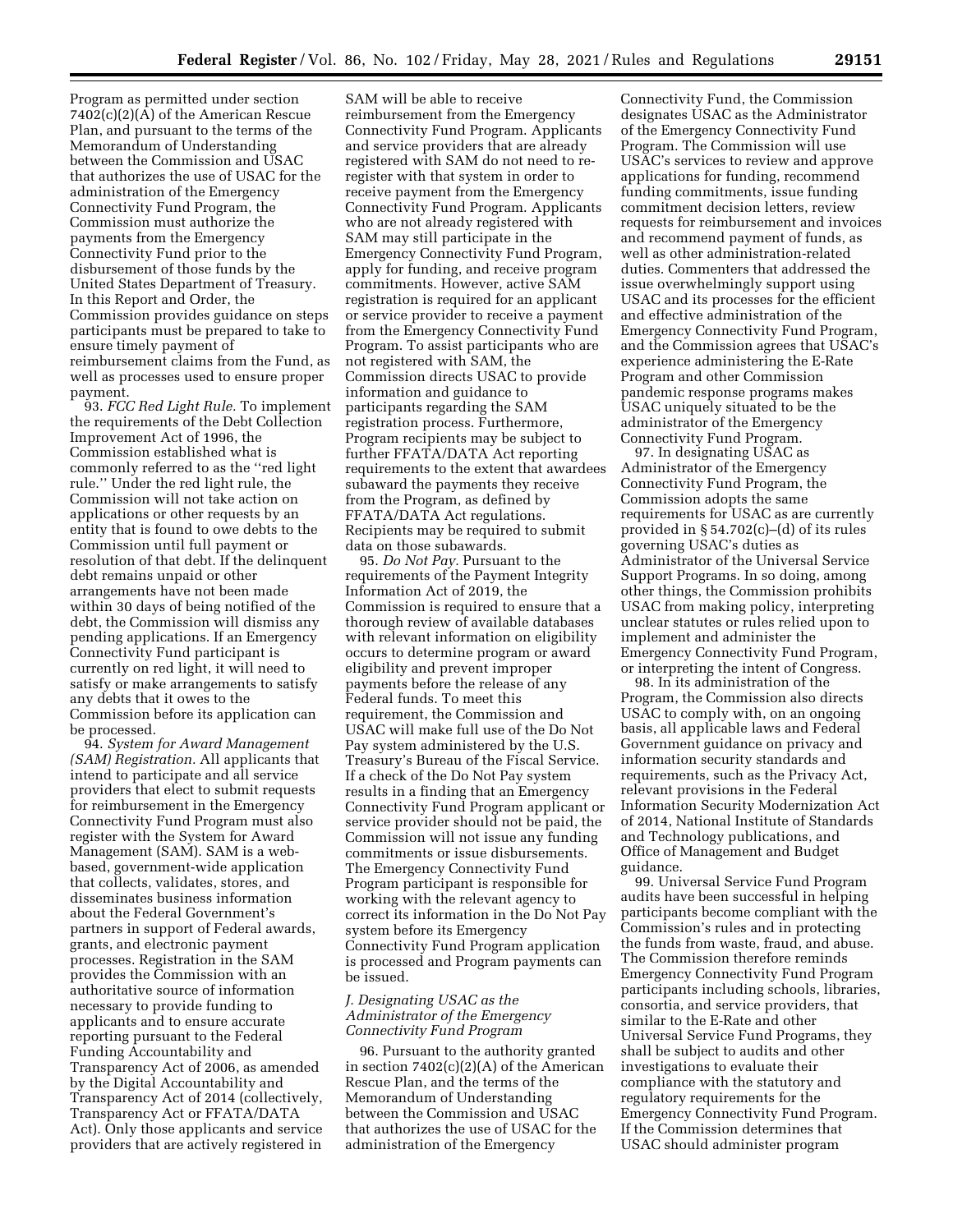Program as permitted under section 7402(c)(2)(A) of the American Rescue Plan, and pursuant to the terms of the Memorandum of Understanding between the Commission and USAC that authorizes the use of USAC for the administration of the Emergency Connectivity Fund Program, the Commission must authorize the payments from the Emergency Connectivity Fund prior to the disbursement of those funds by the United States Department of Treasury. In this Report and Order, the Commission provides guidance on steps participants must be prepared to take to ensure timely payment of reimbursement claims from the Fund, as well as processes used to ensure proper payment.

93. *FCC Red Light Rule.* To implement the requirements of the Debt Collection Improvement Act of 1996, the Commission established what is commonly referred to as the ''red light rule.'' Under the red light rule, the Commission will not take action on applications or other requests by an entity that is found to owe debts to the Commission until full payment or resolution of that debt. If the delinquent debt remains unpaid or other arrangements have not been made within 30 days of being notified of the debt, the Commission will dismiss any pending applications. If an Emergency Connectivity Fund participant is currently on red light, it will need to satisfy or make arrangements to satisfy any debts that it owes to the Commission before its application can be processed.

94. *System for Award Management (SAM) Registration.* All applicants that intend to participate and all service providers that elect to submit requests for reimbursement in the Emergency Connectivity Fund Program must also register with the System for Award Management (SAM). SAM is a web-based, government-wide application that collects, validates, stores, and disseminates business information about the Federal Government's partners in support of Federal awards, grants, and electronic payment processes. Registration in the SAM provides the Commission with an authoritative source of information necessary to provide funding to applicants and to ensure accurate reporting pursuant to the Federal Funding Accountability and Transparency Act of 2006, as amended by the Digital Accountability and Transparency Act of 2014 (collectively, Transparency Act or FFATA/DATA Act). Only those applicants and service providers that are actively registered in SAM will be able to receive reimbursement from the Emergency Connectivity Fund Program. Applicants and service providers that are already registered with SAM do not need to re-register with that system in order to receive payment from the Emergency Connectivity Fund Program. Applicants who are not already registered with SAM may still participate in the Emergency Connectivity Fund Program, apply for funding, and receive program commitments. However, active SAM registration is required for an applicant or service provider to receive a payment from the Emergency Connectivity Fund Program. To assist participants who are not registered with SAM, the Commission directs USAC to provide information and guidance to participants regarding the SAM registration process. Furthermore, Program recipients may be subject to further FFATA/DATA Act reporting requirements to the extent that awardees subaward the payments they receive from the Program, as defined by FFATA/DATA Act regulations. Recipients may be required to submit data on those subawards.

95. *Do Not Pay.* Pursuant to the requirements of the Payment Integrity Information Act of 2019, the Commission is required to ensure that a thorough review of available databases with relevant information on eligibility occurs to determine program or award eligibility and prevent improper payments before the release of any Federal funds. To meet this requirement, the Commission and USAC will make full use of the Do Not Pay system administered by the U.S. Treasury's Bureau of the Fiscal Service. If a check of the Do Not Pay system results in a finding that an Emergency Connectivity Fund Program applicant or service provider should not be paid, the Commission will not issue any funding commitments or issue disbursements. The Emergency Connectivity Fund Program participant is responsible for working with the relevant agency to correct its information in the Do Not Pay system before its Emergency Connectivity Fund Program application is processed and Program payments can be issued.

### *J. Designating USAC as the Administrator of the Emergency Connectivity Fund Program*

96. Pursuant to the authority granted in section 7402(c)(2)(A) of the American Rescue Plan, and the terms of the Memorandum of Understanding between the Commission and USAC that authorizes the use of USAC for the administration of the Emergency Connectivity Fund, the Commission designates USAC as the Administrator of the Emergency Connectivity Fund Program. The Commission will use USAC's services to review and approve applications for funding, recommend funding commitments, issue funding commitment decision letters, review requests for reimbursement and invoices and recommend payment of funds, as well as other administration-related duties. Commenters that addressed the issue overwhelmingly support using USAC and its processes for the efficient and effective administration of the Emergency Connectivity Fund Program, and the Commission agrees that USAC's experience administering the E-Rate Program and other Commission pandemic response programs makes USAC uniquely situated to be the administrator of the Emergency Connectivity Fund Program.

97. In designating USAC as Administrator of the Emergency Connectivity Fund Program, the Commission adopts the same requirements for USAC as are currently provided in § 54.702(c)–(d) of its rules governing USAC's duties as Administrator of the Universal Service Support Programs. In so doing, among other things, the Commission prohibits USAC from making policy, interpreting unclear statutes or rules relied upon to implement and administer the Emergency Connectivity Fund Program, or interpreting the intent of Congress.

98. In its administration of the Program, the Commission also directs USAC to comply with, on an ongoing basis, all applicable laws and Federal Government guidance on privacy and information security standards and requirements, such as the Privacy Act, relevant provisions in the Federal Information Security Modernization Act of 2014, National Institute of Standards and Technology publications, and Office of Management and Budget guidance.

99. Universal Service Fund Program audits have been successful in helping participants become compliant with the Commission's rules and in protecting the funds from waste, fraud, and abuse. The Commission therefore reminds Emergency Connectivity Fund Program participants including schools, libraries, consortia, and service providers, that similar to the E-Rate and other Universal Service Fund Programs, they shall be subject to audits and other investigations to evaluate their compliance with the statutory and regulatory requirements for the Emergency Connectivity Fund Program. If the Commission determines that USAC should administer program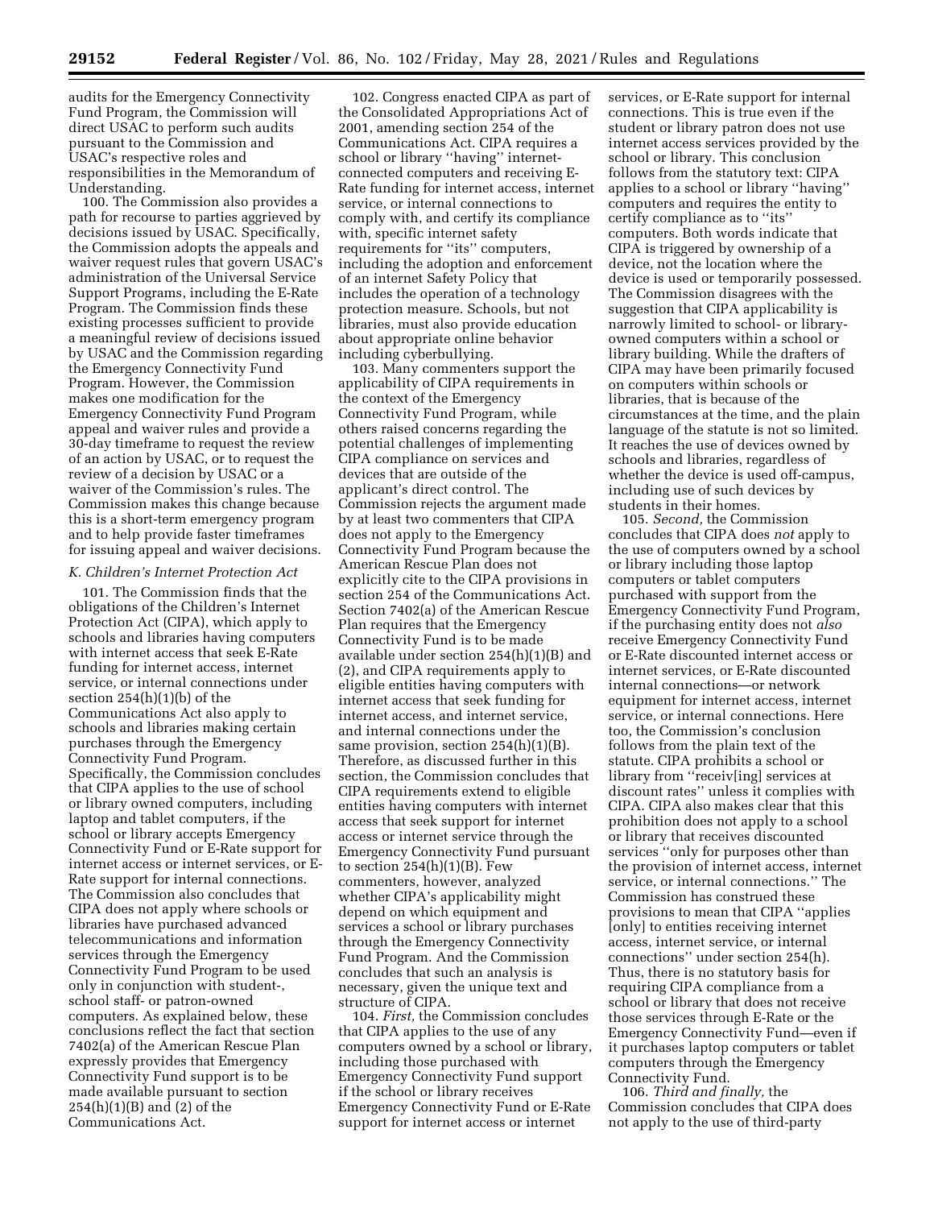audits for the Emergency Connectivity Fund Program, the Commission will direct USAC to perform such audits pursuant to the Commission and USAC's respective roles and responsibilities in the Memorandum of Understanding.

100. The Commission also provides a path for recourse to parties aggrieved by decisions issued by USAC. Specifically, the Commission adopts the appeals and waiver request rules that govern USAC's administration of the Universal Service Support Programs, including the E-Rate Program. The Commission finds these existing processes sufficient to provide a meaningful review of decisions issued by USAC and the Commission regarding the Emergency Connectivity Fund Program. However, the Commission makes one modification for the Emergency Connectivity Fund Program appeal and waiver rules and provide a 30-day timeframe to request the review of an action by USAC, or to request the review of a decision by USAC or a waiver of the Commission's rules. The Commission makes this change because this is a short-term emergency program and to help provide faster timeframes for issuing appeal and waiver decisions.

### *K. Children's Internet Protection Act*

101. The Commission finds that the obligations of the Children's Internet Protection Act (CIPA), which apply to schools and libraries having computers with internet access that seek E-Rate funding for internet access, internet service, or internal connections under section 254(h)(1)(b) of the Communications Act also apply to schools and libraries making certain purchases through the Emergency Connectivity Fund Program. Specifically, the Commission concludes that CIPA applies to the use of school or library owned computers, including laptop and tablet computers, if the school or library accepts Emergency Connectivity Fund or E-Rate support for internet access or internet services, or E-Rate support for internal connections. The Commission also concludes that CIPA does not apply where schools or libraries have purchased advanced telecommunications and information services through the Emergency Connectivity Fund Program to be used only in conjunction with student-, school staff- or patron-owned computers. As explained below, these conclusions reflect the fact that section 7402(a) of the American Rescue Plan expressly provides that Emergency Connectivity Fund support is to be made available pursuant to section 254(h)(1)(B) and (2) of the Communications Act.

102. Congress enacted CIPA as part of the Consolidated Appropriations Act of 2001, amending section 254 of the Communications Act. CIPA requires a school or library ''having'' internet-connected computers and receiving E-Rate funding for internet access, internet service, or internal connections to comply with, and certify its compliance with, specific internet safety requirements for ''its'' computers, including the adoption and enforcement of an internet Safety Policy that includes the operation of a technology protection measure. Schools, but not libraries, must also provide education about appropriate online behavior including cyberbullying.

103. Many commenters support the applicability of CIPA requirements in the context of the Emergency Connectivity Fund Program, while others raised concerns regarding the potential challenges of implementing CIPA compliance on services and devices that are outside of the applicant's direct control. The Commission rejects the argument made by at least two commenters that CIPA does not apply to the Emergency Connectivity Fund Program because the American Rescue Plan does not explicitly cite to the CIPA provisions in section 254 of the Communications Act. Section 7402(a) of the American Rescue Plan requires that the Emergency Connectivity Fund is to be made available under section 254(h)(1)(B) and (2), and CIPA requirements apply to eligible entities having computers with internet access that seek funding for internet access, and internet service, and internal connections under the same provision, section 254(h)(1)(B). Therefore, as discussed further in this section, the Commission concludes that CIPA requirements extend to eligible entities having computers with internet access that seek support for internet access or internet service through the Emergency Connectivity Fund pursuant to section 254(h)(1)(B). Few commenters, however, analyzed whether CIPA's applicability might depend on which equipment and services a school or library purchases through the Emergency Connectivity Fund Program. And the Commission concludes that such an analysis is necessary, given the unique text and structure of CIPA.

104. *First,* the Commission concludes that CIPA applies to the use of any computers owned by a school or library, including those purchased with Emergency Connectivity Fund support if the school or library receives Emergency Connectivity Fund or E-Rate support for internet access or internet services, or E-Rate support for internal connections. This is true even if the student or library patron does not use internet access services provided by the school or library. This conclusion follows from the statutory text: CIPA applies to a school or library ''having'' computers and requires the entity to certify compliance as to ''its'' computers. Both words indicate that CIPA is triggered by ownership of a device, not the location where the device is used or temporarily possessed. The Commission disagrees with the suggestion that CIPA applicability is narrowly limited to school- or library-owned computers within a school or library building. While the drafters of CIPA may have been primarily focused on computers within schools or libraries, that is because of the circumstances at the time, and the plain language of the statute is not so limited. It reaches the use of devices owned by schools and libraries, regardless of whether the device is used off-campus, including use of such devices by students in their homes.

105. *Second,* the Commission concludes that CIPA does *not* apply to the use of computers owned by a school or library including those laptop computers or tablet computers purchased with support from the Emergency Connectivity Fund Program, if the purchasing entity does not *also* receive Emergency Connectivity Fund or E-Rate discounted internet access or internet services, or E-Rate discounted internal connections—or network equipment for internet access, internet service, or internal connections. Here too, the Commission's conclusion follows from the plain text of the statute. CIPA prohibits a school or library from ''receiv[ing] services at discount rates'' unless it complies with CIPA. CIPA also makes clear that this prohibition does not apply to a school or library that receives discounted services ''only for purposes other than the provision of internet access, internet service, or internal connections.'' The Commission has construed these provisions to mean that CIPA ''applies [only] to entities receiving internet access, internet service, or internal connections'' under section 254(h). Thus, there is no statutory basis for requiring CIPA compliance from a school or library that does not receive those services through E-Rate or the Emergency Connectivity Fund—even if it purchases laptop computers or tablet computers through the Emergency Connectivity Fund.

106. *Third and finally,* the Commission concludes that CIPA does not apply to the use of third-party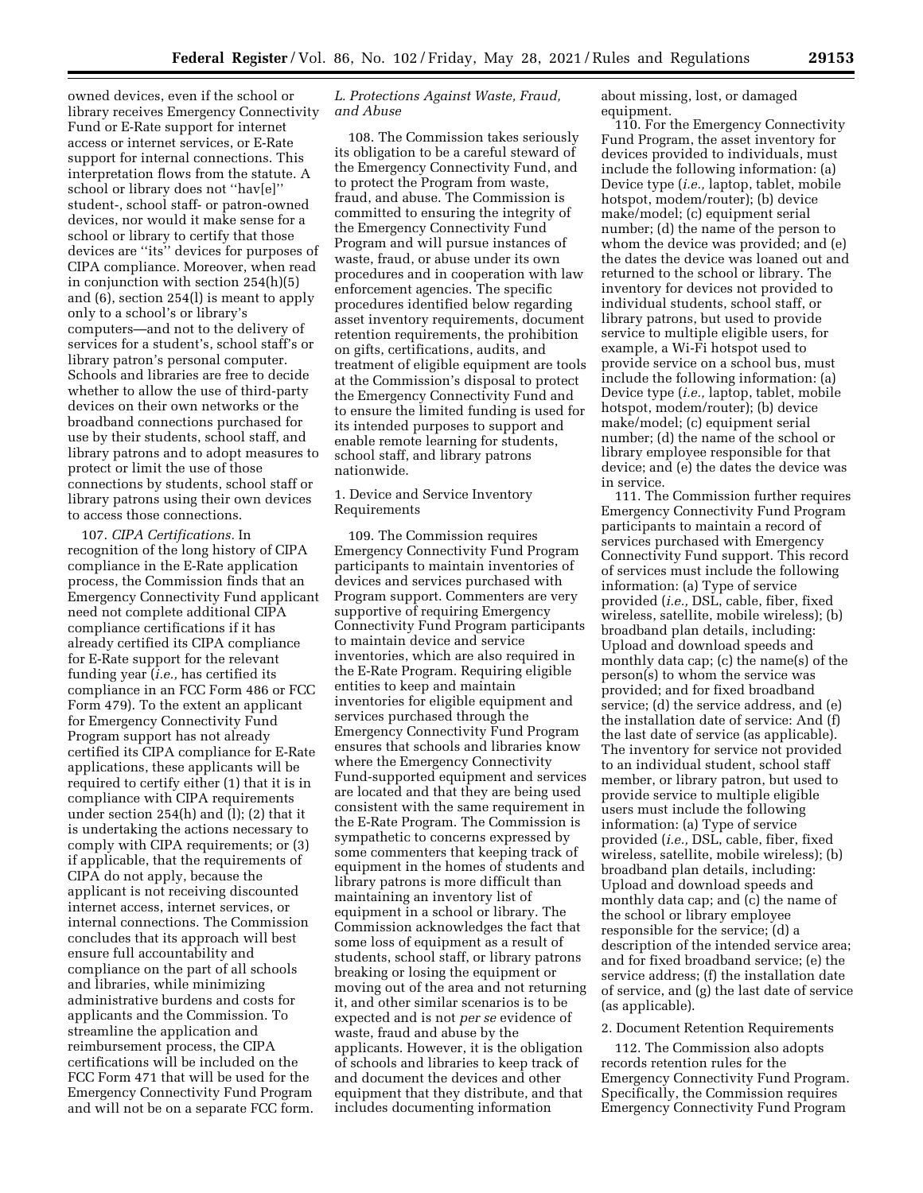owned devices, even if the school or library receives Emergency Connectivity Fund or E-Rate support for internet access or internet services, or E-Rate support for internal connections. This interpretation flows from the statute. A school or library does not ''hav[e]'' student-, school staff- or patron-owned devices, nor would it make sense for a school or library to certify that those devices are ''its'' devices for purposes of CIPA compliance. Moreover, when read in conjunction with section 254(h)(5) and (6), section 254(l) is meant to apply only to a school's or library's computers—and not to the delivery of services for a student's, school staff's or library patron's personal computer. Schools and libraries are free to decide whether to allow the use of third-party devices on their own networks or the broadband connections purchased for use by their students, school staff, and library patrons and to adopt measures to protect or limit the use of those connections by students, school staff or library patrons using their own devices to access those connections.

107. *CIPA Certifications.* In recognition of the long history of CIPA compliance in the E-Rate application process, the Commission finds that an Emergency Connectivity Fund applicant need not complete additional CIPA compliance certifications if it has already certified its CIPA compliance for E-Rate support for the relevant funding year (*i.e.,* has certified its compliance in an FCC Form 486 or FCC Form 479). To the extent an applicant for Emergency Connectivity Fund Program support has not already certified its CIPA compliance for E-Rate applications, these applicants will be required to certify either (1) that it is in compliance with CIPA requirements under section 254(h) and (l); (2) that it is undertaking the actions necessary to comply with CIPA requirements; or (3) if applicable, that the requirements of CIPA do not apply, because the applicant is not receiving discounted internet access, internet services, or internal connections. The Commission concludes that its approach will best ensure full accountability and compliance on the part of all schools and libraries, while minimizing administrative burdens and costs for applicants and the Commission. To streamline the application and reimbursement process, the CIPA certifications will be included on the FCC Form 471 that will be used for the Emergency Connectivity Fund Program and will not be on a separate FCC form.

### *L. Protections Against Waste, Fraud, and Abuse*

108. The Commission takes seriously its obligation to be a careful steward of the Emergency Connectivity Fund, and to protect the Program from waste, fraud, and abuse. The Commission is committed to ensuring the integrity of the Emergency Connectivity Fund Program and will pursue instances of waste, fraud, or abuse under its own procedures and in cooperation with law enforcement agencies. The specific procedures identified below regarding asset inventory requirements, document retention requirements, the prohibition on gifts, certifications, audits, and treatment of eligible equipment are tools at the Commission's disposal to protect the Emergency Connectivity Fund and to ensure the limited funding is used for its intended purposes to support and enable remote learning for students, school staff, and library patrons nationwide.

#### 1. Device and Service Inventory Requirements

109. The Commission requires Emergency Connectivity Fund Program participants to maintain inventories of devices and services purchased with Program support. Commenters are very supportive of requiring Emergency Connectivity Fund Program participants to maintain device and service inventories, which are also required in the E-Rate Program. Requiring eligible entities to keep and maintain inventories for eligible equipment and services purchased through the Emergency Connectivity Fund Program ensures that schools and libraries know where the Emergency Connectivity Fund-supported equipment and services are located and that they are being used consistent with the same requirement in the E-Rate Program. The Commission is sympathetic to concerns expressed by some commenters that keeping track of equipment in the homes of students and library patrons is more difficult than maintaining an inventory list of equipment in a school or library. The Commission acknowledges the fact that some loss of equipment as a result of students, school staff, or library patrons breaking or losing the equipment or moving out of the area and not returning it, and other similar scenarios is to be expected and is not *per se* evidence of waste, fraud and abuse by the applicants. However, it is the obligation of schools and libraries to keep track of and document the devices and other equipment that they distribute, and that includes documenting information about missing, lost, or damaged equipment.

110. For the Emergency Connectivity Fund Program, the asset inventory for devices provided to individuals, must include the following information: (a) Device type (*i.e.,* laptop, tablet, mobile hotspot, modem/router); (b) device make/model; (c) equipment serial number; (d) the name of the person to whom the device was provided; and (e) the dates the device was loaned out and returned to the school or library. The inventory for devices not provided to individual students, school staff, or library patrons, but used to provide service to multiple eligible users, for example, a Wi-Fi hotspot used to provide service on a school bus, must include the following information: (a) Device type (*i.e.,* laptop, tablet, mobile hotspot, modem/router); (b) device make/model; (c) equipment serial number; (d) the name of the school or library employee responsible for that device; and (e) the dates the device was in service.

111. The Commission further requires Emergency Connectivity Fund Program participants to maintain a record of services purchased with Emergency Connectivity Fund support. This record of services must include the following information: (a) Type of service provided (*i.e.,* DSL, cable, fiber, fixed wireless, satellite, mobile wireless); (b) broadband plan details, including: Upload and download speeds and monthly data cap; (c) the name(s) of the person(s) to whom the service was provided; and for fixed broadband service; (d) the service address, and (e) the installation date of service: And (f) the last date of service (as applicable). The inventory for service not provided to an individual student, school staff member, or library patron, but used to provide service to multiple eligible users must include the following information: (a) Type of service provided (*i.e.,* DSL, cable, fiber, fixed wireless, satellite, mobile wireless); (b) broadband plan details, including: Upload and download speeds and monthly data cap; and (c) the name of the school or library employee responsible for the service; (d) a description of the intended service area; and for fixed broadband service; (e) the service address; (f) the installation date of service, and (g) the last date of service (as applicable).

#### 2. Document Retention Requirements

112. The Commission also adopts records retention rules for the Emergency Connectivity Fund Program. Specifically, the Commission requires Emergency Connectivity Fund Program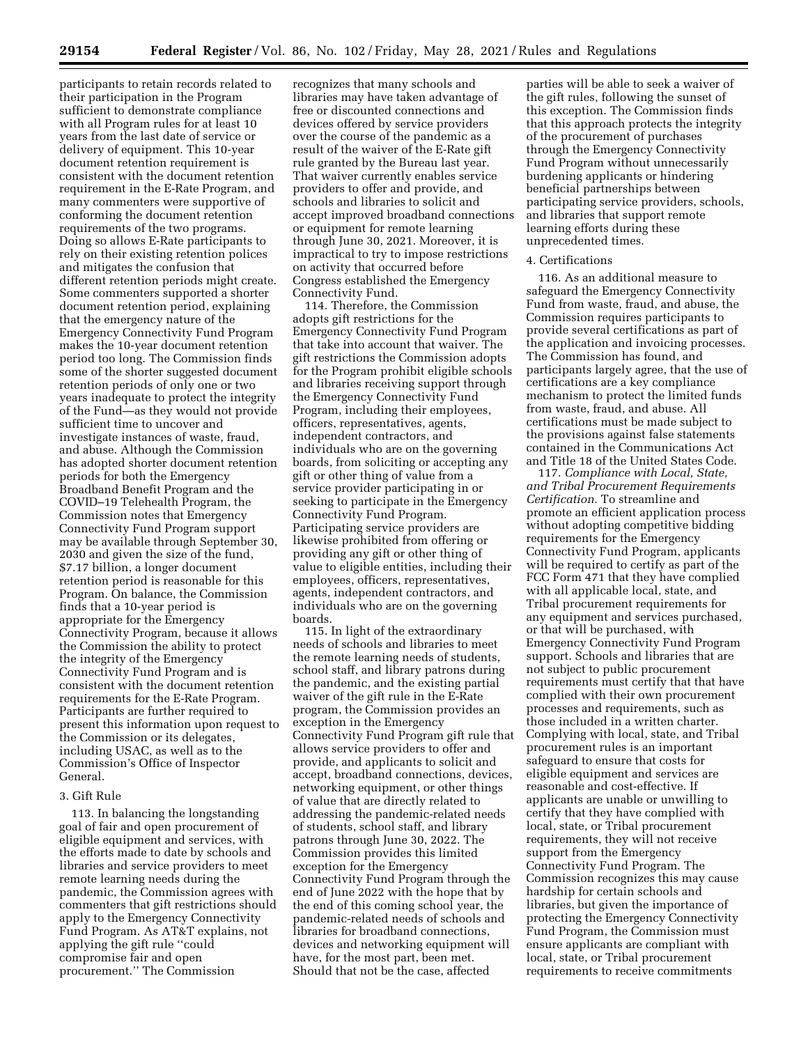participants to retain records related to their participation in the Program sufficient to demonstrate compliance with all Program rules for at least 10 years from the last date of service or delivery of equipment. This 10-year document retention requirement is consistent with the document retention requirement in the E-Rate Program, and many commenters were supportive of conforming the document retention requirements of the two programs. Doing so allows E-Rate participants to rely on their existing retention polices and mitigates the confusion that different retention periods might create. Some commenters supported a shorter document retention period, explaining that the emergency nature of the Emergency Connectivity Fund Program makes the 10-year document retention period too long. The Commission finds some of the shorter suggested document retention periods of only one or two years inadequate to protect the integrity of the Fund—as they would not provide sufficient time to uncover and investigate instances of waste, fraud, and abuse. Although the Commission has adopted shorter document retention periods for both the Emergency Broadband Benefit Program and the COVID–19 Telehealth Program, the Commission notes that Emergency Connectivity Fund Program support may be available through September 30, 2030 and given the size of the fund, $7.17 billion, a longer document retention period is reasonable for this Program. On balance, the Commission finds that a 10-year period is appropriate for the Emergency Connectivity Program, because it allows the Commission the ability to protect the integrity of the Emergency Connectivity Fund Program and is consistent with the document retention requirements for the E-Rate Program. Participants are further required to present this information upon request to the Commission or its delegates, including USAC, as well as to the Commission's Office of Inspector General.

3. Gift Rule

113. In balancing the longstanding goal of fair and open procurement of eligible equipment and services, with the efforts made to date by schools and libraries and service providers to meet remote learning needs during the pandemic, the Commission agrees with commenters that gift restrictions should apply to the Emergency Connectivity Fund Program. As AT&T explains, not applying the gift rule ''could compromise fair and open procurement.'' The Commission recognizes that many schools and libraries may have taken advantage of free or discounted connections and devices offered by service providers over the course of the pandemic as a result of the waiver of the E-Rate gift rule granted by the Bureau last year. That waiver currently enables service providers to offer and provide, and schools and libraries to solicit and accept improved broadband connections or equipment for remote learning through June 30, 2021. Moreover, it is impractical to try to impose restrictions on activity that occurred before Congress established the Emergency Connectivity Fund.

114. Therefore, the Commission adopts gift restrictions for the Emergency Connectivity Fund Program that take into account that waiver. The gift restrictions the Commission adopts for the Program prohibit eligible schools and libraries receiving support through the Emergency Connectivity Fund Program, including their employees, officers, representatives, agents, independent contractors, and individuals who are on the governing boards, from soliciting or accepting any gift or other thing of value from a service provider participating in or seeking to participate in the Emergency Connectivity Fund Program. Participating service providers are likewise prohibited from offering or providing any gift or other thing of value to eligible entities, including their employees, officers, representatives, agents, independent contractors, and individuals who are on the governing boards.

115. In light of the extraordinary needs of schools and libraries to meet the remote learning needs of students, school staff, and library patrons during the pandemic, and the existing partial waiver of the gift rule in the E-Rate program, the Commission provides an exception in the Emergency Connectivity Fund Program gift rule that allows service providers to offer and provide, and applicants to solicit and accept, broadband connections, devices, networking equipment, or other things of value that are directly related to addressing the pandemic-related needs of students, school staff, and library patrons through June 30, 2022. The Commission provides this limited exception for the Emergency Connectivity Fund Program through the end of June 2022 with the hope that by the end of this coming school year, the pandemic-related needs of schools and libraries for broadband connections, devices and networking equipment will have, for the most part, been met. Should that not be the case, affected parties will be able to seek a waiver of the gift rules, following the sunset of this exception. The Commission finds that this approach protects the integrity of the procurement of purchases through the Emergency Connectivity Fund Program without unnecessarily burdening applicants or hindering beneficial partnerships between participating service providers, schools, and libraries that support remote learning efforts during these unprecedented times.

4. Certifications

116. As an additional measure to safeguard the Emergency Connectivity Fund from waste, fraud, and abuse, the Commission requires participants to provide several certifications as part of the application and invoicing processes. The Commission has found, and participants largely agree, that the use of certifications are a key compliance mechanism to protect the limited funds from waste, fraud, and abuse. All certifications must be made subject to the provisions against false statements contained in the Communications Act and Title 18 of the United States Code.

117. *Compliance with Local, State, and Tribal Procurement Requirements Certification.* To streamline and promote an efficient application process without adopting competitive bidding requirements for the Emergency Connectivity Fund Program, applicants will be required to certify as part of the FCC Form 471 that they have complied with all applicable local, state, and Tribal procurement requirements for any equipment and services purchased, or that will be purchased, with Emergency Connectivity Fund Program support. Schools and libraries that are not subject to public procurement requirements must certify that that have complied with their own procurement processes and requirements, such as those included in a written charter. Complying with local, state, and Tribal procurement rules is an important safeguard to ensure that costs for eligible equipment and services are reasonable and cost-effective. If applicants are unable or unwilling to certify that they have complied with local, state, or Tribal procurement requirements, they will not receive support from the Emergency Connectivity Fund Program. The Commission recognizes this may cause hardship for certain schools and libraries, but given the importance of protecting the Emergency Connectivity Fund Program, the Commission must ensure applicants are compliant with local, state, or Tribal procurement requirements to receive commitments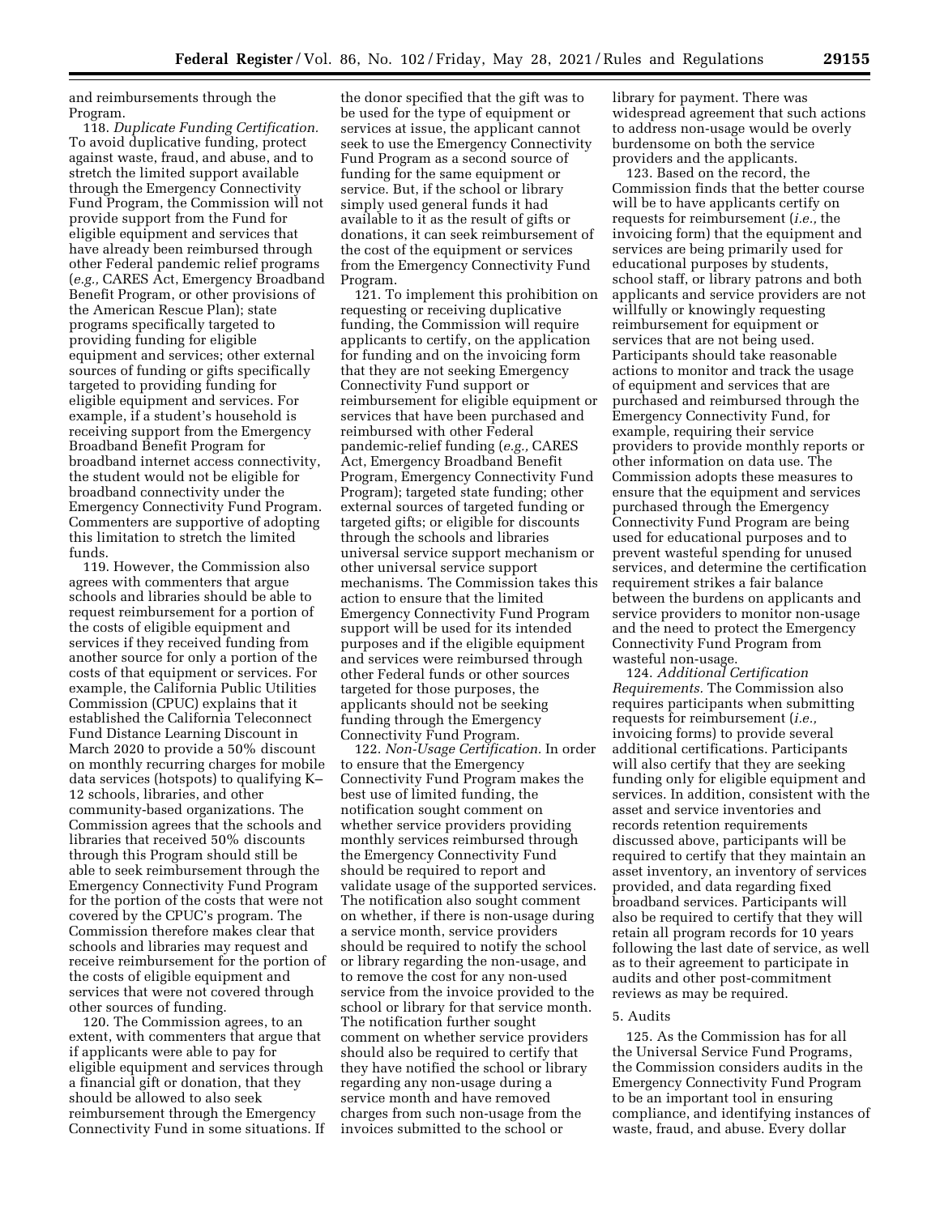and reimbursements through the Program.

118. *Duplicate Funding Certification.* To avoid duplicative funding, protect against waste, fraud, and abuse, and to stretch the limited support available through the Emergency Connectivity Fund Program, the Commission will not provide support from the Fund for eligible equipment and services that have already been reimbursed through other Federal pandemic relief programs (*e.g.,* CARES Act, Emergency Broadband Benefit Program, or other provisions of the American Rescue Plan); state programs specifically targeted to providing funding for eligible equipment and services; other external sources of funding or gifts specifically targeted to providing funding for eligible equipment and services. For example, if a student's household is receiving support from the Emergency Broadband Benefit Program for broadband internet access connectivity, the student would not be eligible for broadband connectivity under the Emergency Connectivity Fund Program. Commenters are supportive of adopting this limitation to stretch the limited funds.

119. However, the Commission also agrees with commenters that argue schools and libraries should be able to request reimbursement for a portion of the costs of eligible equipment and services if they received funding from another source for only a portion of the costs of that equipment or services. For example, the California Public Utilities Commission (CPUC) explains that it established the California Teleconnect Fund Distance Learning Discount in March 2020 to provide a 50% discount on monthly recurring charges for mobile data services (hotspots) to qualifying K–12 schools, libraries, and other community-based organizations. The Commission agrees that the schools and libraries that received 50% discounts through this Program should still be able to seek reimbursement through the Emergency Connectivity Fund Program for the portion of the costs that were not covered by the CPUC's program. The Commission therefore makes clear that schools and libraries may request and receive reimbursement for the portion of the costs of eligible equipment and services that were not covered through other sources of funding.

120. The Commission agrees, to an extent, with commenters that argue that if applicants were able to pay for eligible equipment and services through a financial gift or donation, that they should be allowed to also seek reimbursement through the Emergency Connectivity Fund in some situations. If the donor specified that the gift was to be used for the type of equipment or services at issue, the applicant cannot seek to use the Emergency Connectivity Fund Program as a second source of funding for the same equipment or service. But, if the school or library simply used general funds it had available to it as the result of gifts or donations, it can seek reimbursement of the cost of the equipment or services from the Emergency Connectivity Fund Program.

121. To implement this prohibition on requesting or receiving duplicative funding, the Commission will require applicants to certify, on the application for funding and on the invoicing form that they are not seeking Emergency Connectivity Fund support or reimbursement for eligible equipment or services that have been purchased and reimbursed with other Federal pandemic-relief funding (*e.g.,* CARES Act, Emergency Broadband Benefit Program, Emergency Connectivity Fund Program); targeted state funding; other external sources of targeted funding or targeted gifts; or eligible for discounts through the schools and libraries universal service support mechanism or other universal service support mechanisms. The Commission takes this action to ensure that the limited Emergency Connectivity Fund Program support will be used for its intended purposes and if the eligible equipment and services were reimbursed through other Federal funds or other sources targeted for those purposes, the applicants should not be seeking funding through the Emergency Connectivity Fund Program.

122. *Non-Usage Certification.* In order to ensure that the Emergency Connectivity Fund Program makes the best use of limited funding, the notification sought comment on whether service providers providing monthly services reimbursed through the Emergency Connectivity Fund should be required to report and validate usage of the supported services. The notification also sought comment on whether, if there is non-usage during a service month, service providers should be required to notify the school or library regarding the non-usage, and to remove the cost for any non-used service from the invoice provided to the school or library for that service month. The notification further sought comment on whether service providers should also be required to certify that they have notified the school or library regarding any non-usage during a service month and have removed charges from such non-usage from the invoices submitted to the school or library for payment. There was widespread agreement that such actions to address non-usage would be overly burdensome on both the service providers and the applicants.

123. Based on the record, the Commission finds that the better course will be to have applicants certify on requests for reimbursement (*i.e.,* the invoicing form) that the equipment and services are being primarily used for educational purposes by students, school staff, or library patrons and both applicants and service providers are not willfully or knowingly requesting reimbursement for equipment or services that are not being used. Participants should take reasonable actions to monitor and track the usage of equipment and services that are purchased and reimbursed through the Emergency Connectivity Fund, for example, requiring their service providers to provide monthly reports or other information on data use. The Commission adopts these measures to ensure that the equipment and services purchased through the Emergency Connectivity Fund Program are being used for educational purposes and to prevent wasteful spending for unused services, and determine the certification requirement strikes a fair balance between the burdens on applicants and service providers to monitor non-usage and the need to protect the Emergency Connectivity Fund Program from wasteful non-usage.

124. *Additional Certification Requirements.* The Commission also requires participants when submitting requests for reimbursement (*i.e.,* invoicing forms) to provide several additional certifications. Participants will also certify that they are seeking funding only for eligible equipment and services. In addition, consistent with the asset and service inventories and records retention requirements discussed above, participants will be required to certify that they maintain an asset inventory, an inventory of services provided, and data regarding fixed broadband services. Participants will also be required to certify that they will retain all program records for 10 years following the last date of service, as well as to their agreement to participate in audits and other post-commitment reviews as may be required.

5. Audits

125. As the Commission has for all the Universal Service Fund Programs, the Commission considers audits in the Emergency Connectivity Fund Program to be an important tool in ensuring compliance, and identifying instances of waste, fraud, and abuse. Every dollar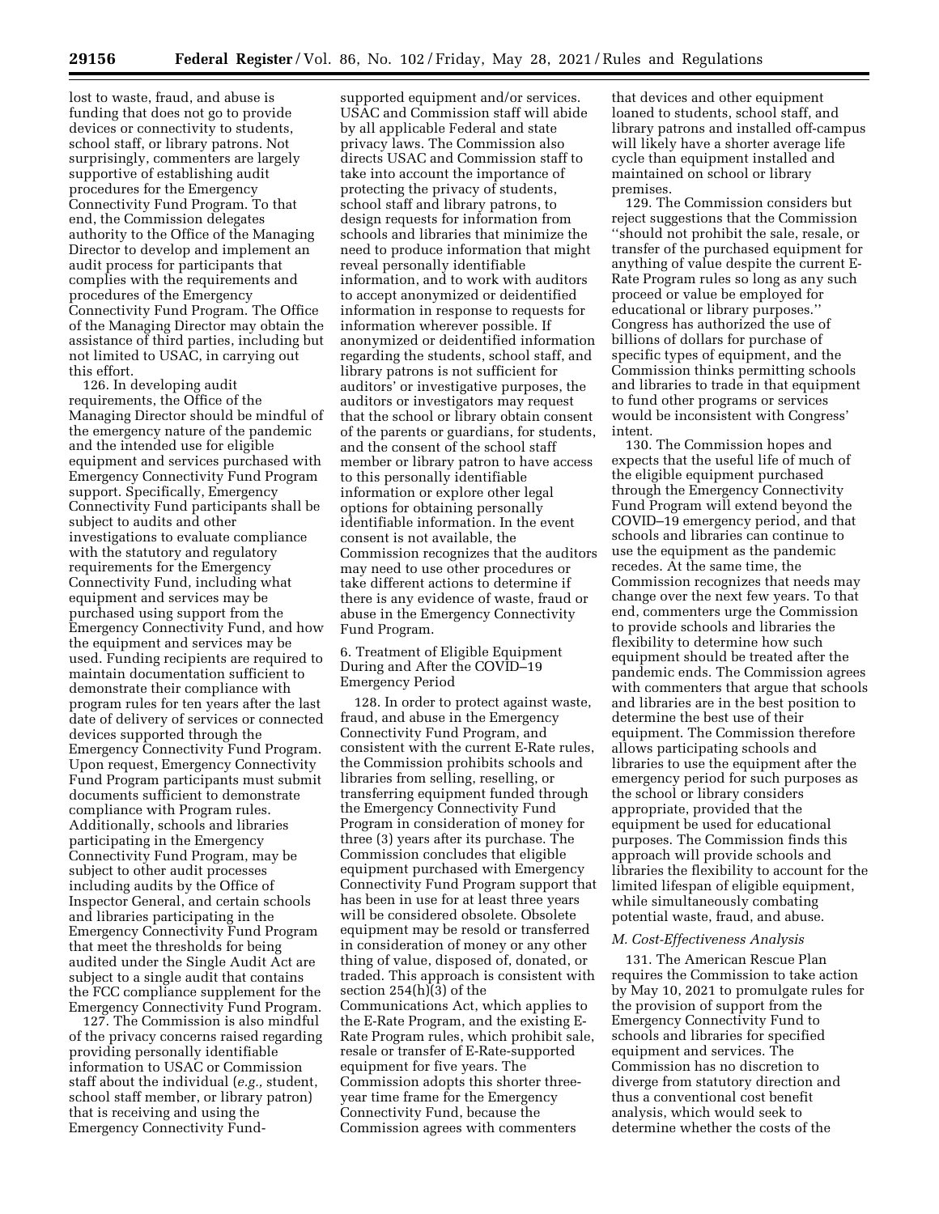lost to waste, fraud, and abuse is funding that does not go to provide devices or connectivity to students, school staff, or library patrons. Not surprisingly, commenters are largely supportive of establishing audit procedures for the Emergency Connectivity Fund Program. To that end, the Commission delegates authority to the Office of the Managing Director to develop and implement an audit process for participants that complies with the requirements and procedures of the Emergency Connectivity Fund Program. The Office of the Managing Director may obtain the assistance of third parties, including but not limited to USAC, in carrying out this effort.

126. In developing audit requirements, the Office of the Managing Director should be mindful of the emergency nature of the pandemic and the intended use for eligible equipment and services purchased with Emergency Connectivity Fund Program support. Specifically, Emergency Connectivity Fund participants shall be subject to audits and other investigations to evaluate compliance with the statutory and regulatory requirements for the Emergency Connectivity Fund, including what equipment and services may be purchased using support from the Emergency Connectivity Fund, and how the equipment and services may be used. Funding recipients are required to maintain documentation sufficient to demonstrate their compliance with program rules for ten years after the last date of delivery of services or connected devices supported through the Emergency Connectivity Fund Program. Upon request, Emergency Connectivity Fund Program participants must submit documents sufficient to demonstrate compliance with Program rules. Additionally, schools and libraries participating in the Emergency Connectivity Fund Program, may be subject to other audit processes including audits by the Office of Inspector General, and certain schools and libraries participating in the Emergency Connectivity Fund Program that meet the thresholds for being audited under the Single Audit Act are subject to a single audit that contains the FCC compliance supplement for the Emergency Connectivity Fund Program.

127. The Commission is also mindful of the privacy concerns raised regarding providing personally identifiable information to USAC or Commission staff about the individual (*e.g.,* student, school staff member, or library patron) that is receiving and using the Emergency Connectivity Fund-supported equipment and/or services. USAC and Commission staff will abide by all applicable Federal and state privacy laws. The Commission also directs USAC and Commission staff to take into account the importance of protecting the privacy of students, school staff and library patrons, to design requests for information from schools and libraries that minimize the need to produce information that might reveal personally identifiable information, and to work with auditors to accept anonymized or deidentified information in response to requests for information wherever possible. If anonymized or deidentified information regarding the students, school staff, and library patrons is not sufficient for auditors' or investigative purposes, the auditors or investigators may request that the school or library obtain consent of the parents or guardians, for students, and the consent of the school staff member or library patron to have access to this personally identifiable information or explore other legal options for obtaining personally identifiable information. In the event consent is not available, the Commission recognizes that the auditors may need to use other procedures or take different actions to determine if there is any evidence of waste, fraud or abuse in the Emergency Connectivity Fund Program.

### 6. Treatment of Eligible Equipment During and After the COVID–19 Emergency Period

128. In order to protect against waste, fraud, and abuse in the Emergency Connectivity Fund Program, and consistent with the current E-Rate rules, the Commission prohibits schools and libraries from selling, reselling, or transferring equipment funded through the Emergency Connectivity Fund Program in consideration of money for three (3) years after its purchase. The Commission concludes that eligible equipment purchased with Emergency Connectivity Fund Program support that has been in use for at least three years will be considered obsolete. Obsolete equipment may be resold or transferred in consideration of money or any other thing of value, disposed of, donated, or traded. This approach is consistent with section 254(h)(3) of the Communications Act, which applies to the E-Rate Program, and the existing E-Rate Program rules, which prohibit sale, resale or transfer of E-Rate-supported equipment for five years. The Commission adopts this shorter three-year time frame for the Emergency Connectivity Fund, because the Commission agrees with commenters that devices and other equipment loaned to students, school staff, and library patrons and installed off-campus will likely have a shorter average life cycle than equipment installed and maintained on school or library premises.

129. The Commission considers but reject suggestions that the Commission ''should not prohibit the sale, resale, or transfer of the purchased equipment for anything of value despite the current E-Rate Program rules so long as any such proceed or value be employed for educational or library purposes.'' Congress has authorized the use of billions of dollars for purchase of specific types of equipment, and the Commission thinks permitting schools and libraries to trade in that equipment to fund other programs or services would be inconsistent with Congress' intent.

130. The Commission hopes and expects that the useful life of much of the eligible equipment purchased through the Emergency Connectivity Fund Program will extend beyond the COVID–19 emergency period, and that schools and libraries can continue to use the equipment as the pandemic recedes. At the same time, the Commission recognizes that needs may change over the next few years. To that end, commenters urge the Commission to provide schools and libraries the flexibility to determine how such equipment should be treated after the pandemic ends. The Commission agrees with commenters that argue that schools and libraries are in the best position to determine the best use of their equipment. The Commission therefore allows participating schools and libraries to use the equipment after the emergency period for such purposes as the school or library considers appropriate, provided that the equipment be used for educational purposes. The Commission finds this approach will provide schools and libraries the flexibility to account for the limited lifespan of eligible equipment, while simultaneously combating potential waste, fraud, and abuse.

### *M. Cost-Effectiveness Analysis*

131. The American Rescue Plan requires the Commission to take action by May 10, 2021 to promulgate rules for the provision of support from the Emergency Connectivity Fund to schools and libraries for specified equipment and services. The Commission has no discretion to diverge from statutory direction and thus a conventional cost benefit analysis, which would seek to determine whether the costs of the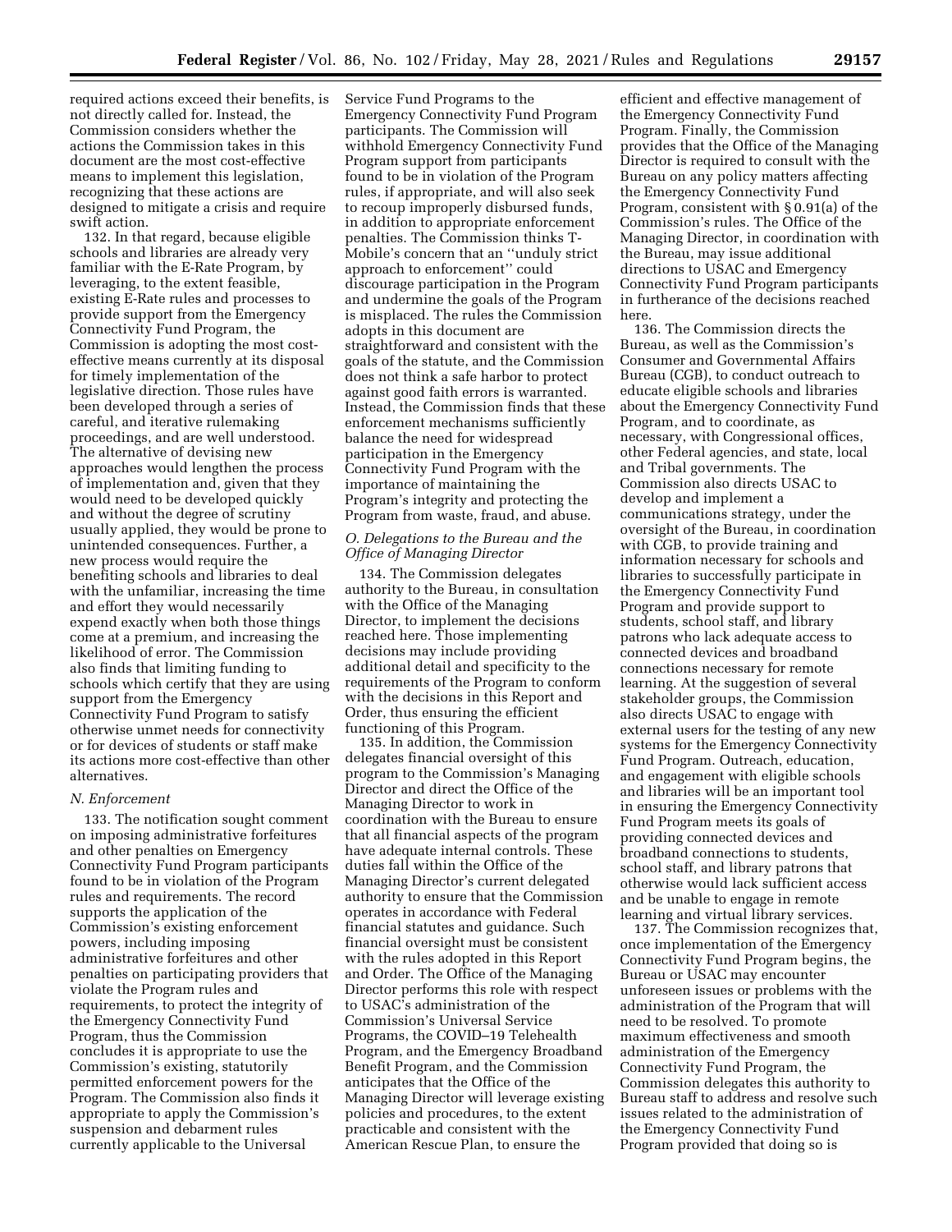required actions exceed their benefits, is not directly called for. Instead, the Commission considers whether the actions the Commission takes in this document are the most cost-effective means to implement this legislation, recognizing that these actions are designed to mitigate a crisis and require swift action.

132. In that regard, because eligible schools and libraries are already very familiar with the E-Rate Program, by leveraging, to the extent feasible, existing E-Rate rules and processes to provide support from the Emergency Connectivity Fund Program, the Commission is adopting the most cost-effective means currently at its disposal for timely implementation of the legislative direction. Those rules have been developed through a series of careful, and iterative rulemaking proceedings, and are well understood. The alternative of devising new approaches would lengthen the process of implementation and, given that they would need to be developed quickly and without the degree of scrutiny usually applied, they would be prone to unintended consequences. Further, a new process would require the benefiting schools and libraries to deal with the unfamiliar, increasing the time and effort they would necessarily expend exactly when both those things come at a premium, and increasing the likelihood of error. The Commission also finds that limiting funding to schools which certify that they are using support from the Emergency Connectivity Fund Program to satisfy otherwise unmet needs for connectivity or for devices of students or staff make its actions more cost-effective than other alternatives.

### N. Enforcement

133. The notification sought comment on imposing administrative forfeitures and other penalties on Emergency Connectivity Fund Program participants found to be in violation of the Program rules and requirements. The record supports the application of the Commission's existing enforcement powers, including imposing administrative forfeitures and other penalties on participating providers that violate the Program rules and requirements, to protect the integrity of the Emergency Connectivity Fund Program, thus the Commission concludes it is appropriate to use the Commission's existing, statutorily permitted enforcement powers for the Program. The Commission also finds it appropriate to apply the Commission's suspension and debarment rules currently applicable to the Universal Service Fund Programs to the Emergency Connectivity Fund Program participants. The Commission will withhold Emergency Connectivity Fund Program support from participants found to be in violation of the Program rules, if appropriate, and will also seek to recoup improperly disbursed funds, in addition to appropriate enforcement penalties. The Commission thinks T-Mobile's concern that an ''unduly strict approach to enforcement'' could discourage participation in the Program and undermine the goals of the Program is misplaced. The rules the Commission adopts in this document are straightforward and consistent with the goals of the statute, and the Commission does not think a safe harbor to protect against good faith errors is warranted. Instead, the Commission finds that these enforcement mechanisms sufficiently balance the need for widespread participation in the Emergency Connectivity Fund Program with the importance of maintaining the Program's integrity and protecting the Program from waste, fraud, and abuse.

### O. Delegations to the Bureau and the Office of Managing Director

134. The Commission delegates authority to the Bureau, in consultation with the Office of the Managing Director, to implement the decisions reached here. Those implementing decisions may include providing additional detail and specificity to the requirements of the Program to conform with the decisions in this Report and Order, thus ensuring the efficient functioning of this Program.

135. In addition, the Commission delegates financial oversight of this program to the Commission's Managing Director and direct the Office of the Managing Director to work in coordination with the Bureau to ensure that all financial aspects of the program have adequate internal controls. These duties fall within the Office of the Managing Director's current delegated authority to ensure that the Commission operates in accordance with Federal financial statutes and guidance. Such financial oversight must be consistent with the rules adopted in this Report and Order. The Office of the Managing Director performs this role with respect to USAC's administration of the Commission's Universal Service Programs, the COVID–19 Telehealth Program, and the Emergency Broadband Benefit Program, and the Commission anticipates that the Office of the Managing Director will leverage existing policies and procedures, to the extent practicable and consistent with the American Rescue Plan, to ensure the efficient and effective management of the Emergency Connectivity Fund Program. Finally, the Commission provides that the Office of the Managing Director is required to consult with the Bureau on any policy matters affecting the Emergency Connectivity Fund Program, consistent with § 0.91(a) of the Commission's rules. The Office of the Managing Director, in coordination with the Bureau, may issue additional directions to USAC and Emergency Connectivity Fund Program participants in furtherance of the decisions reached here.

136. The Commission directs the Bureau, as well as the Commission's Consumer and Governmental Affairs Bureau (CGB), to conduct outreach to educate eligible schools and libraries about the Emergency Connectivity Fund Program, and to coordinate, as necessary, with Congressional offices, other Federal agencies, and state, local and Tribal governments. The Commission also directs USAC to develop and implement a communications strategy, under the oversight of the Bureau, in coordination with CGB, to provide training and information necessary for schools and libraries to successfully participate in the Emergency Connectivity Fund Program and provide support to students, school staff, and library patrons who lack adequate access to connected devices and broadband connections necessary for remote learning. At the suggestion of several stakeholder groups, the Commission also directs USAC to engage with external users for the testing of any new systems for the Emergency Connectivity Fund Program. Outreach, education, and engagement with eligible schools and libraries will be an important tool in ensuring the Emergency Connectivity Fund Program meets its goals of providing connected devices and broadband connections to students, school staff, and library patrons that otherwise would lack sufficient access and be unable to engage in remote learning and virtual library services.

137. The Commission recognizes that, once implementation of the Emergency Connectivity Fund Program begins, the Bureau or USAC may encounter unforeseen issues or problems with the administration of the Program that will need to be resolved. To promote maximum effectiveness and smooth administration of the Emergency Connectivity Fund Program, the Commission delegates this authority to Bureau staff to address and resolve such issues related to the administration of the Emergency Connectivity Fund Program provided that doing so is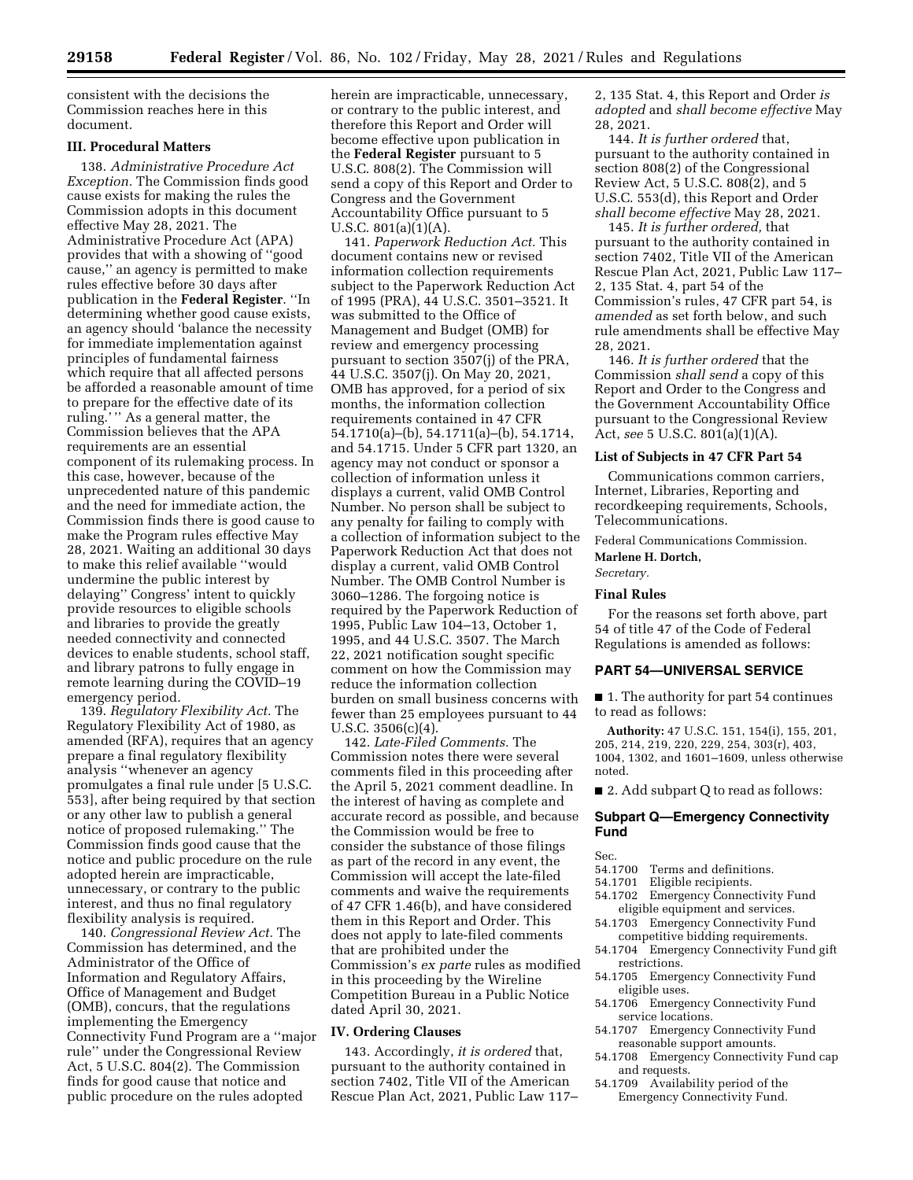consistent with the decisions the Commission reaches here in this document.

### III. Procedural Matters

138. *Administrative Procedure Act Exception.* The Commission finds good cause exists for making the rules the Commission adopts in this document effective May 28, 2021. The Administrative Procedure Act (APA) provides that with a showing of ''good cause,'' an agency is permitted to make rules effective before 30 days after publication in the **Federal Register**. ''In determining whether good cause exists, an agency should 'balance the necessity for immediate implementation against principles of fundamental fairness which require that all affected persons be afforded a reasonable amount of time to prepare for the effective date of its ruling.' '' As a general matter, the Commission believes that the APA requirements are an essential component of its rulemaking process. In this case, however, because of the unprecedented nature of this pandemic and the need for immediate action, the Commission finds there is good cause to make the Program rules effective May 28, 2021. Waiting an additional 30 days to make this relief available ''would undermine the public interest by delaying'' Congress' intent to quickly provide resources to eligible schools and libraries to provide the greatly needed connectivity and connected devices to enable students, school staff, and library patrons to fully engage in remote learning during the COVID–19 emergency period.

139. *Regulatory Flexibility Act.* The Regulatory Flexibility Act of 1980, as amended (RFA), requires that an agency prepare a final regulatory flexibility analysis ''whenever an agency promulgates a final rule under [5 U.S.C. 553], after being required by that section or any other law to publish a general notice of proposed rulemaking.'' The Commission finds good cause that the notice and public procedure on the rule adopted herein are impracticable, unnecessary, or contrary to the public interest, and thus no final regulatory flexibility analysis is required.

140. *Congressional Review Act.* The Commission has determined, and the Administrator of the Office of Information and Regulatory Affairs, Office of Management and Budget (OMB), concurs, that the regulations implementing the Emergency Connectivity Fund Program are a ''major rule'' under the Congressional Review Act, 5 U.S.C. 804(2). The Commission finds for good cause that notice and public procedure on the rules adopted herein are impracticable, unnecessary, or contrary to the public interest, and therefore this Report and Order will become effective upon publication in the **Federal Register** pursuant to 5 U.S.C. 808(2). The Commission will send a copy of this Report and Order to Congress and the Government Accountability Office pursuant to 5 U.S.C. 801(a)(1)(A).

141. *Paperwork Reduction Act.* This document contains new or revised information collection requirements subject to the Paperwork Reduction Act of 1995 (PRA), 44 U.S.C. 3501–3521. It was submitted to the Office of Management and Budget (OMB) for review and emergency processing pursuant to section 3507(j) of the PRA, 44 U.S.C. 3507(j). On May 20, 2021, OMB has approved, for a period of six months, the information collection requirements contained in 47 CFR 54.1710(a)–(b), 54.1711(a)–(b), 54.1714, and 54.1715. Under 5 CFR part 1320, an agency may not conduct or sponsor a collection of information unless it displays a current, valid OMB Control Number. No person shall be subject to any penalty for failing to comply with a collection of information subject to the Paperwork Reduction Act that does not display a current, valid OMB Control Number. The OMB Control Number is 3060–1286. The forgoing notice is required by the Paperwork Reduction of 1995, Public Law 104–13, October 1, 1995, and 44 U.S.C. 3507. The March 22, 2021 notification sought specific comment on how the Commission may reduce the information collection burden on small business concerns with fewer than 25 employees pursuant to 44 U.S.C. 3506(c)(4).

142. *Late-Filed Comments.* The Commission notes there were several comments filed in this proceeding after the April 5, 2021 comment deadline. In the interest of having as complete and accurate record as possible, and because the Commission would be free to consider the substance of those filings as part of the record in any event, the Commission will accept the late-filed comments and waive the requirements of 47 CFR 1.46(b), and have considered them in this Report and Order. This does not apply to late-filed comments that are prohibited under the Commission's *ex parte* rules as modified in this proceeding by the Wireline Competition Bureau in a Public Notice dated April 30, 2021.

### IV. Ordering Clauses

143. Accordingly, *it is ordered* that, pursuant to the authority contained in section 7402, Title VII of the American Rescue Plan Act, 2021, Public Law 117–2, 135 Stat. 4, this Report and Order *is adopted* and *shall become effective* May 28, 2021.

144. *It is further ordered* that, pursuant to the authority contained in section 808(2) of the Congressional Review Act, 5 U.S.C. 808(2), and 5 U.S.C. 553(d), this Report and Order *shall become effective* May 28, 2021.

145. *It is further ordered,* that pursuant to the authority contained in section 7402, Title VII of the American Rescue Plan Act, 2021, Public Law 117–2, 135 Stat. 4, part 54 of the Commission's rules, 47 CFR part 54, is *amended* as set forth below, and such rule amendments shall be effective May 28, 2021.

146. *It is further ordered* that the Commission *shall send* a copy of this Report and Order to the Congress and the Government Accountability Office pursuant to the Congressional Review Act, *see* 5 U.S.C. 801(a)(1)(A).

### List of Subjects in 47 CFR Part 54

Communications common carriers, Internet, Libraries, Reporting and recordkeeping requirements, Schools, Telecommunications.

Federal Communications Commission.

**Marlene H. Dortch,**

*Secretary.*

### Final Rules

For the reasons set forth above, part 54 of title 47 of the Code of Federal Regulations is amended as follows:

## PART 54—UNIVERSAL SERVICE

■ 1. The authority for part 54 continues to read as follows:

**Authority:** 47 U.S.C. 151, 154(i), 155, 201, 205, 214, 219, 220, 229, 254, 303(r), 403, 1004, 1302, and 1601–1609, unless otherwise noted.

■ 2. Add subpart Q to read as follows:

### Subpart Q—Emergency Connectivity Fund

Sec.
54.1700 Terms and definitions.
54.1701 Eligible recipients.
54.1702 Emergency Connectivity Fund eligible equipment and services.
54.1703 Emergency Connectivity Fund competitive bidding requirements.
54.1704 Emergency Connectivity Fund gift restrictions.
54.1705 Emergency Connectivity Fund eligible uses.
54.1706 Emergency Connectivity Fund service locations.
54.1707 Emergency Connectivity Fund reasonable support amounts.
54.1708 Emergency Connectivity Fund cap and requests.
54.1709 Availability period of the Emergency Connectivity Fund.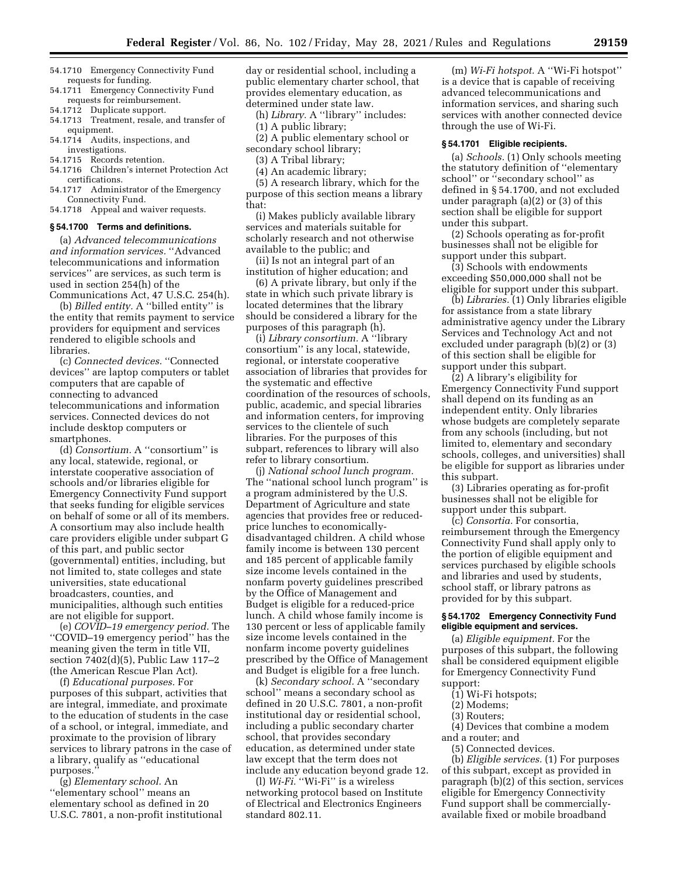54.1710 Emergency Connectivity Fund requests for funding.
54.1711 Emergency Connectivity Fund requests for reimbursement.
54.1712 Duplicate support.
54.1713 Treatment, resale, and transfer of equipment.
54.1714 Audits, inspections, and investigations.
54.1715 Records retention.
54.1716 Children's internet Protection Act certifications.
54.1717 Administrator of the Emergency Connectivity Fund.
54.1718 Appeal and waiver requests.

### § 54.1700 Terms and definitions.

(a) *Advanced telecommunications and information services.* ''Advanced telecommunications and information services'' are services, as such term is used in section 254(h) of the Communications Act, 47 U.S.C. 254(h).

(b) *Billed entity.* A ''billed entity'' is the entity that remits payment to service providers for equipment and services rendered to eligible schools and libraries.

(c) *Connected devices.* ''Connected devices'' are laptop computers or tablet computers that are capable of connecting to advanced telecommunications and information services. Connected devices do not include desktop computers or smartphones.

(d) *Consortium.* A ''consortium'' is any local, statewide, regional, or interstate cooperative association of schools and/or libraries eligible for Emergency Connectivity Fund support that seeks funding for eligible services on behalf of some or all of its members. A consortium may also include health care providers eligible under subpart G of this part, and public sector (governmental) entities, including, but not limited to, state colleges and state universities, state educational broadcasters, counties, and municipalities, although such entities are not eligible for support.

(e) *COVID–19 emergency period.* The ''COVID–19 emergency period'' has the meaning given the term in title VII, section 7402(d)(5), Public Law 117–2 (the American Rescue Plan Act).

(f) *Educational purposes.* For purposes of this subpart, activities that are integral, immediate, and proximate to the education of students in the case of a school, or integral, immediate, and proximate to the provision of library services to library patrons in the case of a library, qualify as ''educational purposes.''

(g) *Elementary school.* An ''elementary school'' means an elementary school as defined in 20 U.S.C. 7801, a non-profit institutional day or residential school, including a public elementary charter school, that provides elementary education, as determined under state law.

(h) *Library.* A ''library'' includes:

(1) A public library;

(2) A public elementary school or secondary school library;

(3) A Tribal library;

(4) An academic library;

(5) A research library, which for the purpose of this section means a library that:

(i) Makes publicly available library services and materials suitable for scholarly research and not otherwise available to the public; and

(ii) Is not an integral part of an institution of higher education; and

(6) A private library, but only if the state in which such private library is located determines that the library should be considered a library for the purposes of this paragraph (h).

(i) *Library consortium.* A ''library consortium'' is any local, statewide, regional, or interstate cooperative association of libraries that provides for the systematic and effective coordination of the resources of schools, public, academic, and special libraries and information centers, for improving services to the clientele of such libraries. For the purposes of this subpart, references to library will also refer to library consortium.

(j) *National school lunch program.* The ''national school lunch program'' is a program administered by the U.S. Department of Agriculture and state agencies that provides free or reduced-price lunches to economically-disadvantaged children. A child whose family income is between 130 percent and 185 percent of applicable family size income levels contained in the nonfarm poverty guidelines prescribed by the Office of Management and Budget is eligible for a reduced-price lunch. A child whose family income is 130 percent or less of applicable family size income levels contained in the nonfarm income poverty guidelines prescribed by the Office of Management and Budget is eligible for a free lunch.

(k) *Secondary school.* A ''secondary school'' means a secondary school as defined in 20 U.S.C. 7801, a non-profit institutional day or residential school, including a public secondary charter school, that provides secondary education, as determined under state law except that the term does not include any education beyond grade 12.

(l) *Wi-Fi.* ''Wi-Fi'' is a wireless networking protocol based on Institute of Electrical and Electronics Engineers standard 802.11.

(m) *Wi-Fi hotspot.* A ''Wi-Fi hotspot'' is a device that is capable of receiving advanced telecommunications and information services, and sharing such services with another connected device through the use of Wi-Fi.

### § 54.1701 Eligible recipients.

(a) *Schools.* (1) Only schools meeting the statutory definition of ''elementary school'' or ''secondary school'' as defined in § 54.1700, and not excluded under paragraph (a)(2) or (3) of this section shall be eligible for support under this subpart.

(2) Schools operating as for-profit businesses shall not be eligible for support under this subpart.

(3) Schools with endowments exceeding $50,000,000 shall not be eligible for support under this subpart.

(b) *Libraries.* (1) Only libraries eligible for assistance from a state library administrative agency under the Library Services and Technology Act and not excluded under paragraph (b)(2) or (3) of this section shall be eligible for support under this subpart.

(2) A library's eligibility for Emergency Connectivity Fund support shall depend on its funding as an independent entity. Only libraries whose budgets are completely separate from any schools (including, but not limited to, elementary and secondary schools, colleges, and universities) shall be eligible for support as libraries under this subpart.

(3) Libraries operating as for-profit businesses shall not be eligible for support under this subpart.

(c) *Consortia.* For consortia, reimbursement through the Emergency Connectivity Fund shall apply only to the portion of eligible equipment and services purchased by eligible schools and libraries and used by students, school staff, or library patrons as provided for by this subpart.

### § 54.1702 Emergency Connectivity Fund eligible equipment and services.

(a) *Eligible equipment.* For the purposes of this subpart, the following shall be considered equipment eligible for Emergency Connectivity Fund support:

(1) Wi-Fi hotspots;

(2) Modems;

(3) Routers;

(4) Devices that combine a modem and a router; and

(5) Connected devices.

(b) *Eligible services.* (1) For purposes of this subpart, except as provided in paragraph (b)(2) of this section, services eligible for Emergency Connectivity Fund support shall be commercially-available fixed or mobile broadband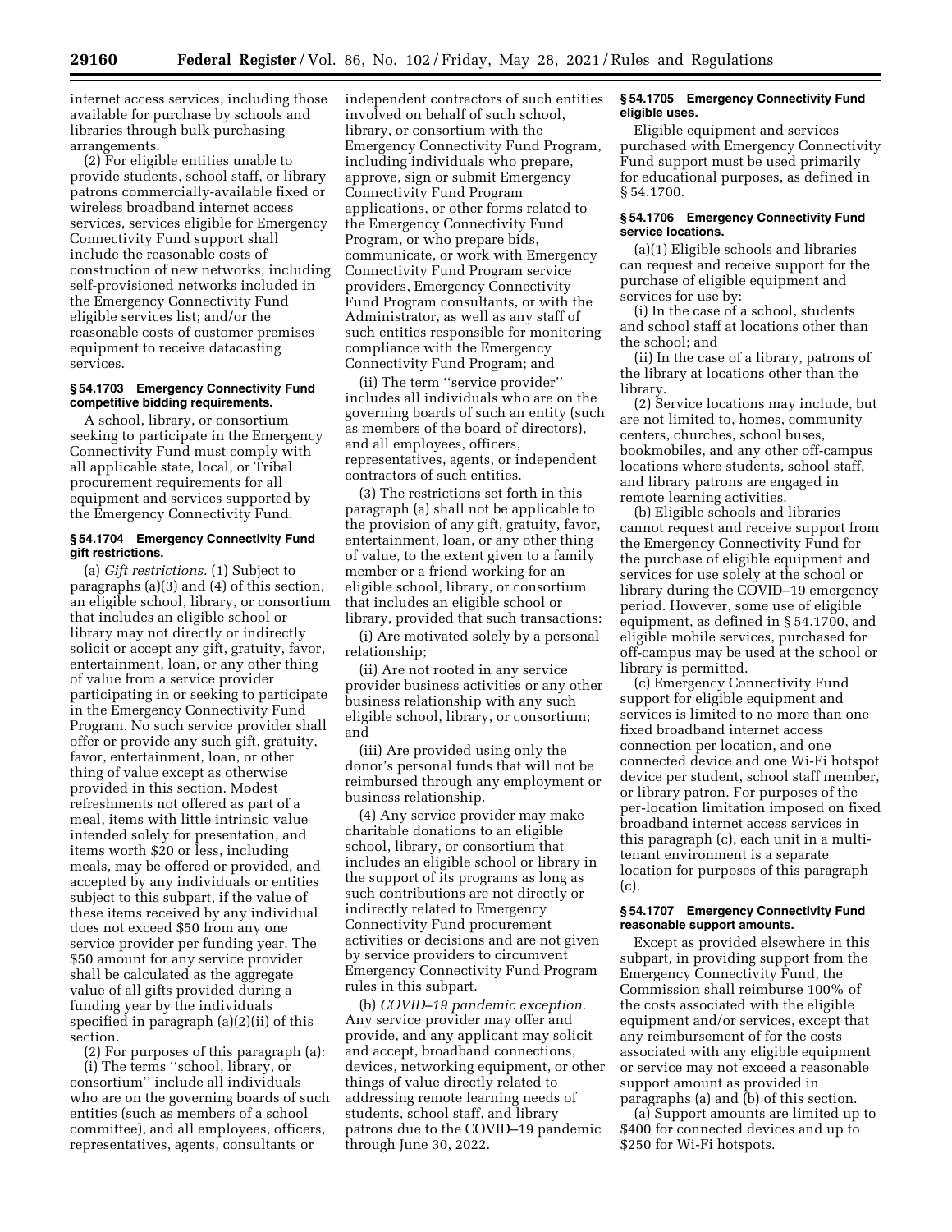internet access services, including those available for purchase by schools and libraries through bulk purchasing arrangements.

(2) For eligible entities unable to provide students, school staff, or library patrons commercially-available fixed or wireless broadband internet access services, services eligible for Emergency Connectivity Fund support shall include the reasonable costs of construction of new networks, including self-provisioned networks included in the Emergency Connectivity Fund eligible services list; and/or the reasonable costs of customer premises equipment to receive datacasting services.

### § 54.1703 Emergency Connectivity Fund competitive bidding requirements.

A school, library, or consortium seeking to participate in the Emergency Connectivity Fund must comply with all applicable state, local, or Tribal procurement requirements for all equipment and services supported by the Emergency Connectivity Fund.

### § 54.1704 Emergency Connectivity Fund gift restrictions.

(a) *Gift restrictions.* (1) Subject to paragraphs (a)(3) and (4) of this section, an eligible school, library, or consortium that includes an eligible school or library may not directly or indirectly solicit or accept any gift, gratuity, favor, entertainment, loan, or any other thing of value from a service provider participating in or seeking to participate in the Emergency Connectivity Fund Program. No such service provider shall offer or provide any such gift, gratuity, favor, entertainment, loan, or other thing of value except as otherwise provided in this section. Modest refreshments not offered as part of a meal, items with little intrinsic value intended solely for presentation, and items worth $20 or less, including meals, may be offered or provided, and accepted by any individuals or entities subject to this subpart, if the value of these items received by any individual does not exceed $50 from any one service provider per funding year. The $50 amount for any service provider shall be calculated as the aggregate value of all gifts provided during a funding year by the individuals specified in paragraph (a)(2)(ii) of this section.

(2) For purposes of this paragraph (a):

(i) The terms ''school, library, or consortium'' include all individuals who are on the governing boards of such entities (such as members of a school committee), and all employees, officers, representatives, agents, consultants or independent contractors of such entities involved on behalf of such school, library, or consortium with the Emergency Connectivity Fund Program, including individuals who prepare, approve, sign or submit Emergency Connectivity Fund Program applications, or other forms related to the Emergency Connectivity Fund Program, or who prepare bids, communicate, or work with Emergency Connectivity Fund Program service providers, Emergency Connectivity Fund Program consultants, or with the Administrator, as well as any staff of such entities responsible for monitoring compliance with the Emergency Connectivity Fund Program; and

(ii) The term ''service provider'' includes all individuals who are on the governing boards of such an entity (such as members of the board of directors), and all employees, officers, representatives, agents, or independent contractors of such entities.

(3) The restrictions set forth in this paragraph (a) shall not be applicable to the provision of any gift, gratuity, favor, entertainment, loan, or any other thing of value, to the extent given to a family member or a friend working for an eligible school, library, or consortium that includes an eligible school or library, provided that such transactions:

(i) Are motivated solely by a personal relationship;

(ii) Are not rooted in any service provider business activities or any other business relationship with any such eligible school, library, or consortium; and

(iii) Are provided using only the donor's personal funds that will not be reimbursed through any employment or business relationship.

(4) Any service provider may make charitable donations to an eligible school, library, or consortium that includes an eligible school or library in the support of its programs as long as such contributions are not directly or indirectly related to Emergency Connectivity Fund procurement activities or decisions and are not given by service providers to circumvent Emergency Connectivity Fund Program rules in this subpart.

(b) *COVID–19 pandemic exception.* Any service provider may offer and provide, and any applicant may solicit and accept, broadband connections, devices, networking equipment, or other things of value directly related to addressing remote learning needs of students, school staff, and library patrons due to the COVID–19 pandemic through June 30, 2022.

### § 54.1705 Emergency Connectivity Fund eligible uses.

Eligible equipment and services purchased with Emergency Connectivity Fund support must be used primarily for educational purposes, as defined in § 54.1700.

### § 54.1706 Emergency Connectivity Fund service locations.

(a)(1) Eligible schools and libraries can request and receive support for the purchase of eligible equipment and services for use by:

(i) In the case of a school, students and school staff at locations other than the school; and

(ii) In the case of a library, patrons of the library at locations other than the library.

(2) Service locations may include, but are not limited to, homes, community centers, churches, school buses, bookmobiles, and any other off-campus locations where students, school staff, and library patrons are engaged in remote learning activities.

(b) Eligible schools and libraries cannot request and receive support from the Emergency Connectivity Fund for the purchase of eligible equipment and services for use solely at the school or library during the COVID–19 emergency period. However, some use of eligible equipment, as defined in § 54.1700, and eligible mobile services, purchased for off-campus may be used at the school or library is permitted.

(c) Emergency Connectivity Fund support for eligible equipment and services is limited to no more than one fixed broadband internet access connection per location, and one connected device and one Wi-Fi hotspot device per student, school staff member, or library patron. For purposes of the per-location limitation imposed on fixed broadband internet access services in this paragraph (c), each unit in a multi-tenant environment is a separate location for purposes of this paragraph (c).

### § 54.1707 Emergency Connectivity Fund reasonable support amounts.

Except as provided elsewhere in this subpart, in providing support from the Emergency Connectivity Fund, the Commission shall reimburse 100% of the costs associated with the eligible equipment and/or services, except that any reimbursement of for the costs associated with any eligible equipment or service may not exceed a reasonable support amount as provided in paragraphs (a) and (b) of this section.

(a) Support amounts are limited up to $400 for connected devices and up to $250 for Wi-Fi hotspots.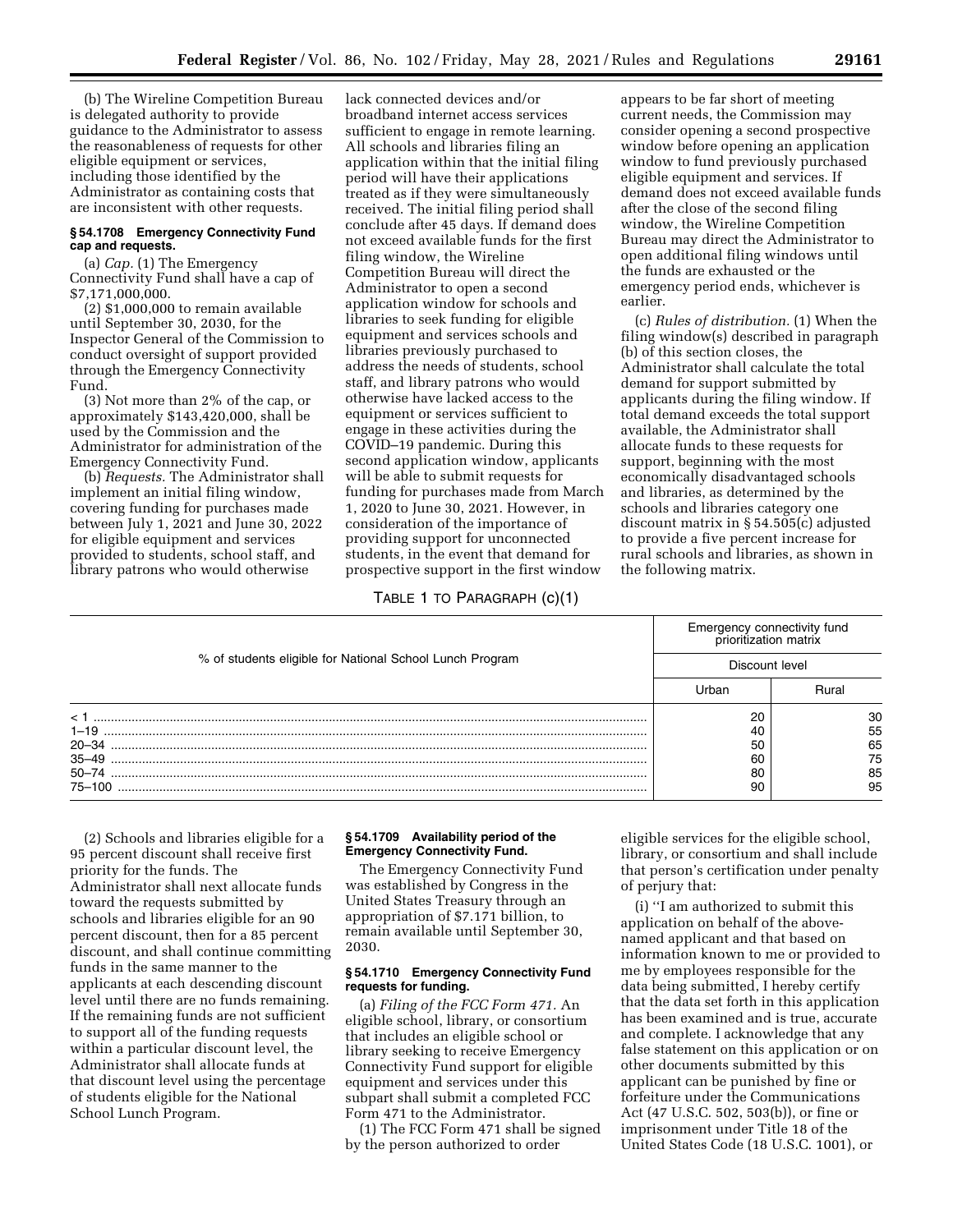(b) The Wireline Competition Bureau is delegated authority to provide guidance to the Administrator to assess the reasonableness of requests for other eligible equipment or services, including those identified by the Administrator as containing costs that are inconsistent with other requests.

### § 54.1708 Emergency Connectivity Fund cap and requests.

(a) *Cap.* (1) The Emergency Connectivity Fund shall have a cap of $7,171,000,000.

(2) $1,000,000 to remain available until September 30, 2030, for the Inspector General of the Commission to conduct oversight of support provided through the Emergency Connectivity Fund.

(3) Not more than 2% of the cap, or approximately $143,420,000, shall be used by the Commission and the Administrator for administration of the Emergency Connectivity Fund.

(b) *Requests.* The Administrator shall implement an initial filing window, covering funding for purchases made between July 1, 2021 and June 30, 2022 for eligible equipment and services provided to students, school staff, and library patrons who would otherwise lack connected devices and/or broadband internet access services sufficient to engage in remote learning. All schools and libraries filing an application within that the initial filing period will have their applications treated as if they were simultaneously received. The initial filing period shall conclude after 45 days. If demand does not exceed available funds for the first filing window, the Wireline Competition Bureau will direct the Administrator to open a second application window for schools and libraries to seek funding for eligible equipment and services schools and libraries previously purchased to address the needs of students, school staff, and library patrons who would otherwise have lacked access to the equipment or services sufficient to engage in these activities during the COVID–19 pandemic. During this second application window, applicants will be able to submit requests for funding for purchases made from March 1, 2020 to June 30, 2021. However, in consideration of the importance of providing support for unconnected students, in the event that demand for prospective support in the first window appears to be far short of meeting current needs, the Commission may consider opening a second prospective window before opening an application window to fund previously purchased eligible equipment and services. If demand does not exceed available funds after the close of the second filing window, the Wireline Competition Bureau may direct the Administrator to open additional filing windows until the funds are exhausted or the emergency period ends, whichever is earlier.

(c) *Rules of distribution.* (1) When the filing window(s) described in paragraph (b) of this section closes, the Administrator shall calculate the total demand for support submitted by applicants during the filing window. If total demand exceeds the total support available, the Administrator shall allocate funds to these requests for support, beginning with the most economically disadvantaged schools and libraries, as determined by the schools and libraries category one discount matrix in § 54.505(c) adjusted to provide a five percent increase for rural schools and libraries, as shown in the following matrix.

TABLE 1 TO PARAGRAPH (c)(1)

| % of students eligible for National School Lunch Program | Emergency connectivity fund prioritization matrix | |
|---|---|---|
| | Discount level | |
| | Urban | Rural |
| < 1 | 20 | 30 |
| 1–19 | 40 | 55 |
| 20–34 | 50 | 65 |
| 35–49 | 60 | 75 |
| 50–74 | 80 | 85 |
| 75–100 | 90 | 95 |

(2) Schools and libraries eligible for a 95 percent discount shall receive first priority for the funds. The Administrator shall next allocate funds toward the requests submitted by schools and libraries eligible for an 90 percent discount, then for a 85 percent discount, and shall continue committing funds in the same manner to the applicants at each descending discount level until there are no funds remaining. If the remaining funds are not sufficient to support all of the funding requests within a particular discount level, the Administrator shall allocate funds at that discount level using the percentage of students eligible for the National School Lunch Program.

### § 54.1709 Availability period of the Emergency Connectivity Fund.

The Emergency Connectivity Fund was established by Congress in the United States Treasury through an appropriation of $7.171 billion, to remain available until September 30, 2030.

### § 54.1710 Emergency Connectivity Fund requests for funding.

(a) *Filing of the FCC Form 471.* An eligible school, library, or consortium that includes an eligible school or library seeking to receive Emergency Connectivity Fund support for eligible equipment and services under this subpart shall submit a completed FCC Form 471 to the Administrator.

(1) The FCC Form 471 shall be signed by the person authorized to order eligible services for the eligible school, library, or consortium and shall include that person's certification under penalty of perjury that:

(i) ''I am authorized to submit this application on behalf of the above-named applicant and that based on information known to me or provided to me by employees responsible for the data being submitted, I hereby certify that the data set forth in this application has been examined and is true, accurate and complete. I acknowledge that any false statement on this application or on other documents submitted by this applicant can be punished by fine or forfeiture under the Communications Act (47 U.S.C. 502, 503(b)), or fine or imprisonment under Title 18 of the United States Code (18 U.S.C. 1001), or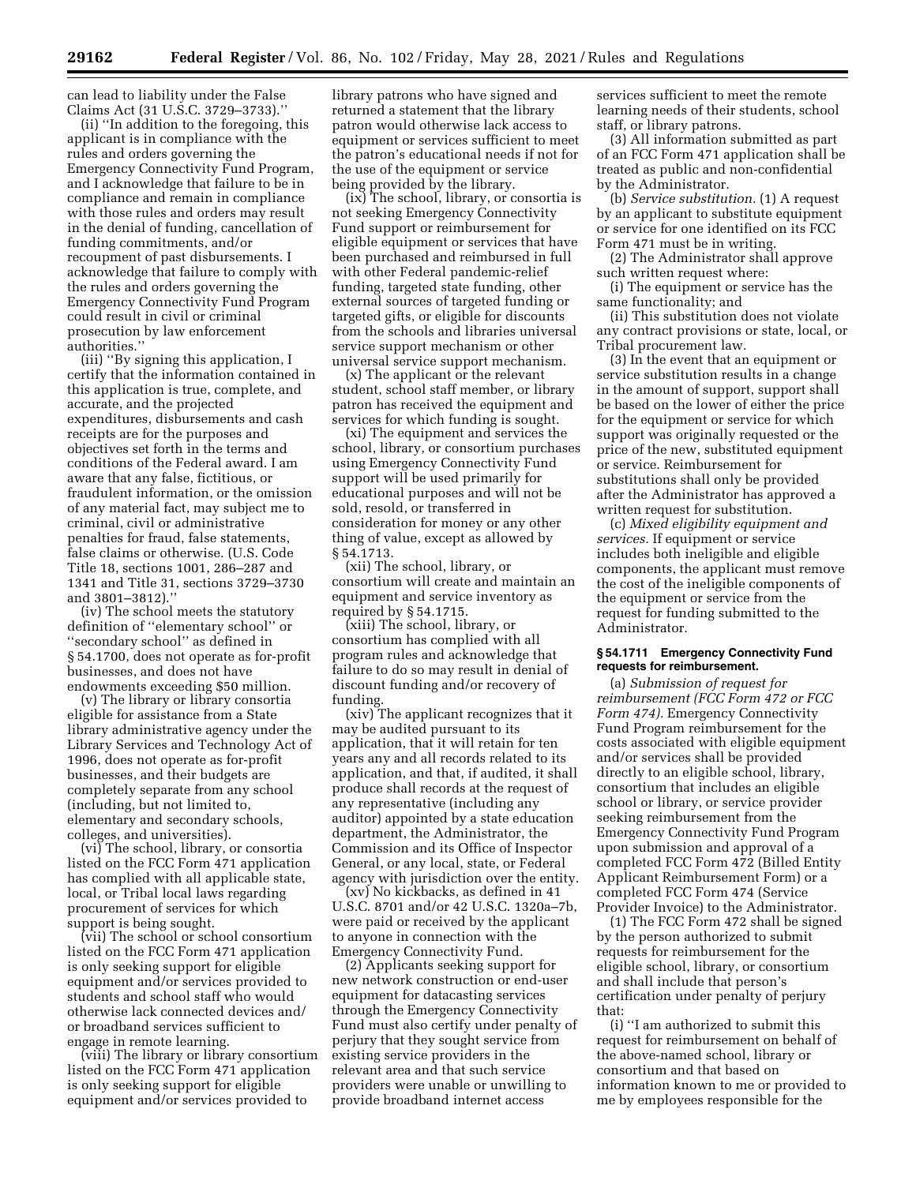can lead to liability under the False Claims Act (31 U.S.C. 3729–3733).''

(ii) ''In addition to the foregoing, this applicant is in compliance with the rules and orders governing the Emergency Connectivity Fund Program, and I acknowledge that failure to be in compliance and remain in compliance with those rules and orders may result in the denial of funding, cancellation of funding commitments, and/or recoupment of past disbursements. I acknowledge that failure to comply with the rules and orders governing the Emergency Connectivity Fund Program could result in civil or criminal prosecution by law enforcement authorities.''

(iii) ''By signing this application, I certify that the information contained in this application is true, complete, and accurate, and the projected expenditures, disbursements and cash receipts are for the purposes and objectives set forth in the terms and conditions of the Federal award. I am aware that any false, fictitious, or fraudulent information, or the omission of any material fact, may subject me to criminal, civil or administrative penalties for fraud, false statements, false claims or otherwise. (U.S. Code Title 18, sections 1001, 286–287 and 1341 and Title 31, sections 3729–3730 and 3801–3812).''

(iv) The school meets the statutory definition of ''elementary school'' or ''secondary school'' as defined in § 54.1700, does not operate as for-profit businesses, and does not have endowments exceeding $50 million.

(v) The library or library consortia eligible for assistance from a State library administrative agency under the Library Services and Technology Act of 1996, does not operate as for-profit businesses, and their budgets are completely separate from any school (including, but not limited to, elementary and secondary schools, colleges, and universities).

(vi) The school, library, or consortia listed on the FCC Form 471 application has complied with all applicable state, local, or Tribal local laws regarding procurement of services for which support is being sought.

(vii) The school or school consortium listed on the FCC Form 471 application is only seeking support for eligible equipment and/or services provided to students and school staff who would otherwise lack connected devices and/or broadband services sufficient to engage in remote learning.

(viii) The library or library consortium listed on the FCC Form 471 application is only seeking support for eligible equipment and/or services provided to library patrons who have signed and returned a statement that the library patron would otherwise lack access to equipment or services sufficient to meet the patron's educational needs if not for the use of the equipment or service being provided by the library.

(ix) The school, library, or consortia is not seeking Emergency Connectivity Fund support or reimbursement for eligible equipment or services that have been purchased and reimbursed in full with other Federal pandemic-relief funding, targeted state funding, other external sources of targeted funding or targeted gifts, or eligible for discounts from the schools and libraries universal service support mechanism or other universal service support mechanism.

(x) The applicant or the relevant student, school staff member, or library patron has received the equipment and services for which funding is sought.

(xi) The equipment and services the school, library, or consortium purchases using Emergency Connectivity Fund support will be used primarily for educational purposes and will not be sold, resold, or transferred in consideration for money or any other thing of value, except as allowed by § 54.1713.

(xii) The school, library, or consortium will create and maintain an equipment and service inventory as required by § 54.1715.

(xiii) The school, library, or consortium has complied with all program rules and acknowledge that failure to do so may result in denial of discount funding and/or recovery of funding.

(xiv) The applicant recognizes that it may be audited pursuant to its application, that it will retain for ten years any and all records related to its application, and that, if audited, it shall produce shall records at the request of any representative (including any auditor) appointed by a state education department, the Administrator, the Commission and its Office of Inspector General, or any local, state, or Federal agency with jurisdiction over the entity.

(xv) No kickbacks, as defined in 41 U.S.C. 8701 and/or 42 U.S.C. 1320a–7b, were paid or received by the applicant to anyone in connection with the Emergency Connectivity Fund.

(2) Applicants seeking support for new network construction or end-user equipment for datacasting services through the Emergency Connectivity Fund must also certify under penalty of perjury that they sought service from existing service providers in the relevant area and that such service providers were unable or unwilling to provide broadband internet access services sufficient to meet the remote learning needs of their students, school staff, or library patrons.

(3) All information submitted as part of an FCC Form 471 application shall be treated as public and non-confidential by the Administrator.

(b) *Service substitution.* (1) A request by an applicant to substitute equipment or service for one identified on its FCC Form 471 must be in writing.

(2) The Administrator shall approve such written request where:

(i) The equipment or service has the same functionality; and

(ii) This substitution does not violate any contract provisions or state, local, or Tribal procurement law.

(3) In the event that an equipment or service substitution results in a change in the amount of support, support shall be based on the lower of either the price for the equipment or service for which support was originally requested or the price of the new, substituted equipment or service. Reimbursement for substitutions shall only be provided after the Administrator has approved a written request for substitution.

(c) *Mixed eligibility equipment and services.* If equipment or service includes both ineligible and eligible components, the applicant must remove the cost of the ineligible components of the equipment or service from the request for funding submitted to the Administrator.

### § 54.1711 Emergency Connectivity Fund requests for reimbursement.

(a) *Submission of request for reimbursement (FCC Form 472 or FCC Form 474).* Emergency Connectivity Fund Program reimbursement for the costs associated with eligible equipment and/or services shall be provided directly to an eligible school, library, consortium that includes an eligible school or library, or service provider seeking reimbursement from the Emergency Connectivity Fund Program upon submission and approval of a completed FCC Form 472 (Billed Entity Applicant Reimbursement Form) or a completed FCC Form 474 (Service Provider Invoice) to the Administrator.

(1) The FCC Form 472 shall be signed by the person authorized to submit requests for reimbursement for the eligible school, library, or consortium and shall include that person's certification under penalty of perjury that:

(i) ''I am authorized to submit this request for reimbursement on behalf of the above-named school, library or consortium and that based on information known to me or provided to me by employees responsible for the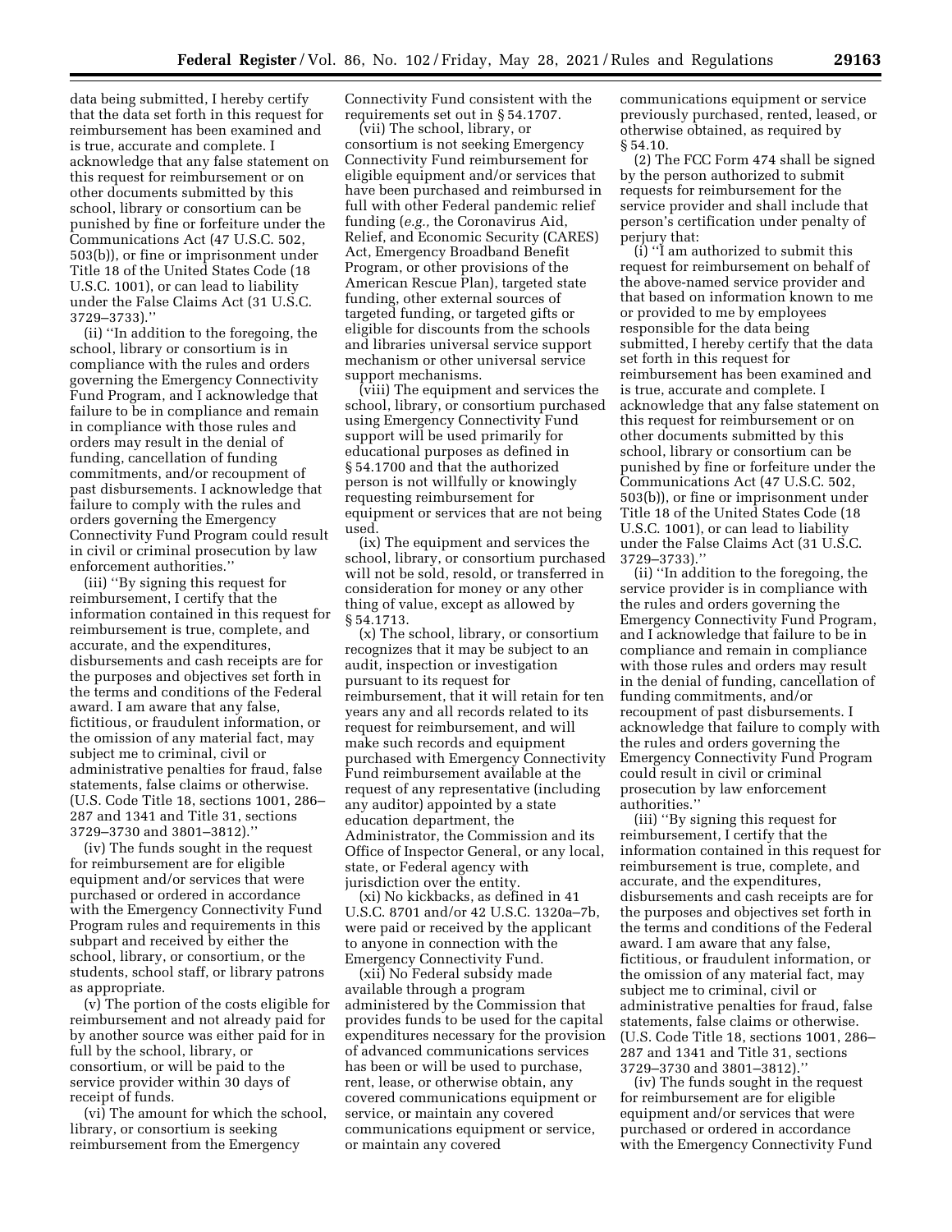data being submitted, I hereby certify that the data set forth in this request for reimbursement has been examined and is true, accurate and complete. I acknowledge that any false statement on this request for reimbursement or on other documents submitted by this school, library or consortium can be punished by fine or forfeiture under the Communications Act (47 U.S.C. 502, 503(b)), or fine or imprisonment under Title 18 of the United States Code (18 U.S.C. 1001), or can lead to liability under the False Claims Act (31 U.S.C. 3729–3733).''

(ii) ''In addition to the foregoing, the school, library or consortium is in compliance with the rules and orders governing the Emergency Connectivity Fund Program, and I acknowledge that failure to be in compliance and remain in compliance with those rules and orders may result in the denial of funding, cancellation of funding commitments, and/or recoupment of past disbursements. I acknowledge that failure to comply with the rules and orders governing the Emergency Connectivity Fund Program could result in civil or criminal prosecution by law enforcement authorities.''

(iii) ''By signing this request for reimbursement, I certify that the information contained in this request for reimbursement is true, complete, and accurate, and the expenditures, disbursements and cash receipts are for the purposes and objectives set forth in the terms and conditions of the Federal award. I am aware that any false, fictitious, or fraudulent information, or the omission of any material fact, may subject me to criminal, civil or administrative penalties for fraud, false statements, false claims or otherwise. (U.S. Code Title 18, sections 1001, 286–287 and 1341 and Title 31, sections 3729–3730 and 3801–3812).''

(iv) The funds sought in the request for reimbursement are for eligible equipment and/or services that were purchased or ordered in accordance with the Emergency Connectivity Fund Program rules and requirements in this subpart and received by either the school, library, or consortium, or the students, school staff, or library patrons as appropriate.

(v) The portion of the costs eligible for reimbursement and not already paid for by another source was either paid for in full by the school, library, or consortium, or will be paid to the service provider within 30 days of receipt of funds.

(vi) The amount for which the school, library, or consortium is seeking reimbursement from the Emergency Connectivity Fund consistent with the requirements set out in § 54.1707.

(vii) The school, library, or consortium is not seeking Emergency Connectivity Fund reimbursement for eligible equipment and/or services that have been purchased and reimbursed in full with other Federal pandemic relief funding (*e.g.,* the Coronavirus Aid, Relief, and Economic Security (CARES) Act, Emergency Broadband Benefit Program, or other provisions of the American Rescue Plan), targeted state funding, other external sources of targeted funding, or targeted gifts or eligible for discounts from the schools and libraries universal service support mechanism or other universal service support mechanisms.

(viii) The equipment and services the school, library, or consortium purchased using Emergency Connectivity Fund support will be used primarily for educational purposes as defined in § 54.1700 and that the authorized person is not willfully or knowingly requesting reimbursement for equipment or services that are not being used.

(ix) The equipment and services the school, library, or consortium purchased will not be sold, resold, or transferred in consideration for money or any other thing of value, except as allowed by § 54.1713.

(x) The school, library, or consortium recognizes that it may be subject to an audit, inspection or investigation pursuant to its request for reimbursement, that it will retain for ten years any and all records related to its request for reimbursement, and will make such records and equipment purchased with Emergency Connectivity Fund reimbursement available at the request of any representative (including any auditor) appointed by a state education department, the Administrator, the Commission and its Office of Inspector General, or any local, state, or Federal agency with jurisdiction over the entity.

(xi) No kickbacks, as defined in 41 U.S.C. 8701 and/or 42 U.S.C. 1320a–7b, were paid or received by the applicant to anyone in connection with the Emergency Connectivity Fund.

(xii) No Federal subsidy made available through a program administered by the Commission that provides funds to be used for the capital expenditures necessary for the provision of advanced communications services has been or will be used to purchase, rent, lease, or otherwise obtain, any covered communications equipment or service, or maintain any covered communications equipment or service, or maintain any covered communications equipment or service previously purchased, rented, leased, or otherwise obtained, as required by § 54.10.

(2) The FCC Form 474 shall be signed by the person authorized to submit requests for reimbursement for the service provider and shall include that person's certification under penalty of perjury that:

(i) ''I am authorized to submit this request for reimbursement on behalf of the above-named service provider and that based on information known to me or provided to me by employees responsible for the data being submitted, I hereby certify that the data set forth in this request for reimbursement has been examined and is true, accurate and complete. I acknowledge that any false statement on this request for reimbursement or on other documents submitted by this school, library or consortium can be punished by fine or forfeiture under the Communications Act (47 U.S.C. 502, 503(b)), or fine or imprisonment under Title 18 of the United States Code (18 U.S.C. 1001), or can lead to liability under the False Claims Act (31 U.S.C. 3729–3733).''

(ii) ''In addition to the foregoing, the service provider is in compliance with the rules and orders governing the Emergency Connectivity Fund Program, and I acknowledge that failure to be in compliance and remain in compliance with those rules and orders may result in the denial of funding, cancellation of funding commitments, and/or recoupment of past disbursements. I acknowledge that failure to comply with the rules and orders governing the Emergency Connectivity Fund Program could result in civil or criminal prosecution by law enforcement authorities.''

(iii) ''By signing this request for reimbursement, I certify that the information contained in this request for reimbursement is true, complete, and accurate, and the expenditures, disbursements and cash receipts are for the purposes and objectives set forth in the terms and conditions of the Federal award. I am aware that any false, fictitious, or fraudulent information, or the omission of any material fact, may subject me to criminal, civil or administrative penalties for fraud, false statements, false claims or otherwise. (U.S. Code Title 18, sections 1001, 286–287 and 1341 and Title 31, sections 3729–3730 and 3801–3812).''

(iv) The funds sought in the request for reimbursement are for eligible equipment and/or services that were purchased or ordered in accordance with the Emergency Connectivity Fund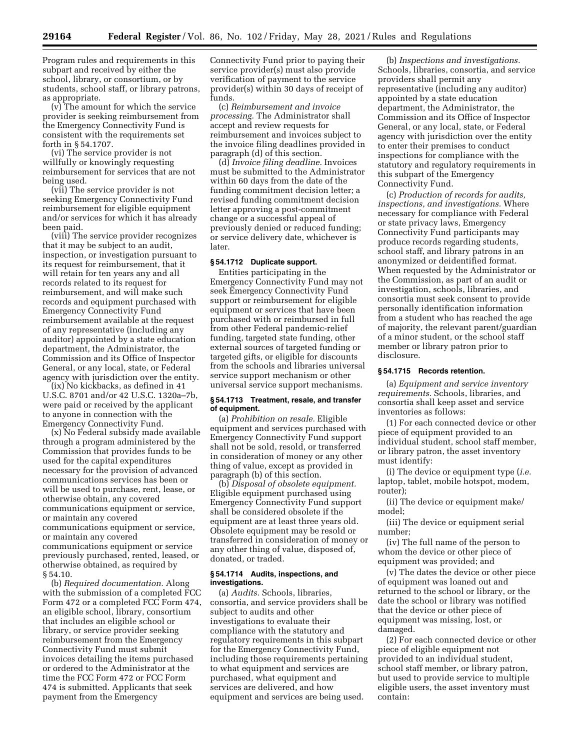Program rules and requirements in this subpart and received by either the school, library, or consortium, or by students, school staff, or library patrons, as appropriate.

(v) The amount for which the service provider is seeking reimbursement from the Emergency Connectivity Fund is consistent with the requirements set forth in § 54.1707.

(vi) The service provider is not willfully or knowingly requesting reimbursement for services that are not being used.

(vii) The service provider is not seeking Emergency Connectivity Fund reimbursement for eligible equipment and/or services for which it has already been paid.

(viii) The service provider recognizes that it may be subject to an audit, inspection, or investigation pursuant to its request for reimbursement, that it will retain for ten years any and all records related to its request for reimbursement, and will make such records and equipment purchased with Emergency Connectivity Fund reimbursement available at the request of any representative (including any auditor) appointed by a state education department, the Administrator, the Commission and its Office of Inspector General, or any local, state, or Federal agency with jurisdiction over the entity.

(ix) No kickbacks, as defined in 41 U.S.C. 8701 and/or 42 U.S.C. 1320a–7b, were paid or received by the applicant to anyone in connection with the Emergency Connectivity Fund.

(x) No Federal subsidy made available through a program administered by the Commission that provides funds to be used for the capital expenditures necessary for the provision of advanced communications services has been or will be used to purchase, rent, lease, or otherwise obtain, any covered communications equipment or service, or maintain any covered communications equipment or service, or maintain any covered communications equipment or service previously purchased, rented, leased, or otherwise obtained, as required by § 54.10.

(b) *Required documentation.* Along with the submission of a completed FCC Form 472 or a completed FCC Form 474, an eligible school, library, consortium that includes an eligible school or library, or service provider seeking reimbursement from the Emergency Connectivity Fund must submit invoices detailing the items purchased or ordered to the Administrator at the time the FCC Form 472 or FCC Form 474 is submitted. Applicants that seek payment from the Emergency Connectivity Fund prior to paying their service provider(s) must also provide verification of payment to the service provider(s) within 30 days of receipt of funds.

(c) *Reimbursement and invoice processing.* The Administrator shall accept and review requests for reimbursement and invoices subject to the invoice filing deadlines provided in paragraph (d) of this section.

(d) *Invoice filing deadline.* Invoices must be submitted to the Administrator within 60 days from the date of the funding commitment decision letter; a revised funding commitment decision letter approving a post-commitment change or a successful appeal of previously denied or reduced funding; or service delivery date, whichever is later.

### § 54.1712 Duplicate support.

Entities participating in the Emergency Connectivity Fund may not seek Emergency Connectivity Fund support or reimbursement for eligible equipment or services that have been purchased with or reimbursed in full from other Federal pandemic-relief funding, targeted state funding, other external sources of targeted funding or targeted gifts, or eligible for discounts from the schools and libraries universal service support mechanism or other universal service support mechanisms.

### § 54.1713 Treatment, resale, and transfer of equipment.

(a) *Prohibition on resale.* Eligible equipment and services purchased with Emergency Connectivity Fund support shall not be sold, resold, or transferred in consideration of money or any other thing of value, except as provided in paragraph (b) of this section.

(b) *Disposal of obsolete equipment.* Eligible equipment purchased using Emergency Connectivity Fund support shall be considered obsolete if the equipment are at least three years old. Obsolete equipment may be resold or transferred in consideration of money or any other thing of value, disposed of, donated, or traded.

### § 54.1714 Audits, inspections, and investigations.

(a) *Audits.* Schools, libraries, consortia, and service providers shall be subject to audits and other investigations to evaluate their compliance with the statutory and regulatory requirements in this subpart for the Emergency Connectivity Fund, including those requirements pertaining to what equipment and services are purchased, what equipment and services are delivered, and how equipment and services are being used.

(b) *Inspections and investigations.* Schools, libraries, consortia, and service providers shall permit any representative (including any auditor) appointed by a state education department, the Administrator, the Commission and its Office of Inspector General, or any local, state, or Federal agency with jurisdiction over the entity to enter their premises to conduct inspections for compliance with the statutory and regulatory requirements in this subpart of the Emergency Connectivity Fund.

(c) *Production of records for audits, inspections, and investigations.* Where necessary for compliance with Federal or state privacy laws, Emergency Connectivity Fund participants may produce records regarding students, school staff, and library patrons in an anonymized or deidentified format. When requested by the Administrator or the Commission, as part of an audit or investigation, schools, libraries, and consortia must seek consent to provide personally identification information from a student who has reached the age of majority, the relevant parent/guardian of a minor student, or the school staff member or library patron prior to disclosure.

### § 54.1715 Records retention.

(a) *Equipment and service inventory requirements.* Schools, libraries, and consortia shall keep asset and service inventories as follows:

(1) For each connected device or other piece of equipment provided to an individual student, school staff member, or library patron, the asset inventory must identify:

(i) The device or equipment type (*i.e.* laptop, tablet, mobile hotspot, modem, router);

(ii) The device or equipment make/model;

(iii) The device or equipment serial number;

(iv) The full name of the person to whom the device or other piece of equipment was provided; and

(v) The dates the device or other piece of equipment was loaned out and returned to the school or library, or the date the school or library was notified that the device or other piece of equipment was missing, lost, or damaged.

(2) For each connected device or other piece of eligible equipment not provided to an individual student, school staff member, or library patron, but used to provide service to multiple eligible users, the asset inventory must contain: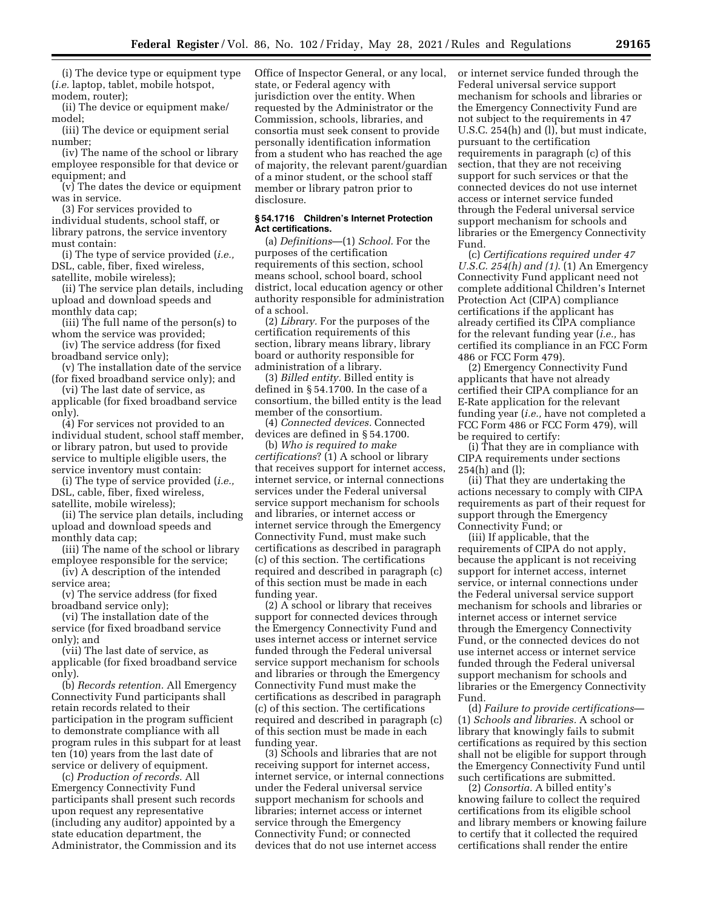(i) The device type or equipment type (*i.e.* laptop, tablet, mobile hotspot, modem, router);

(ii) The device or equipment make/model;

(iii) The device or equipment serial number;

(iv) The name of the school or library employee responsible for that device or equipment; and

(v) The dates the device or equipment was in service.

(3) For services provided to individual students, school staff, or library patrons, the service inventory must contain:

(i) The type of service provided (*i.e.,* DSL, cable, fiber, fixed wireless, satellite, mobile wireless);

(ii) The service plan details, including upload and download speeds and monthly data cap;

(iii) The full name of the person(s) to whom the service was provided;

(iv) The service address (for fixed broadband service only);

(v) The installation date of the service (for fixed broadband service only); and

(vi) The last date of service, as applicable (for fixed broadband service only).

(4) For services not provided to an individual student, school staff member, or library patron, but used to provide service to multiple eligible users, the service inventory must contain:

(i) The type of service provided (*i.e.,* DSL, cable, fiber, fixed wireless, satellite, mobile wireless);

(ii) The service plan details, including upload and download speeds and monthly data cap;

(iii) The name of the school or library employee responsible for the service;

(iv) A description of the intended service area;

(v) The service address (for fixed broadband service only);

(vi) The installation date of the service (for fixed broadband service only); and

(vii) The last date of service, as applicable (for fixed broadband service only).

(b) *Records retention.* All Emergency Connectivity Fund participants shall retain records related to their participation in the program sufficient to demonstrate compliance with all program rules in this subpart for at least ten (10) years from the last date of service or delivery of equipment.

(c) *Production of records.* All Emergency Connectivity Fund participants shall present such records upon request any representative (including any auditor) appointed by a state education department, the Administrator, the Commission and its Office of Inspector General, or any local, state, or Federal agency with jurisdiction over the entity. When requested by the Administrator or the Commission, schools, libraries, and consortia must seek consent to provide personally identification information from a student who has reached the age of majority, the relevant parent/guardian of a minor student, or the school staff member or library patron prior to disclosure.

### § 54.1716 Children's Internet Protection Act certifications.

(a) *Definitions*—(1) *School.* For the purposes of the certification requirements of this section, school means school, school board, school district, local education agency or other authority responsible for administration of a school.

(2) *Library.* For the purposes of the certification requirements of this section, library means library, library board or authority responsible for administration of a library.

(3) *Billed entity.* Billed entity is defined in § 54.1700. In the case of a consortium, the billed entity is the lead member of the consortium.

(4) *Connected devices.* Connected devices are defined in § 54.1700.

(b) *Who is required to make certifications*? (1) A school or library that receives support for internet access, internet service, or internal connections services under the Federal universal service support mechanism for schools and libraries, or internet access or internet service through the Emergency Connectivity Fund, must make such certifications as described in paragraph (c) of this section. The certifications required and described in paragraph (c) of this section must be made in each funding year.

(2) A school or library that receives support for connected devices through the Emergency Connectivity Fund and uses internet access or internet service funded through the Federal universal service support mechanism for schools and libraries or through the Emergency Connectivity Fund must make the certifications as described in paragraph (c) of this section. The certifications required and described in paragraph (c) of this section must be made in each funding year.

(3) Schools and libraries that are not receiving support for internet access, internet service, or internal connections under the Federal universal service support mechanism for schools and libraries; internet access or internet service through the Emergency Connectivity Fund; or connected devices that do not use internet access or internet service funded through the Federal universal service support mechanism for schools and libraries or the Emergency Connectivity Fund are not subject to the requirements in 47 U.S.C. 254(h) and (l), but must indicate, pursuant to the certification requirements in paragraph (c) of this section, that they are not receiving support for such services or that the connected devices do not use internet access or internet service funded through the Federal universal service support mechanism for schools and libraries or the Emergency Connectivity Fund.

(c) *Certifications required under 47 U.S.C. 254(h) and (l).* (1) An Emergency Connectivity Fund applicant need not complete additional Children's Internet Protection Act (CIPA) compliance certifications if the applicant has already certified its CIPA compliance for the relevant funding year (*i.e.,* has certified its compliance in an FCC Form 486 or FCC Form 479).

(2) Emergency Connectivity Fund applicants that have not already certified their CIPA compliance for an E-Rate application for the relevant funding year (*i.e.,* have not completed a FCC Form 486 or FCC Form 479), will be required to certify:

(i) That they are in compliance with CIPA requirements under sections 254(h) and (l);

(ii) That they are undertaking the actions necessary to comply with CIPA requirements as part of their request for support through the Emergency Connectivity Fund; or

(iii) If applicable, that the requirements of CIPA do not apply, because the applicant is not receiving support for internet access, internet service, or internal connections under the Federal universal service support mechanism for schools and libraries or internet access or internet service through the Emergency Connectivity Fund, or the connected devices do not use internet access or internet service funded through the Federal universal support mechanism for schools and libraries or the Emergency Connectivity Fund.

(d) *Failure to provide certifications*—(1) *Schools and libraries.* A school or library that knowingly fails to submit certifications as required by this section shall not be eligible for support through the Emergency Connectivity Fund until such certifications are submitted.

(2) *Consortia.* A billed entity's knowing failure to collect the required certifications from its eligible school and library members or knowing failure to certify that it collected the required certifications shall render the entire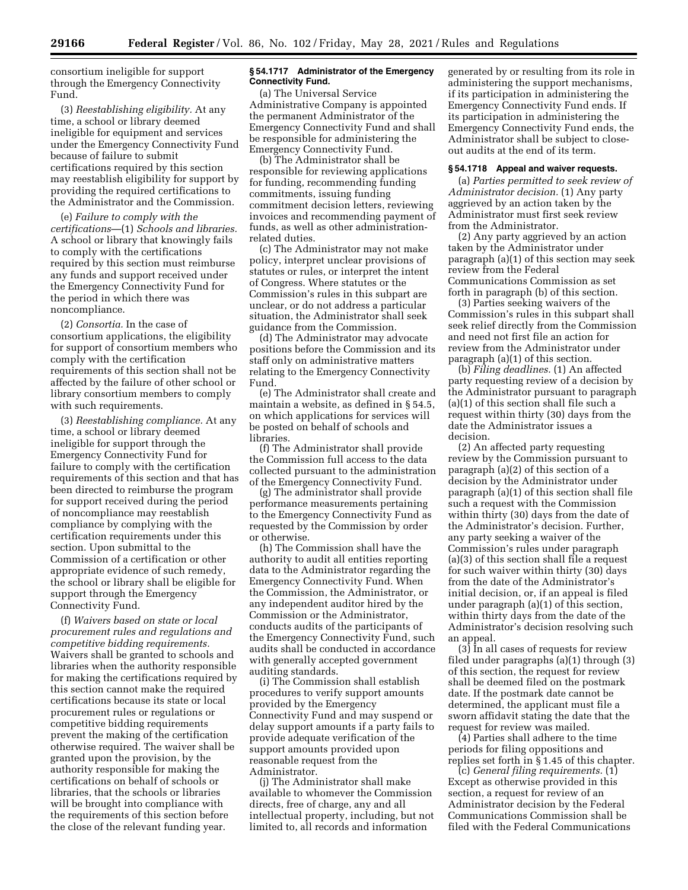consortium ineligible for support through the Emergency Connectivity Fund.

(3) *Reestablishing eligibility.* At any time, a school or library deemed ineligible for equipment and services under the Emergency Connectivity Fund because of failure to submit certifications required by this section may reestablish eligibility for support by providing the required certifications to the Administrator and the Commission.

(e) *Failure to comply with the certifications*—(1) *Schools and libraries.* A school or library that knowingly fails to comply with the certifications required by this section must reimburse any funds and support received under the Emergency Connectivity Fund for the period in which there was noncompliance.

(2) *Consortia.* In the case of consortium applications, the eligibility for support of consortium members who comply with the certification requirements of this section shall not be affected by the failure of other school or library consortium members to comply with such requirements.

(3) *Reestablishing compliance.* At any time, a school or library deemed ineligible for support through the Emergency Connectivity Fund for failure to comply with the certification requirements of this section and that has been directed to reimburse the program for support received during the period of noncompliance may reestablish compliance by complying with the certification requirements under this section. Upon submittal to the Commission of a certification or other appropriate evidence of such remedy, the school or library shall be eligible for support through the Emergency Connectivity Fund.

(f) *Waivers based on state or local procurement rules and regulations and competitive bidding requirements.* Waivers shall be granted to schools and libraries when the authority responsible for making the certifications required by this section cannot make the required certifications because its state or local procurement rules or regulations or competitive bidding requirements prevent the making of the certification otherwise required. The waiver shall be granted upon the provision, by the authority responsible for making the certifications on behalf of schools or libraries, that the schools or libraries will be brought into compliance with the requirements of this section before the close of the relevant funding year.

### § 54.1717 Administrator of the Emergency Connectivity Fund.

(a) The Universal Service Administrative Company is appointed the permanent Administrator of the Emergency Connectivity Fund and shall be responsible for administering the Emergency Connectivity Fund.

(b) The Administrator shall be responsible for reviewing applications for funding, recommending funding commitments, issuing funding commitment decision letters, reviewing invoices and recommending payment of funds, as well as other administration-related duties.

(c) The Administrator may not make policy, interpret unclear provisions of statutes or rules, or interpret the intent of Congress. Where statutes or the Commission's rules in this subpart are unclear, or do not address a particular situation, the Administrator shall seek guidance from the Commission.

(d) The Administrator may advocate positions before the Commission and its staff only on administrative matters relating to the Emergency Connectivity Fund.

(e) The Administrator shall create and maintain a website, as defined in § 54.5, on which applications for services will be posted on behalf of schools and libraries.

(f) The Administrator shall provide the Commission full access to the data collected pursuant to the administration of the Emergency Connectivity Fund.

(g) The administrator shall provide performance measurements pertaining to the Emergency Connectivity Fund as requested by the Commission by order or otherwise.

(h) The Commission shall have the authority to audit all entities reporting data to the Administrator regarding the Emergency Connectivity Fund. When the Commission, the Administrator, or any independent auditor hired by the Commission or the Administrator, conducts audits of the participants of the Emergency Connectivity Fund, such audits shall be conducted in accordance with generally accepted government auditing standards.

(i) The Commission shall establish procedures to verify support amounts provided by the Emergency Connectivity Fund and may suspend or delay support amounts if a party fails to provide adequate verification of the support amounts provided upon reasonable request from the Administrator.

(j) The Administrator shall make available to whomever the Commission directs, free of charge, any and all intellectual property, including, but not limited to, all records and information generated by or resulting from its role in administering the support mechanisms, if its participation in administering the Emergency Connectivity Fund ends. If its participation in administering the Emergency Connectivity Fund ends, the Administrator shall be subject to close-out audits at the end of its term.

### § 54.1718 Appeal and waiver requests.

(a) *Parties permitted to seek review of Administrator decision.* (1) Any party aggrieved by an action taken by the Administrator must first seek review from the Administrator.

(2) Any party aggrieved by an action taken by the Administrator under paragraph (a)(1) of this section may seek review from the Federal Communications Commission as set forth in paragraph (b) of this section.

(3) Parties seeking waivers of the Commission's rules in this subpart shall seek relief directly from the Commission and need not first file an action for review from the Administrator under paragraph (a)(1) of this section.

(b) *Filing deadlines.* (1) An affected party requesting review of a decision by the Administrator pursuant to paragraph (a)(1) of this section shall file such a request within thirty (30) days from the date the Administrator issues a decision.

(2) An affected party requesting review by the Commission pursuant to paragraph (a)(2) of this section of a decision by the Administrator under paragraph (a)(1) of this section shall file such a request with the Commission within thirty (30) days from the date of the Administrator's decision. Further, any party seeking a waiver of the Commission's rules under paragraph (a)(3) of this section shall file a request for such waiver within thirty (30) days from the date of the Administrator's initial decision, or, if an appeal is filed under paragraph (a)(1) of this section, within thirty days from the date of the Administrator's decision resolving such an appeal.

(3) In all cases of requests for review filed under paragraphs (a)(1) through (3) of this section, the request for review shall be deemed filed on the postmark date. If the postmark date cannot be determined, the applicant must file a sworn affidavit stating the date that the request for review was mailed.

(4) Parties shall adhere to the time periods for filing oppositions and replies set forth in § 1.45 of this chapter.

(c) *General filing requirements.* (1) Except as otherwise provided in this section, a request for review of an Administrator decision by the Federal Communications Commission shall be filed with the Federal Communications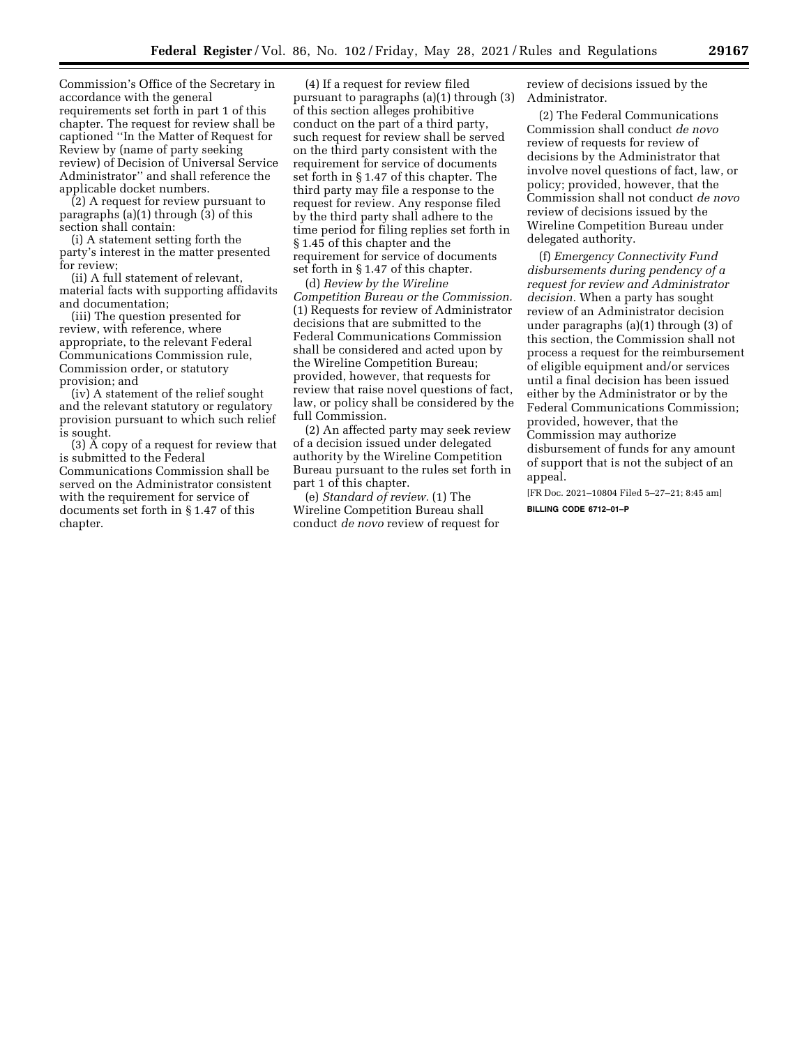Commission's Office of the Secretary in accordance with the general requirements set forth in part 1 of this chapter. The request for review shall be captioned ''In the Matter of Request for Review by (name of party seeking review) of Decision of Universal Service Administrator'' and shall reference the applicable docket numbers.

(2) A request for review pursuant to paragraphs (a)(1) through (3) of this section shall contain:

(i) A statement setting forth the party's interest in the matter presented for review;

(ii) A full statement of relevant, material facts with supporting affidavits and documentation;

(iii) The question presented for review, with reference, where appropriate, to the relevant Federal Communications Commission rule, Commission order, or statutory provision; and

(iv) A statement of the relief sought and the relevant statutory or regulatory provision pursuant to which such relief is sought.

(3) A copy of a request for review that is submitted to the Federal Communications Commission shall be served on the Administrator consistent with the requirement for service of documents set forth in § 1.47 of this chapter.

(4) If a request for review filed pursuant to paragraphs (a)(1) through (3) of this section alleges prohibitive conduct on the part of a third party, such request for review shall be served on the third party consistent with the requirement for service of documents set forth in § 1.47 of this chapter. The third party may file a response to the request for review. Any response filed by the third party shall adhere to the time period for filing replies set forth in § 1.45 of this chapter and the requirement for service of documents set forth in § 1.47 of this chapter.

(d) *Review by the Wireline Competition Bureau or the Commission.* (1) Requests for review of Administrator decisions that are submitted to the Federal Communications Commission shall be considered and acted upon by the Wireline Competition Bureau; provided, however, that requests for review that raise novel questions of fact, law, or policy shall be considered by the full Commission.

(2) An affected party may seek review of a decision issued under delegated authority by the Wireline Competition Bureau pursuant to the rules set forth in part 1 of this chapter.

(e) *Standard of review.* (1) The Wireline Competition Bureau shall conduct *de novo* review of request for review of decisions issued by the Administrator.

(2) The Federal Communications Commission shall conduct *de novo* review of requests for review of decisions by the Administrator that involve novel questions of fact, law, or policy; provided, however, that the Commission shall not conduct *de novo* review of decisions issued by the Wireline Competition Bureau under delegated authority.

(f) *Emergency Connectivity Fund disbursements during pendency of a request for review and Administrator decision.* When a party has sought review of an Administrator decision under paragraphs (a)(1) through (3) of this section, the Commission shall not process a request for the reimbursement of eligible equipment and/or services until a final decision has been issued either by the Administrator or by the Federal Communications Commission; provided, however, that the Commission may authorize disbursement of funds for any amount of support that is not the subject of an appeal.

[FR Doc. 2021–10804 Filed 5–27–21; 8:45 am]

**BILLING CODE 6712–01–P**